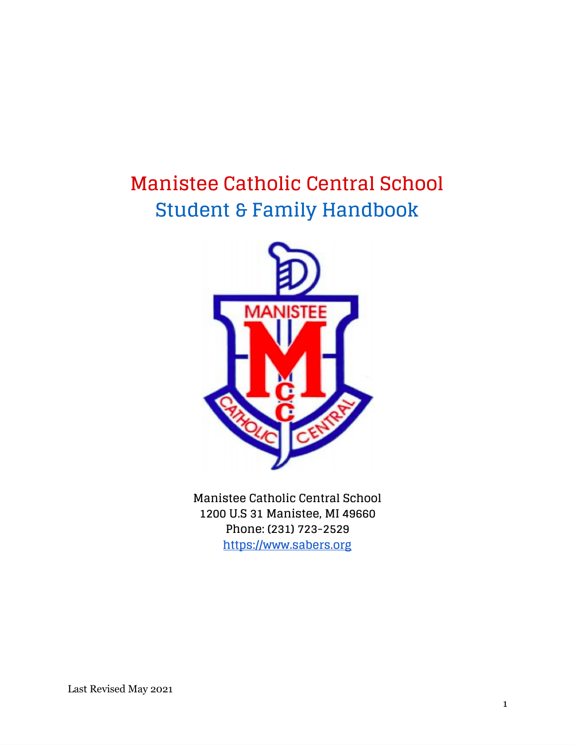# Manistee Catholic Central School

## Student & Family Handbook

Manistee Catholic Central School
1200 U.S 31 Manistee, MI 49660
Phone: (231) 723-2529
https://www.sabers.org

Last Revised May 2021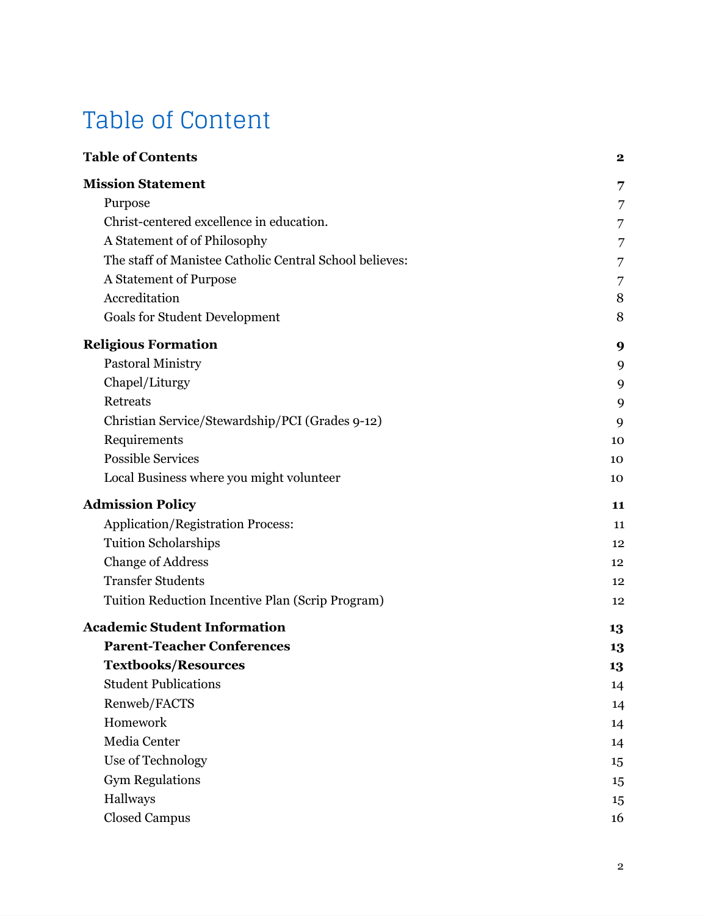# Table of Content

| | |
|---|---|
| **Table of Contents** | **2** |
| **Mission Statement** | **7** |
| Purpose | 7 |
| Christ-centered excellence in education. | 7 |
| A Statement of of Philosophy | 7 |
| The staff of Manistee Catholic Central School believes: | 7 |
| A Statement of Purpose | 7 |
| Accreditation | 8 |
| Goals for Student Development | 8 |
| **Religious Formation** | **9** |
| Pastoral Ministry | 9 |
| Chapel/Liturgy | 9 |
| Retreats | 9 |
| Christian Service/Stewardship/PCI (Grades 9-12) | 9 |
| Requirements | 10 |
| Possible Services | 10 |
| Local Business where you might volunteer | 10 |
| **Admission Policy** | **11** |
| Application/Registration Process: | 11 |
| Tuition Scholarships | 12 |
| Change of Address | 12 |
| Transfer Students | 12 |
| Tuition Reduction Incentive Plan (Scrip Program) | 12 |
| **Academic Student Information** | **13** |
| **Parent-Teacher Conferences** | **13** |
| **Textbooks/Resources** | **13** |
| Student Publications | 14 |
| Renweb/FACTS | 14 |
| Homework | 14 |
| Media Center | 14 |
| Use of Technology | 15 |
| Gym Regulations | 15 |
| Hallways | 15 |
| Closed Campus | 16 |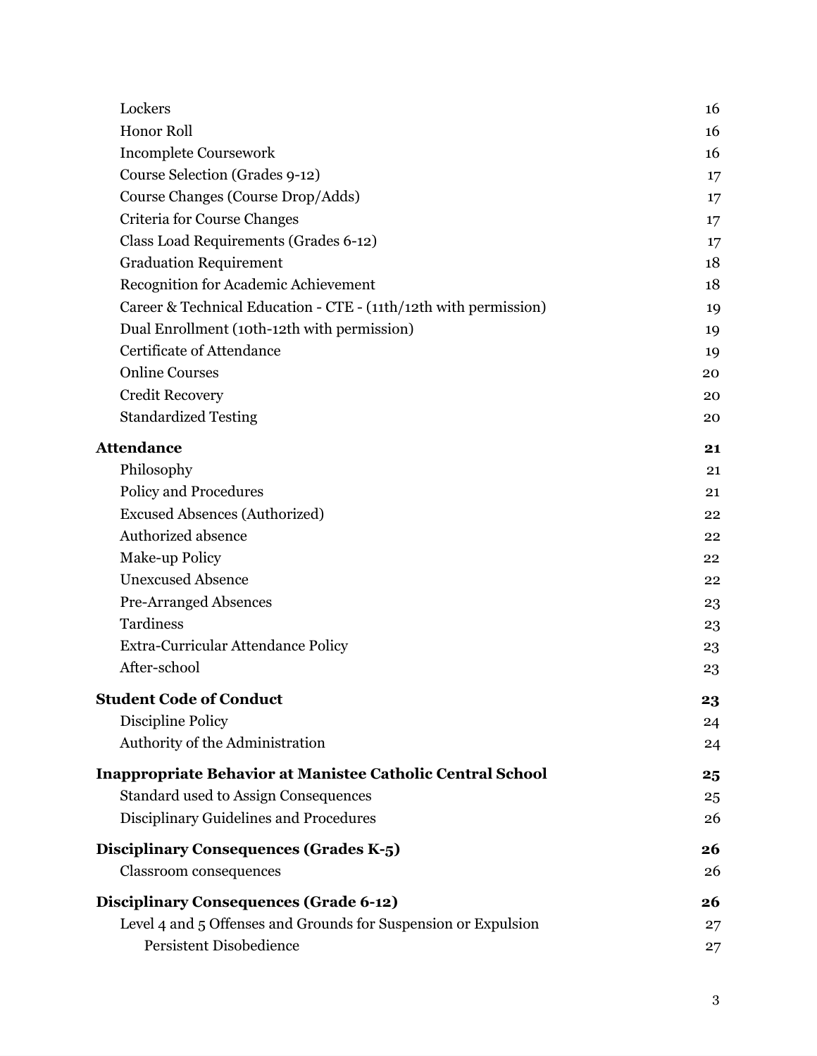| | |
|---|---|
| Lockers | 16 |
| Honor Roll | 16 |
| Incomplete Coursework | 16 |
| Course Selection (Grades 9-12) | 17 |
| Course Changes (Course Drop/Adds) | 17 |
| Criteria for Course Changes | 17 |
| Class Load Requirements (Grades 6-12) | 17 |
| Graduation Requirement | 18 |
| Recognition for Academic Achievement | 18 |
| Career & Technical Education - CTE - (11th/12th with permission) | 19 |
| Dual Enrollment (10th-12th with permission) | 19 |
| Certificate of Attendance | 19 |
| Online Courses | 20 |
| Credit Recovery | 20 |
| Standardized Testing | 20 |
| **Attendance** | **21** |
| Philosophy | 21 |
| Policy and Procedures | 21 |
| Excused Absences (Authorized) | 22 |
| Authorized absence | 22 |
| Make-up Policy | 22 |
| Unexcused Absence | 22 |
| Pre-Arranged Absences | 23 |
| Tardiness | 23 |
| Extra-Curricular Attendance Policy | 23 |
| After-school | 23 |
| **Student Code of Conduct** | **23** |
| Discipline Policy | 24 |
| Authority of the Administration | 24 |
| **Inappropriate Behavior at Manistee Catholic Central School** | **25** |
| Standard used to Assign Consequences | 25 |
| Disciplinary Guidelines and Procedures | 26 |
| **Disciplinary Consequences (Grades K-5)** | **26** |
| Classroom consequences | 26 |
| **Disciplinary Consequences (Grade 6-12)** | **26** |
| Level 4 and 5 Offenses and Grounds for Suspension or Expulsion | 27 |
| Persistent Disobedience | 27 |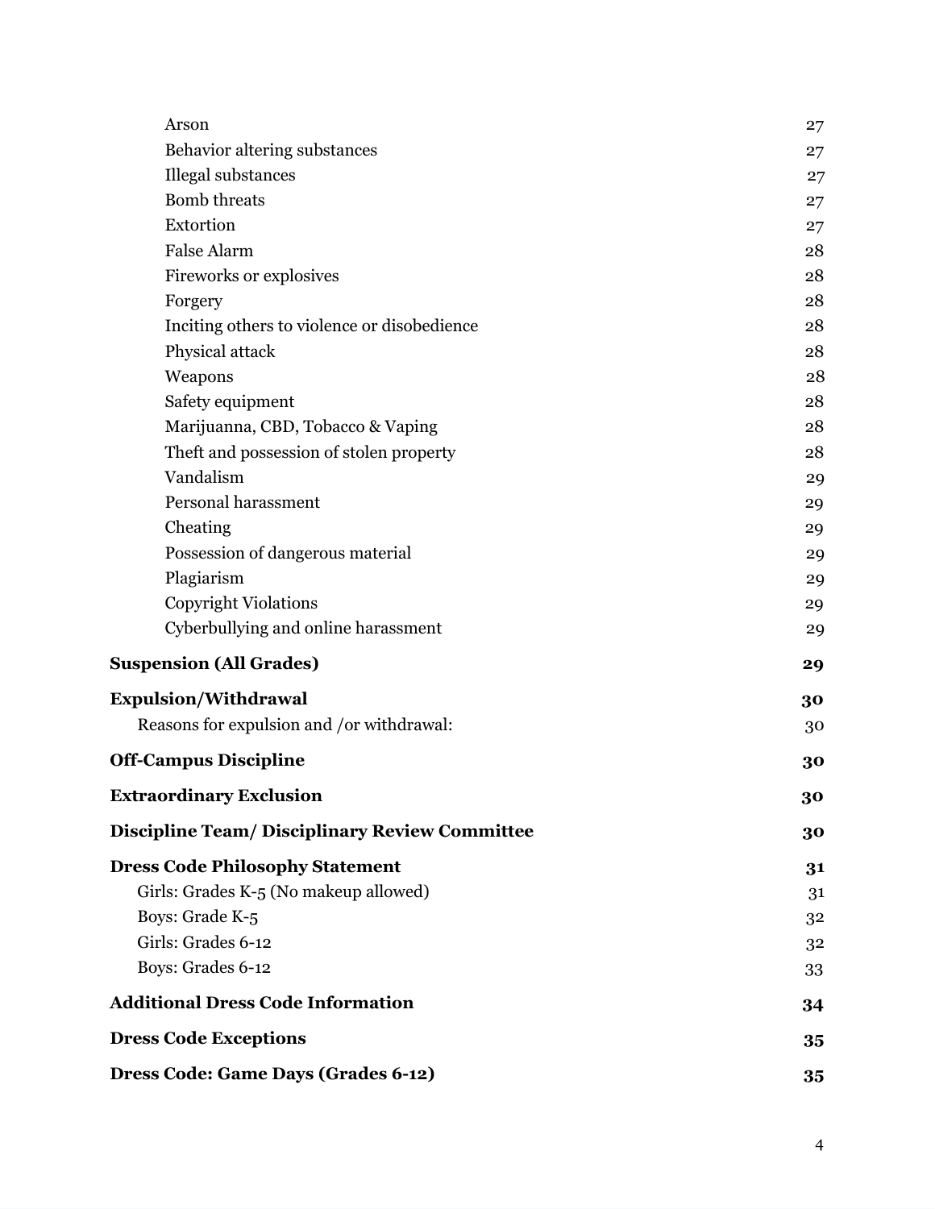| | |
|---|---|
| Arson | 27 |
| Behavior altering substances | 27 |
| Illegal substances | 27 |
| Bomb threats | 27 |
| Extortion | 27 |
| False Alarm | 28 |
| Fireworks or explosives | 28 |
| Forgery | 28 |
| Inciting others to violence or disobedience | 28 |
| Physical attack | 28 |
| Weapons | 28 |
| Safety equipment | 28 |
| Marijuanna, CBD, Tobacco & Vaping | 28 |
| Theft and possession of stolen property | 28 |
| Vandalism | 29 |
| Personal harassment | 29 |
| Cheating | 29 |
| Possession of dangerous material | 29 |
| Plagiarism | 29 |
| Copyright Violations | 29 |
| Cyberbullying and online harassment | 29 |
| **Suspension (All Grades)** | **29** |
| **Expulsion/Withdrawal** | **30** |
| Reasons for expulsion and /or withdrawal: | 30 |
| **Off-Campus Discipline** | **30** |
| **Extraordinary Exclusion** | **30** |
| **Discipline Team/ Disciplinary Review Committee** | **30** |
| **Dress Code Philosophy Statement** | **31** |
| Girls: Grades K-5 (No makeup allowed) | 31 |
| Boys: Grade K-5 | 32 |
| Girls: Grades 6-12 | 32 |
| Boys: Grades 6-12 | 33 |
| **Additional Dress Code Information** | **34** |
| **Dress Code Exceptions** | **35** |
| **Dress Code: Game Days (Grades 6-12)** | **35** |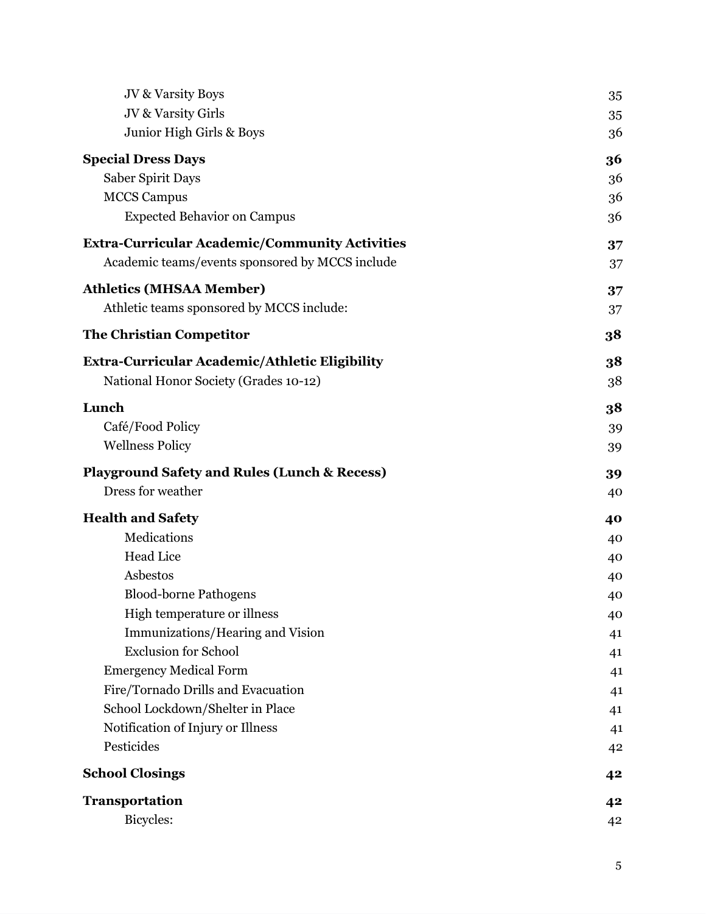JV & Varsity Boys 35
JV & Varsity Girls 35
Junior High Girls & Boys 36

**Special Dress Days** **36**
Saber Spirit Days 36
MCCS Campus 36
Expected Behavior on Campus 36

**Extra-Curricular Academic/Community Activities** **37**
Academic teams/events sponsored by MCCS include 37

**Athletics (MHSAA Member)** **37**
Athletic teams sponsored by MCCS include: 37

**The Christian Competitor** **38**

**Extra-Curricular Academic/Athletic Eligibility** **38**
National Honor Society (Grades 10-12) 38

**Lunch** **38**
Café/Food Policy 39
Wellness Policy 39

**Playground Safety and Rules (Lunch & Recess)** **39**
Dress for weather 40

**Health and Safety** **40**
Medications 40
Head Lice 40
Asbestos 40
Blood-borne Pathogens 40
High temperature or illness 40
Immunizations/Hearing and Vision 41
Exclusion for School 41
Emergency Medical Form 41
Fire/Tornado Drills and Evacuation 41
School Lockdown/Shelter in Place 41
Notification of Injury or Illness 41
Pesticides 42

**School Closings** **42**

**Transportation** **42**
Bicycles: 42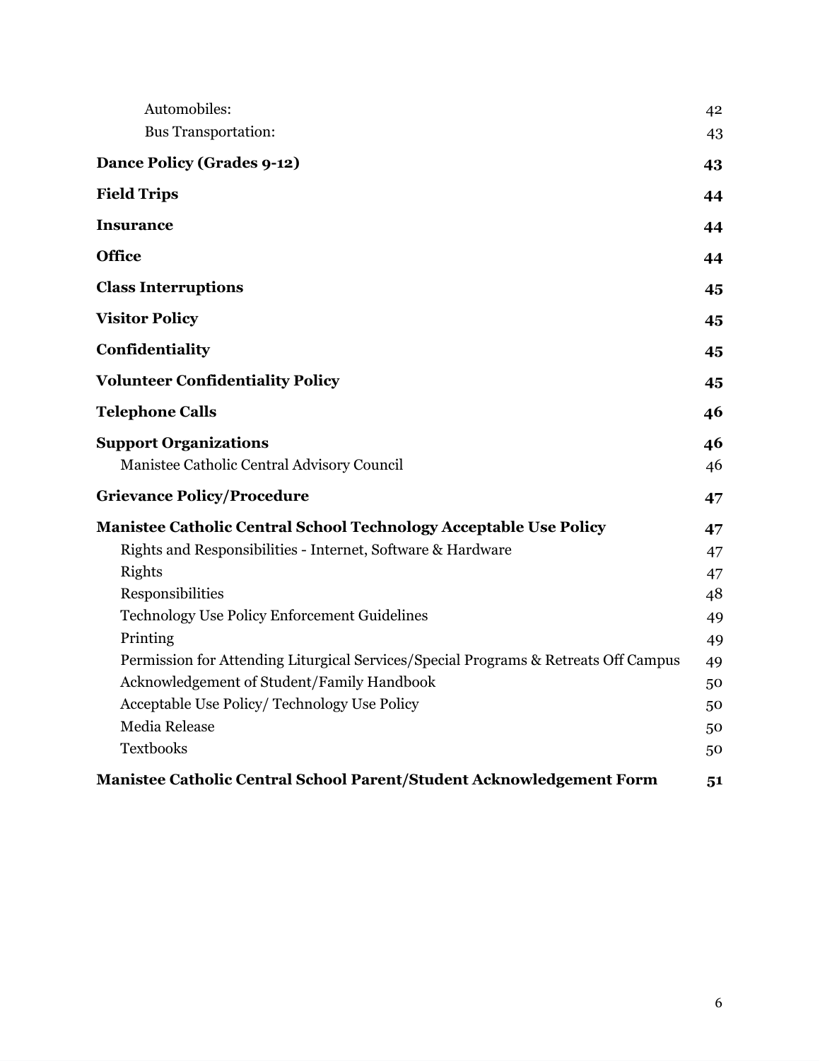Automobiles: 42
Bus Transportation: 43

**Dance Policy (Grades 9-12)** **43**

**Field Trips** **44**

**Insurance** **44**

**Office** **44**

**Class Interruptions** **45**

**Visitor Policy** **45**

**Confidentiality** **45**

**Volunteer Confidentiality Policy** **45**

**Telephone Calls** **46**

**Support Organizations** **46**

Manistee Catholic Central Advisory Council 46

**Grievance Policy/Procedure** **47**

**Manistee Catholic Central School Technology Acceptable Use Policy** **47**

Rights and Responsibilities - Internet, Software & Hardware 47
Rights 47
Responsibilities 48
Technology Use Policy Enforcement Guidelines 49
Printing 49
Permission for Attending Liturgical Services/Special Programs & Retreats Off Campus 49
Acknowledgement of Student/Family Handbook 50
Acceptable Use Policy/ Technology Use Policy 50
Media Release 50
Textbooks 50

**Manistee Catholic Central School Parent/Student Acknowledgement Form** **51**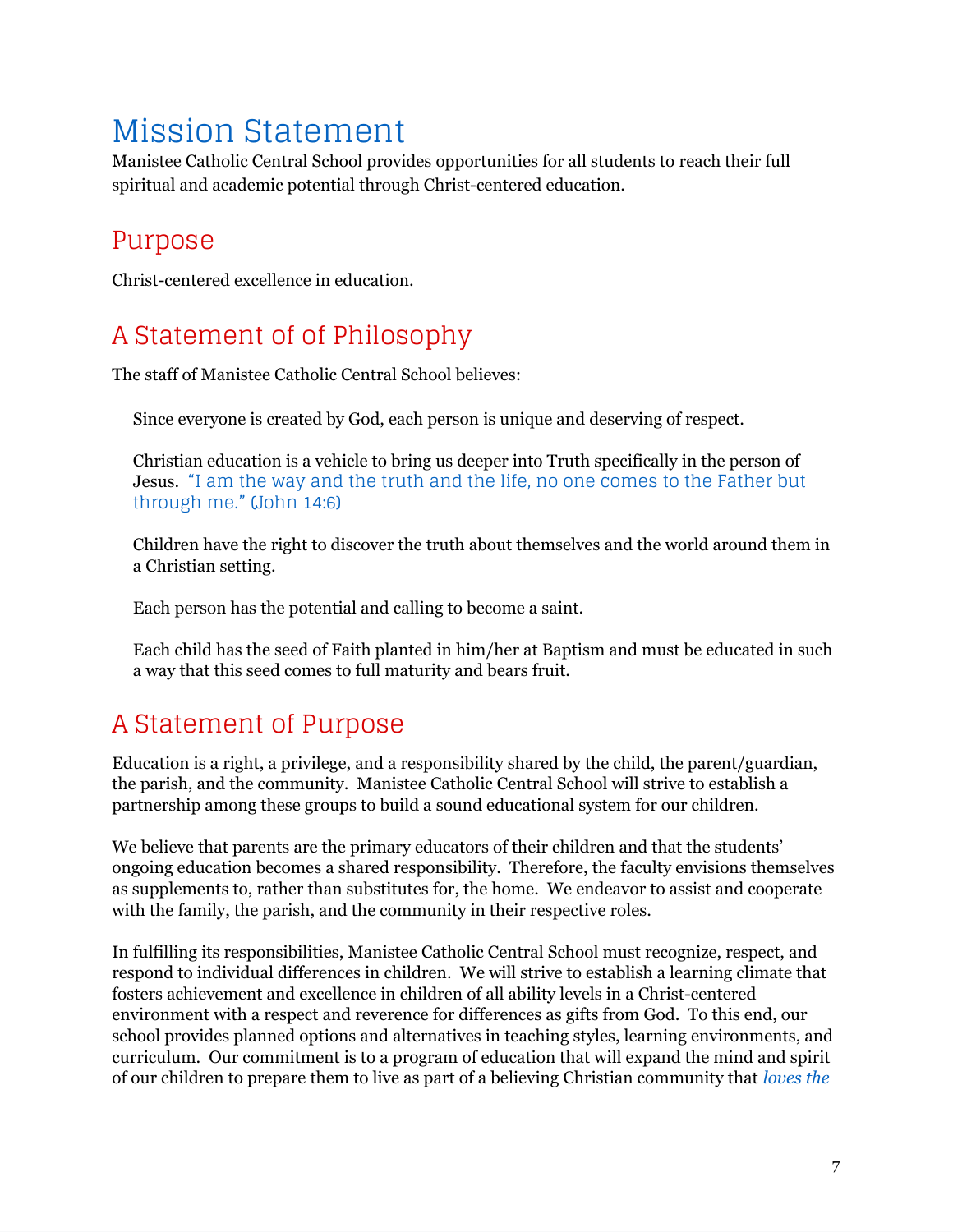# Mission Statement

Manistee Catholic Central School provides opportunities for all students to reach their full spiritual and academic potential through Christ-centered education.

## Purpose

Christ-centered excellence in education.

## A Statement of of Philosophy

The staff of Manistee Catholic Central School believes:

Since everyone is created by God, each person is unique and deserving of respect.

Christian education is a vehicle to bring us deeper into Truth specifically in the person of Jesus. "I am the way and the truth and the life, no one comes to the Father but through me." (John 14:6)

Children have the right to discover the truth about themselves and the world around them in a Christian setting.

Each person has the potential and calling to become a saint.

Each child has the seed of Faith planted in him/her at Baptism and must be educated in such a way that this seed comes to full maturity and bears fruit.

## A Statement of Purpose

Education is a right, a privilege, and a responsibility shared by the child, the parent/guardian, the parish, and the community. Manistee Catholic Central School will strive to establish a partnership among these groups to build a sound educational system for our children.

We believe that parents are the primary educators of their children and that the students' ongoing education becomes a shared responsibility. Therefore, the faculty envisions themselves as supplements to, rather than substitutes for, the home. We endeavor to assist and cooperate with the family, the parish, and the community in their respective roles.

In fulfilling its responsibilities, Manistee Catholic Central School must recognize, respect, and respond to individual differences in children. We will strive to establish a learning climate that fosters achievement and excellence in children of all ability levels in a Christ-centered environment with a respect and reverence for differences as gifts from God. To this end, our school provides planned options and alternatives in teaching styles, learning environments, and curriculum. Our commitment is to a program of education that will expand the mind and spirit of our children to prepare them to live as part of a believing Christian community that *loves the*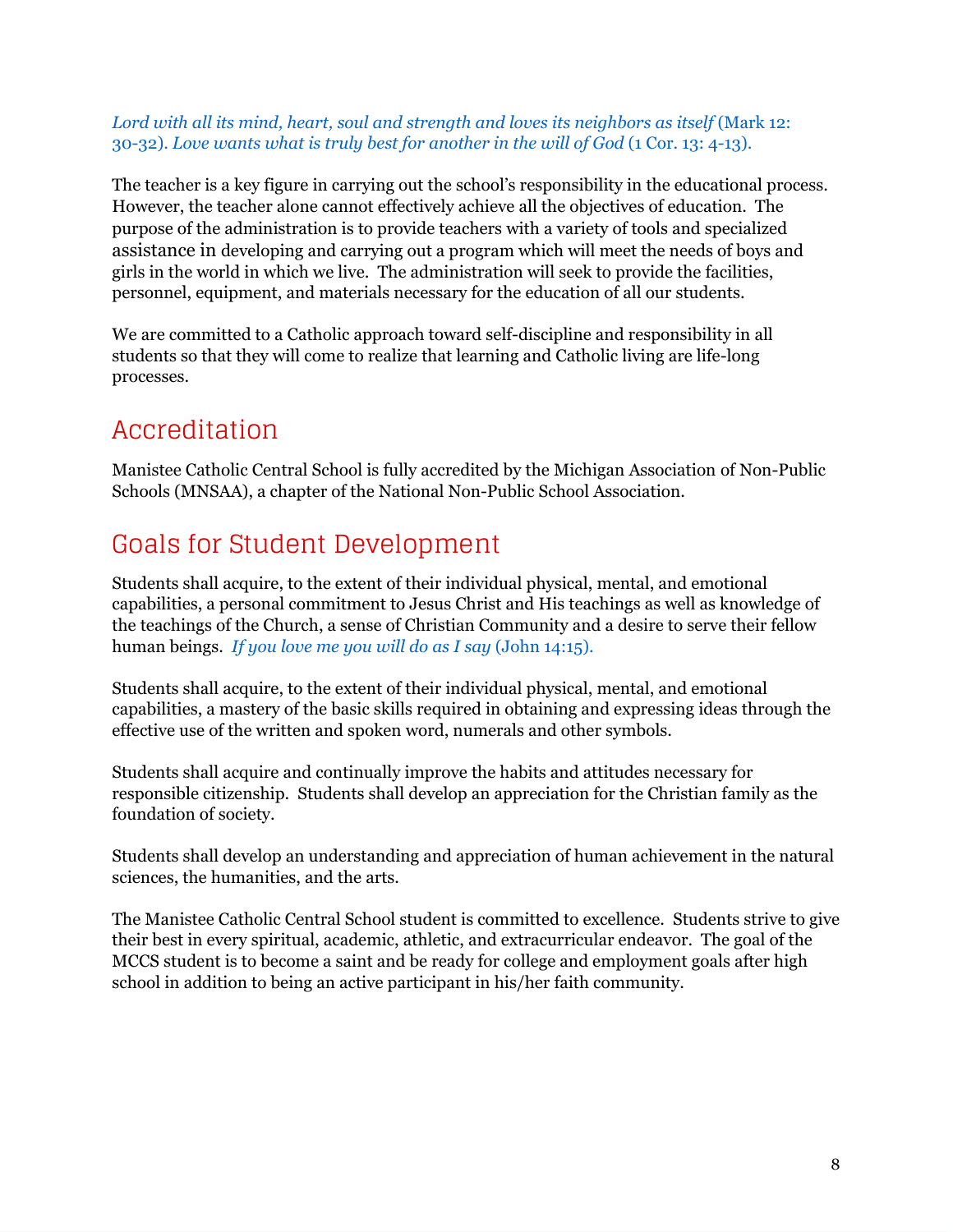*Lord with all its mind, heart, soul and strength and loves its neighbors as itself* (Mark 12: 30-32). *Love wants what is truly best for another in the will of God* (1 Cor. 13: 4-13).

The teacher is a key figure in carrying out the school's responsibility in the educational process. However, the teacher alone cannot effectively achieve all the objectives of education. The purpose of the administration is to provide teachers with a variety of tools and specialized assistance in developing and carrying out a program which will meet the needs of boys and girls in the world in which we live. The administration will seek to provide the facilities, personnel, equipment, and materials necessary for the education of all our students.

We are committed to a Catholic approach toward self-discipline and responsibility in all students so that they will come to realize that learning and Catholic living are life-long processes.

## Accreditation

Manistee Catholic Central School is fully accredited by the Michigan Association of Non-Public Schools (MNSAA), a chapter of the National Non-Public School Association.

## Goals for Student Development

Students shall acquire, to the extent of their individual physical, mental, and emotional capabilities, a personal commitment to Jesus Christ and His teachings as well as knowledge of the teachings of the Church, a sense of Christian Community and a desire to serve their fellow human beings. *If you love me you will do as I say* (John 14:15).

Students shall acquire, to the extent of their individual physical, mental, and emotional capabilities, a mastery of the basic skills required in obtaining and expressing ideas through the effective use of the written and spoken word, numerals and other symbols.

Students shall acquire and continually improve the habits and attitudes necessary for responsible citizenship. Students shall develop an appreciation for the Christian family as the foundation of society.

Students shall develop an understanding and appreciation of human achievement in the natural sciences, the humanities, and the arts.

The Manistee Catholic Central School student is committed to excellence. Students strive to give their best in every spiritual, academic, athletic, and extracurricular endeavor. The goal of the MCCS student is to become a saint and be ready for college and employment goals after high school in addition to being an active participant in his/her faith community.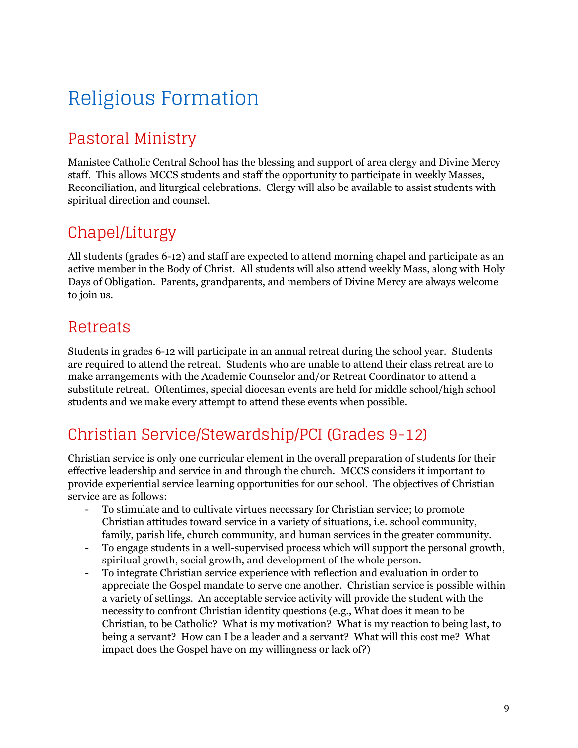# Religious Formation

## Pastoral Ministry

Manistee Catholic Central School has the blessing and support of area clergy and Divine Mercy staff. This allows MCCS students and staff the opportunity to participate in weekly Masses, Reconciliation, and liturgical celebrations. Clergy will also be available to assist students with spiritual direction and counsel.

## Chapel/Liturgy

All students (grades 6-12) and staff are expected to attend morning chapel and participate as an active member in the Body of Christ. All students will also attend weekly Mass, along with Holy Days of Obligation. Parents, grandparents, and members of Divine Mercy are always welcome to join us.

## Retreats

Students in grades 6-12 will participate in an annual retreat during the school year. Students are required to attend the retreat. Students who are unable to attend their class retreat are to make arrangements with the Academic Counselor and/or Retreat Coordinator to attend a substitute retreat. Oftentimes, special diocesan events are held for middle school/high school students and we make every attempt to attend these events when possible.

## Christian Service/Stewardship/PCI (Grades 9-12)

Christian service is only one curricular element in the overall preparation of students for their effective leadership and service in and through the church. MCCS considers it important to provide experiential service learning opportunities for our school. The objectives of Christian service are as follows:

- To stimulate and to cultivate virtues necessary for Christian service; to promote Christian attitudes toward service in a variety of situations, i.e. school community, family, parish life, church community, and human services in the greater community.
- To engage students in a well-supervised process which will support the personal growth, spiritual growth, social growth, and development of the whole person.
- To integrate Christian service experience with reflection and evaluation in order to appreciate the Gospel mandate to serve one another. Christian service is possible within a variety of settings. An acceptable service activity will provide the student with the necessity to confront Christian identity questions (e.g., What does it mean to be Christian, to be Catholic? What is my motivation? What is my reaction to being last, to being a servant? How can I be a leader and a servant? What will this cost me? What impact does the Gospel have on my willingness or lack of?)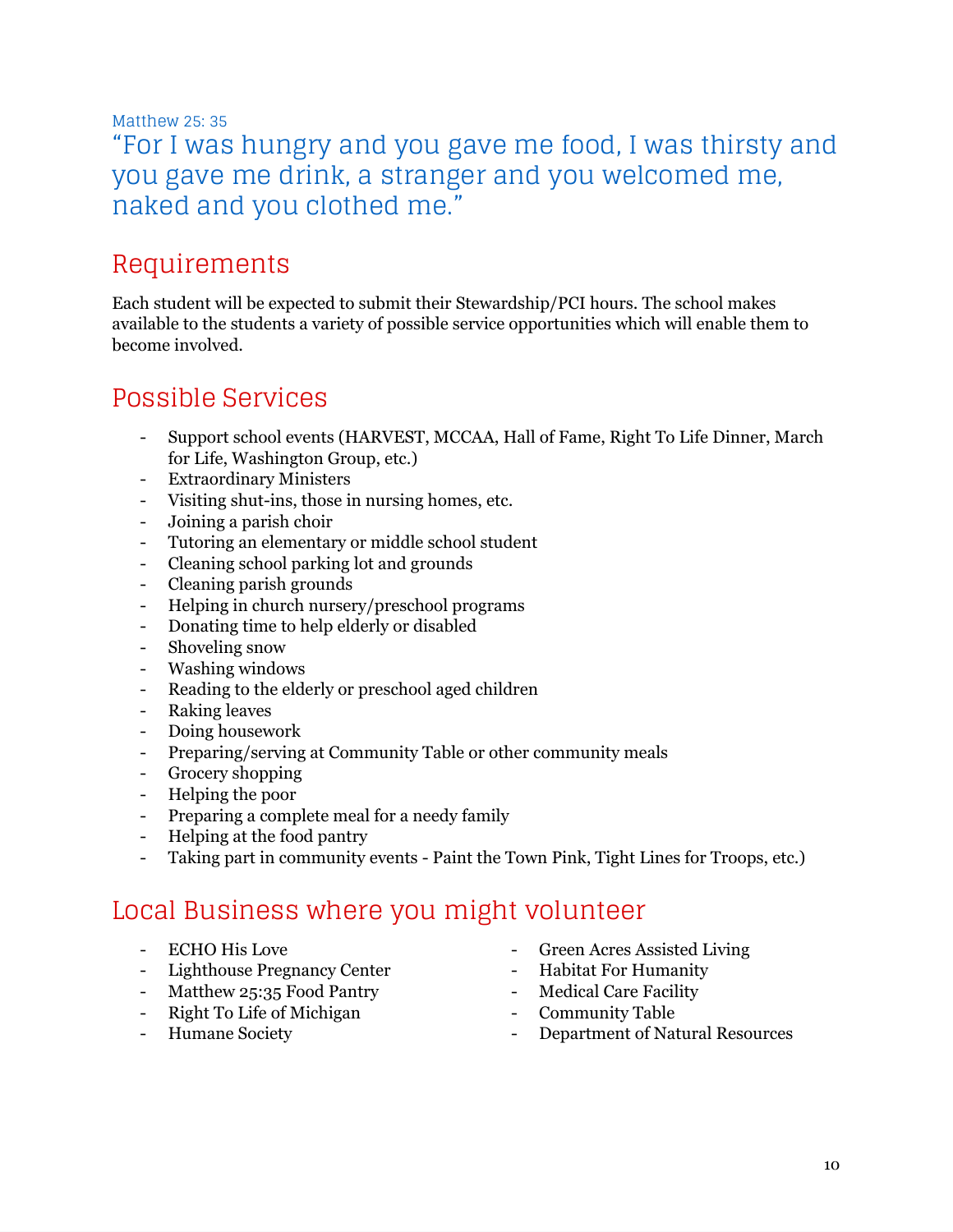Matthew 25: 35

"For I was hungry and you gave me food, I was thirsty and you gave me drink, a stranger and you welcomed me, naked and you clothed me."

## Requirements

Each student will be expected to submit their Stewardship/PCI hours. The school makes available to the students a variety of possible service opportunities which will enable them to become involved.

## Possible Services

- Support school events (HARVEST, MCCAA, Hall of Fame, Right To Life Dinner, March for Life, Washington Group, etc.)
- Extraordinary Ministers
- Visiting shut-ins, those in nursing homes, etc.
- Joining a parish choir
- Tutoring an elementary or middle school student
- Cleaning school parking lot and grounds
- Cleaning parish grounds
- Helping in church nursery/preschool programs
- Donating time to help elderly or disabled
- Shoveling snow
- Washing windows
- Reading to the elderly or preschool aged children
- Raking leaves
- Doing housework
- Preparing/serving at Community Table or other community meals
- Grocery shopping
- Helping the poor
- Preparing a complete meal for a needy family
- Helping at the food pantry
- Taking part in community events - Paint the Town Pink, Tight Lines for Troops, etc.)

## Local Business where you might volunteer

- ECHO His Love
- Lighthouse Pregnancy Center
- Matthew 25:35 Food Pantry
- Right To Life of Michigan
- Humane Society
- Green Acres Assisted Living
- Habitat For Humanity
- Medical Care Facility
- Community Table
- Department of Natural Resources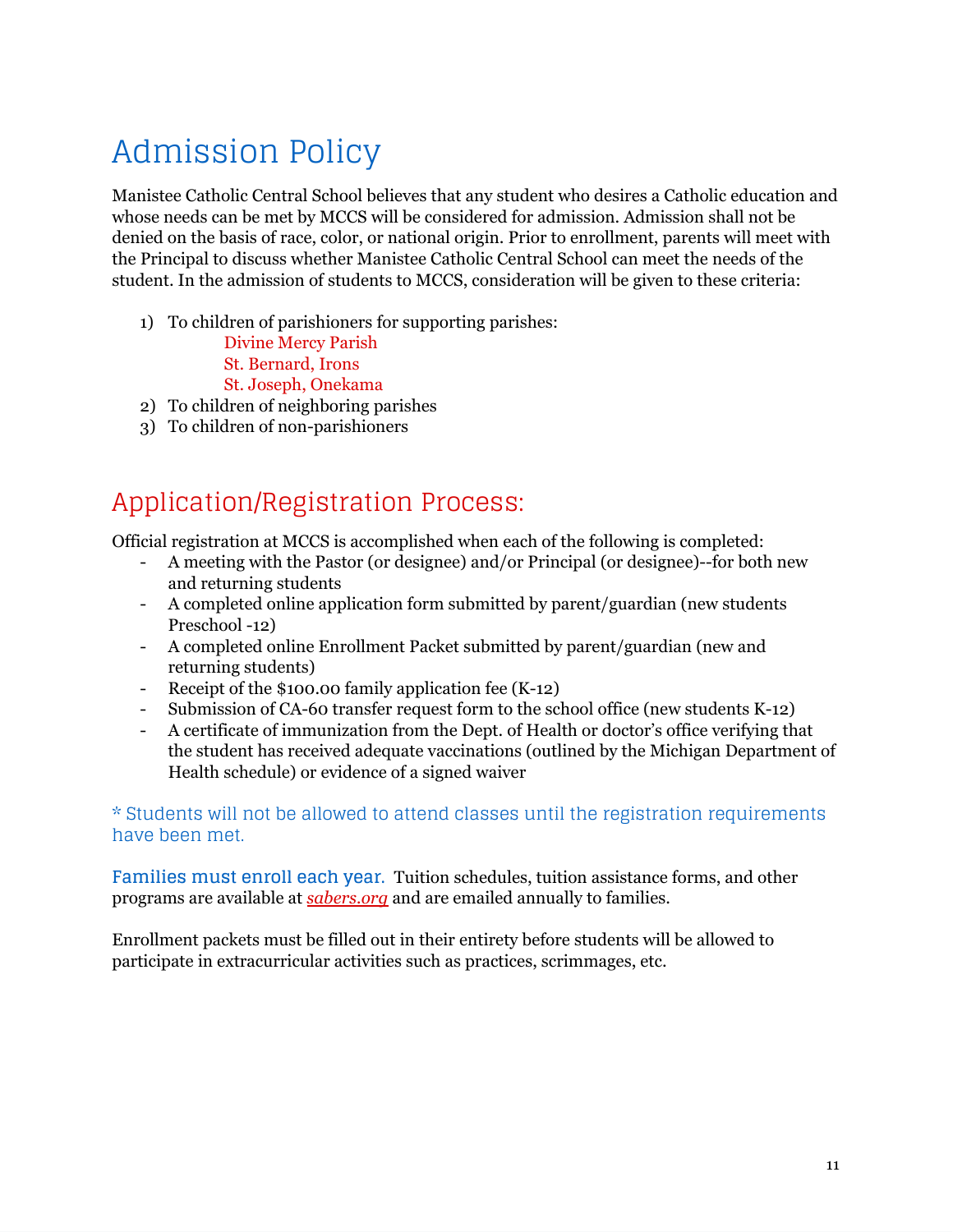# Admission Policy

Manistee Catholic Central School believes that any student who desires a Catholic education and whose needs can be met by MCCS will be considered for admission. Admission shall not be denied on the basis of race, color, or national origin. Prior to enrollment, parents will meet with the Principal to discuss whether Manistee Catholic Central School can meet the needs of the student. In the admission of students to MCCS, consideration will be given to these criteria:

1) To children of parishioners for supporting parishes:
   - Divine Mercy Parish
   - St. Bernard, Irons
   - St. Joseph, Onekama
2) To children of neighboring parishes
3) To children of non-parishioners

## Application/Registration Process:

Official registration at MCCS is accomplished when each of the following is completed:

- A meeting with the Pastor (or designee) and/or Principal (or designee)--for both new and returning students
- A completed online application form submitted by parent/guardian (new students Preschool -12)
- A completed online Enrollment Packet submitted by parent/guardian (new and returning students)
- Receipt of the $100.00 family application fee (K-12)
- Submission of CA-60 transfer request form to the school office (new students K-12)
- A certificate of immunization from the Dept. of Health or doctor's office verifying that the student has received adequate vaccinations (outlined by the Michigan Department of Health schedule) or evidence of a signed waiver

\* Students will not be allowed to attend classes until the registration requirements have been met.

**Families must enroll each year.** Tuition schedules, tuition assistance forms, and other programs are available at *sabers.org* and are emailed annually to families.

Enrollment packets must be filled out in their entirety before students will be allowed to participate in extracurricular activities such as practices, scrimmages, etc.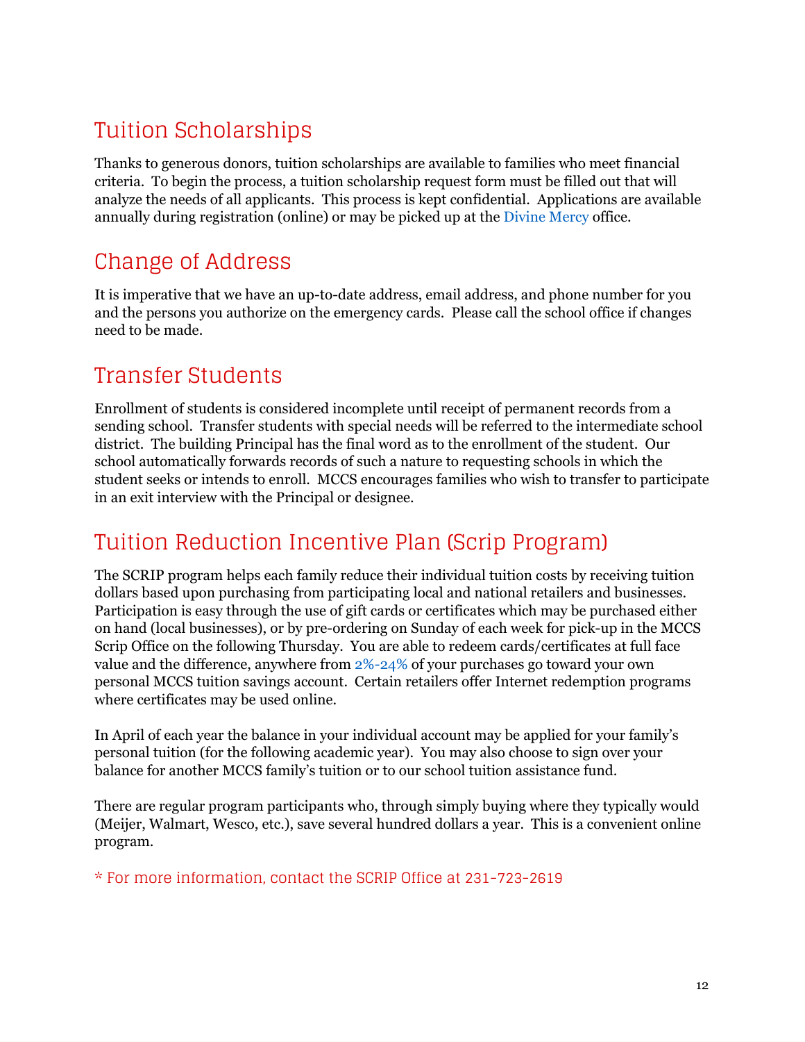## Tuition Scholarships

Thanks to generous donors, tuition scholarships are available to families who meet financial criteria. To begin the process, a tuition scholarship request form must be filled out that will analyze the needs of all applicants. This process is kept confidential. Applications are available annually during registration (online) or may be picked up at the Divine Mercy office.

## Change of Address

It is imperative that we have an up-to-date address, email address, and phone number for you and the persons you authorize on the emergency cards. Please call the school office if changes need to be made.

## Transfer Students

Enrollment of students is considered incomplete until receipt of permanent records from a sending school. Transfer students with special needs will be referred to the intermediate school district. The building Principal has the final word as to the enrollment of the student. Our school automatically forwards records of such a nature to requesting schools in which the student seeks or intends to enroll. MCCS encourages families who wish to transfer to participate in an exit interview with the Principal or designee.

## Tuition Reduction Incentive Plan (Scrip Program)

The SCRIP program helps each family reduce their individual tuition costs by receiving tuition dollars based upon purchasing from participating local and national retailers and businesses. Participation is easy through the use of gift cards or certificates which may be purchased either on hand (local businesses), or by pre-ordering on Sunday of each week for pick-up in the MCCS Scrip Office on the following Thursday. You are able to redeem cards/certificates at full face value and the difference, anywhere from 2%-24% of your purchases go toward your own personal MCCS tuition savings account. Certain retailers offer Internet redemption programs where certificates may be used online.

In April of each year the balance in your individual account may be applied for your family's personal tuition (for the following academic year). You may also choose to sign over your balance for another MCCS family's tuition or to our school tuition assistance fund.

There are regular program participants who, through simply buying where they typically would (Meijer, Walmart, Wesco, etc.), save several hundred dollars a year. This is a convenient online program.

* For more information, contact the SCRIP Office at 231-723-2619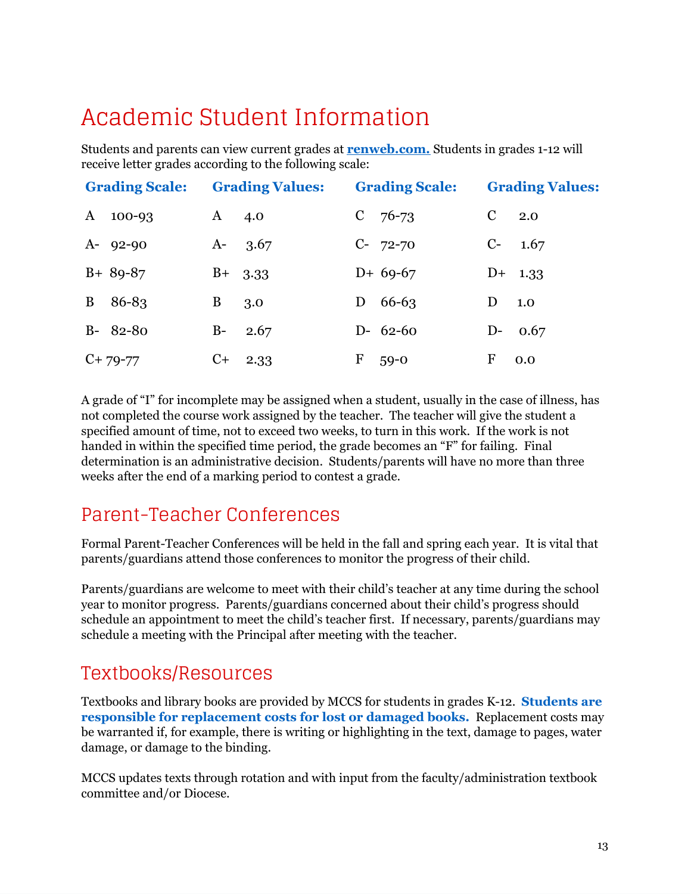# Academic Student Information

Students and parents can view current grades at **renweb.com.** Students in grades 1-12 will receive letter grades according to the following scale:

| Grading Scale: | Grading Values: | Grading Scale: | Grading Values: |
|---|---|---|---|
| A 100-93 | A 4.0 | C 76-73 | C 2.0 |
| A- 92-90 | A- 3.67 | C- 72-70 | C- 1.67 |
| B+ 89-87 | B+ 3.33 | D+ 69-67 | D+ 1.33 |
| B 86-83 | B 3.0 | D 66-63 | D 1.0 |
| B- 82-80 | B- 2.67 | D- 62-60 | D- 0.67 |
| C+ 79-77 | C+ 2.33 | F 59-0 | F 0.0 |

A grade of "I" for incomplete may be assigned when a student, usually in the case of illness, has not completed the course work assigned by the teacher. The teacher will give the student a specified amount of time, not to exceed two weeks, to turn in this work. If the work is not handed in within the specified time period, the grade becomes an "F" for failing. Final determination is an administrative decision. Students/parents will have no more than three weeks after the end of a marking period to contest a grade.

## Parent-Teacher Conferences

Formal Parent-Teacher Conferences will be held in the fall and spring each year. It is vital that parents/guardians attend those conferences to monitor the progress of their child.

Parents/guardians are welcome to meet with their child's teacher at any time during the school year to monitor progress. Parents/guardians concerned about their child's progress should schedule an appointment to meet the child's teacher first. If necessary, parents/guardians may schedule a meeting with the Principal after meeting with the teacher.

## Textbooks/Resources

Textbooks and library books are provided by MCCS for students in grades K-12. **Students are responsible for replacement costs for lost or damaged books.** Replacement costs may be warranted if, for example, there is writing or highlighting in the text, damage to pages, water damage, or damage to the binding.

MCCS updates texts through rotation and with input from the faculty/administration textbook committee and/or Diocese.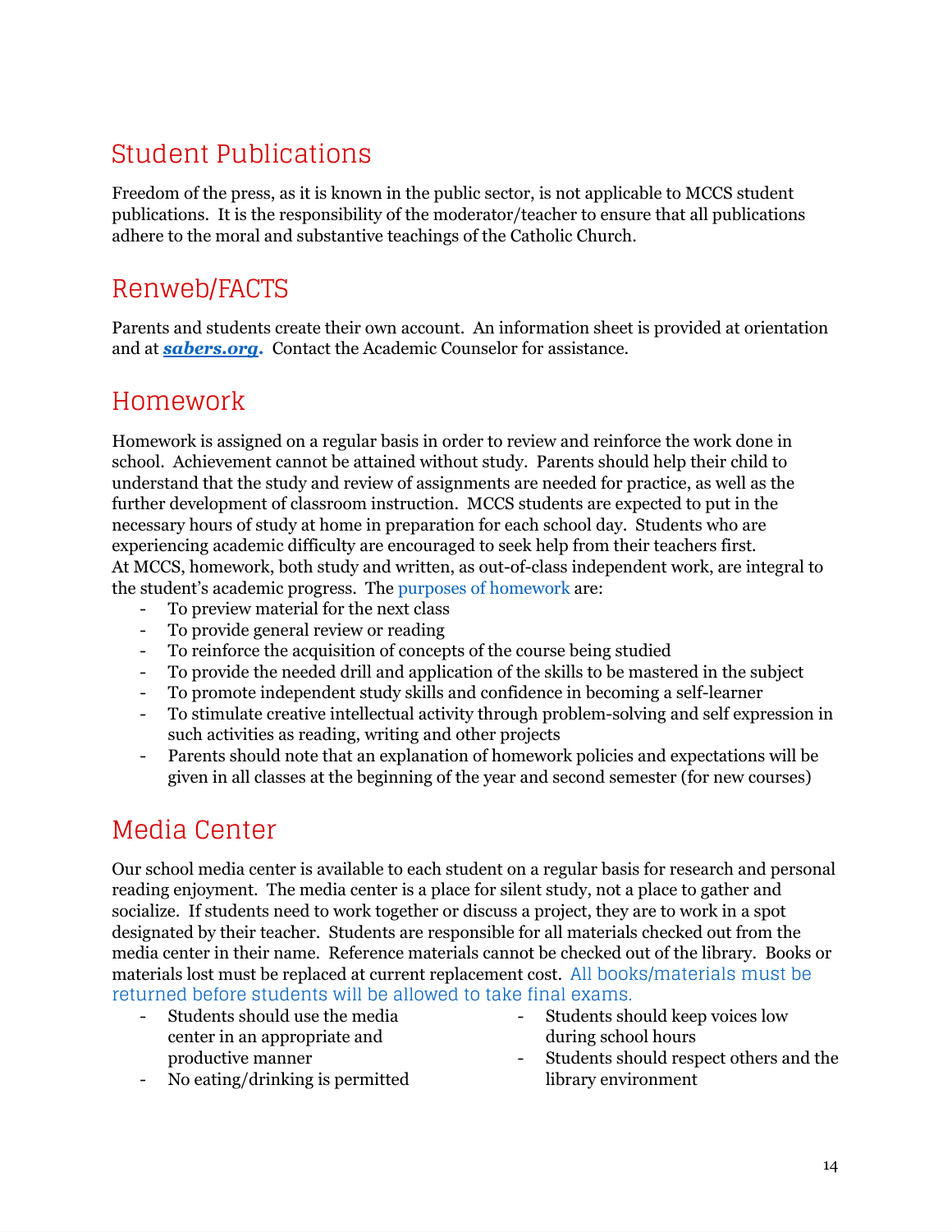## Student Publications

Freedom of the press, as it is known in the public sector, is not applicable to MCCS student publications. It is the responsibility of the moderator/teacher to ensure that all publications adhere to the moral and substantive teachings of the Catholic Church.

## Renweb/FACTS

Parents and students create their own account. An information sheet is provided at orientation and at ***sabers.org***. Contact the Academic Counselor for assistance.

## Homework

Homework is assigned on a regular basis in order to review and reinforce the work done in school. Achievement cannot be attained without study. Parents should help their child to understand that the study and review of assignments are needed for practice, as well as the further development of classroom instruction. MCCS students are expected to put in the necessary hours of study at home in preparation for each school day. Students who are experiencing academic difficulty are encouraged to seek help from their teachers first.
At MCCS, homework, both study and written, as out-of-class independent work, are integral to the student's academic progress. The purposes of homework are:

- To preview material for the next class
- To provide general review or reading
- To reinforce the acquisition of concepts of the course being studied
- To provide the needed drill and application of the skills to be mastered in the subject
- To promote independent study skills and confidence in becoming a self-learner
- To stimulate creative intellectual activity through problem-solving and self expression in such activities as reading, writing and other projects
- Parents should note that an explanation of homework policies and expectations will be given in all classes at the beginning of the year and second semester (for new courses)

## Media Center

Our school media center is available to each student on a regular basis for research and personal reading enjoyment. The media center is a place for silent study, not a place to gather and socialize. If students need to work together or discuss a project, they are to work in a spot designated by their teacher. Students are responsible for all materials checked out from the media center in their name. Reference materials cannot be checked out of the library. Books or materials lost must be replaced at current replacement cost. All books/materials must be returned before students will be allowed to take final exams.

- Students should use the media center in an appropriate and productive manner
- No eating/drinking is permitted
- Students should keep voices low during school hours
- Students should respect others and the library environment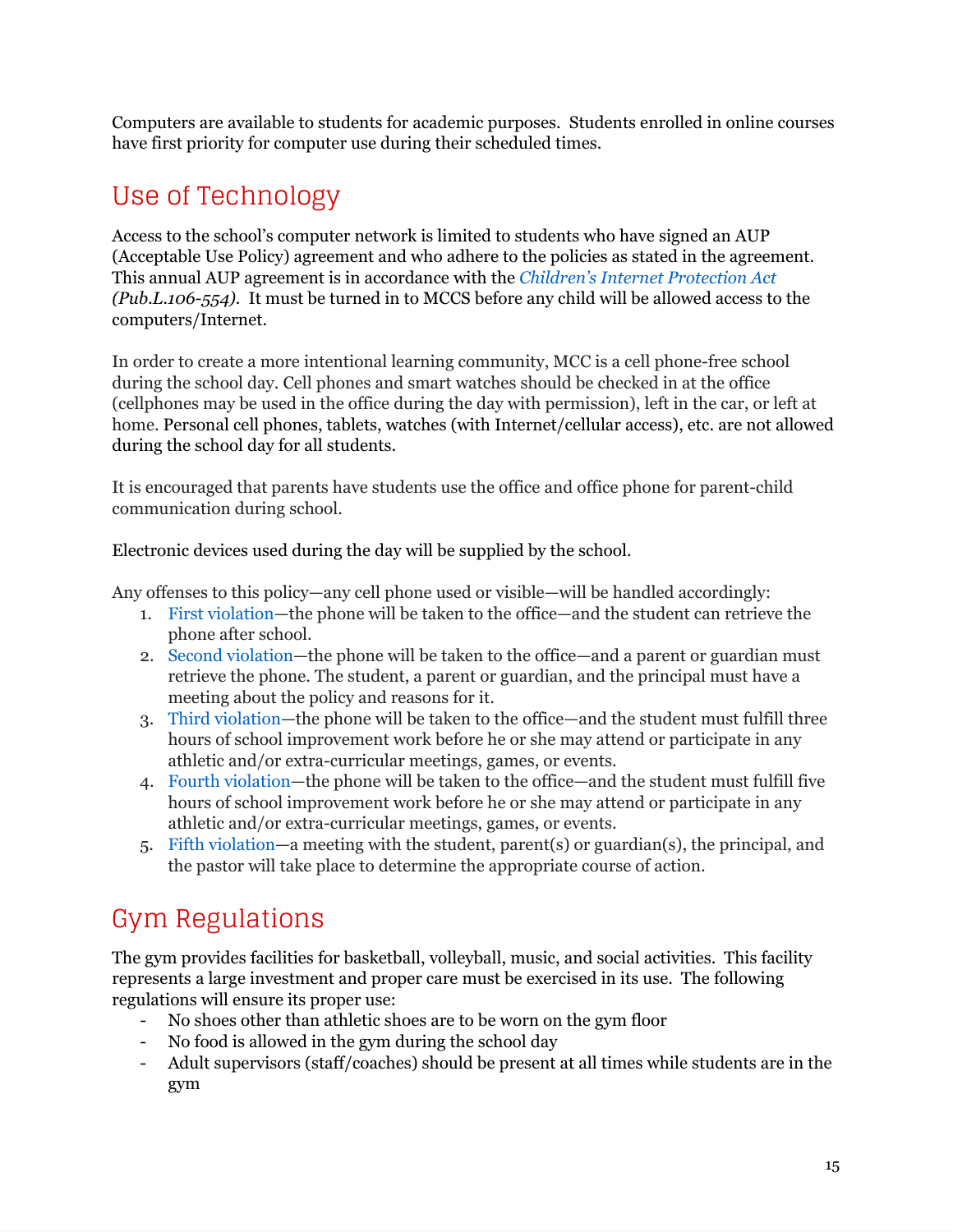Computers are available to students for academic purposes. Students enrolled in online courses have first priority for computer use during their scheduled times.

## Use of Technology

Access to the school's computer network is limited to students who have signed an AUP (Acceptable Use Policy) agreement and who adhere to the policies as stated in the agreement. This annual AUP agreement is in accordance with the *Children's Internet Protection Act (Pub.L.106-554)*. It must be turned in to MCCS before any child will be allowed access to the computers/Internet.

In order to create a more intentional learning community, MCC is a cell phone-free school during the school day. Cell phones and smart watches should be checked in at the office (cellphones may be used in the office during the day with permission), left in the car, or left at home. Personal cell phones, tablets, watches (with Internet/cellular access), etc. are not allowed during the school day for all students.

It is encouraged that parents have students use the office and office phone for parent-child communication during school.

Electronic devices used during the day will be supplied by the school.

Any offenses to this policy—any cell phone used or visible—will be handled accordingly:

1. First violation—the phone will be taken to the office—and the student can retrieve the phone after school.
2. Second violation—the phone will be taken to the office—and a parent or guardian must retrieve the phone. The student, a parent or guardian, and the principal must have a meeting about the policy and reasons for it.
3. Third violation—the phone will be taken to the office—and the student must fulfill three hours of school improvement work before he or she may attend or participate in any athletic and/or extra-curricular meetings, games, or events.
4. Fourth violation—the phone will be taken to the office—and the student must fulfill five hours of school improvement work before he or she may attend or participate in any athletic and/or extra-curricular meetings, games, or events.
5. Fifth violation—a meeting with the student, parent(s) or guardian(s), the principal, and the pastor will take place to determine the appropriate course of action.

## Gym Regulations

The gym provides facilities for basketball, volleyball, music, and social activities. This facility represents a large investment and proper care must be exercised in its use. The following regulations will ensure its proper use:

- No shoes other than athletic shoes are to be worn on the gym floor
- No food is allowed in the gym during the school day
- Adult supervisors (staff/coaches) should be present at all times while students are in the gym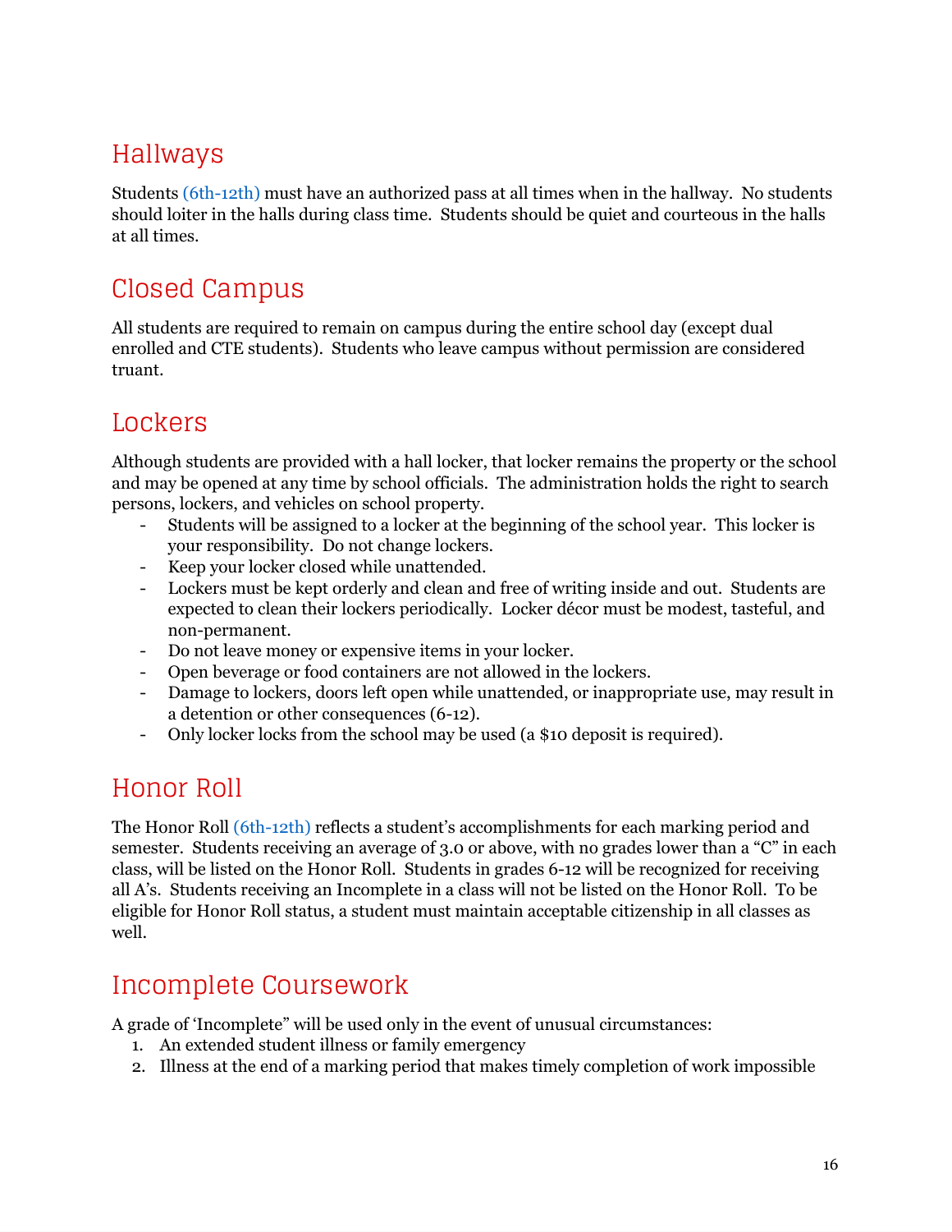## Hallways

Students (6th-12th) must have an authorized pass at all times when in the hallway. No students should loiter in the halls during class time. Students should be quiet and courteous in the halls at all times.

## Closed Campus

All students are required to remain on campus during the entire school day (except dual enrolled and CTE students). Students who leave campus without permission are considered truant.

## Lockers

Although students are provided with a hall locker, that locker remains the property or the school and may be opened at any time by school officials. The administration holds the right to search persons, lockers, and vehicles on school property.

- Students will be assigned to a locker at the beginning of the school year. This locker is your responsibility. Do not change lockers.
- Keep your locker closed while unattended.
- Lockers must be kept orderly and clean and free of writing inside and out. Students are expected to clean their lockers periodically. Locker décor must be modest, tasteful, and non-permanent.
- Do not leave money or expensive items in your locker.
- Open beverage or food containers are not allowed in the lockers.
- Damage to lockers, doors left open while unattended, or inappropriate use, may result in a detention or other consequences (6-12).
- Only locker locks from the school may be used (a $10 deposit is required).

## Honor Roll

The Honor Roll (6th-12th) reflects a student's accomplishments for each marking period and semester. Students receiving an average of 3.0 or above, with no grades lower than a "C" in each class, will be listed on the Honor Roll. Students in grades 6-12 will be recognized for receiving all A's. Students receiving an Incomplete in a class will not be listed on the Honor Roll. To be eligible for Honor Roll status, a student must maintain acceptable citizenship in all classes as well.

## Incomplete Coursework

A grade of 'Incomplete" will be used only in the event of unusual circumstances:

1. An extended student illness or family emergency
2. Illness at the end of a marking period that makes timely completion of work impossible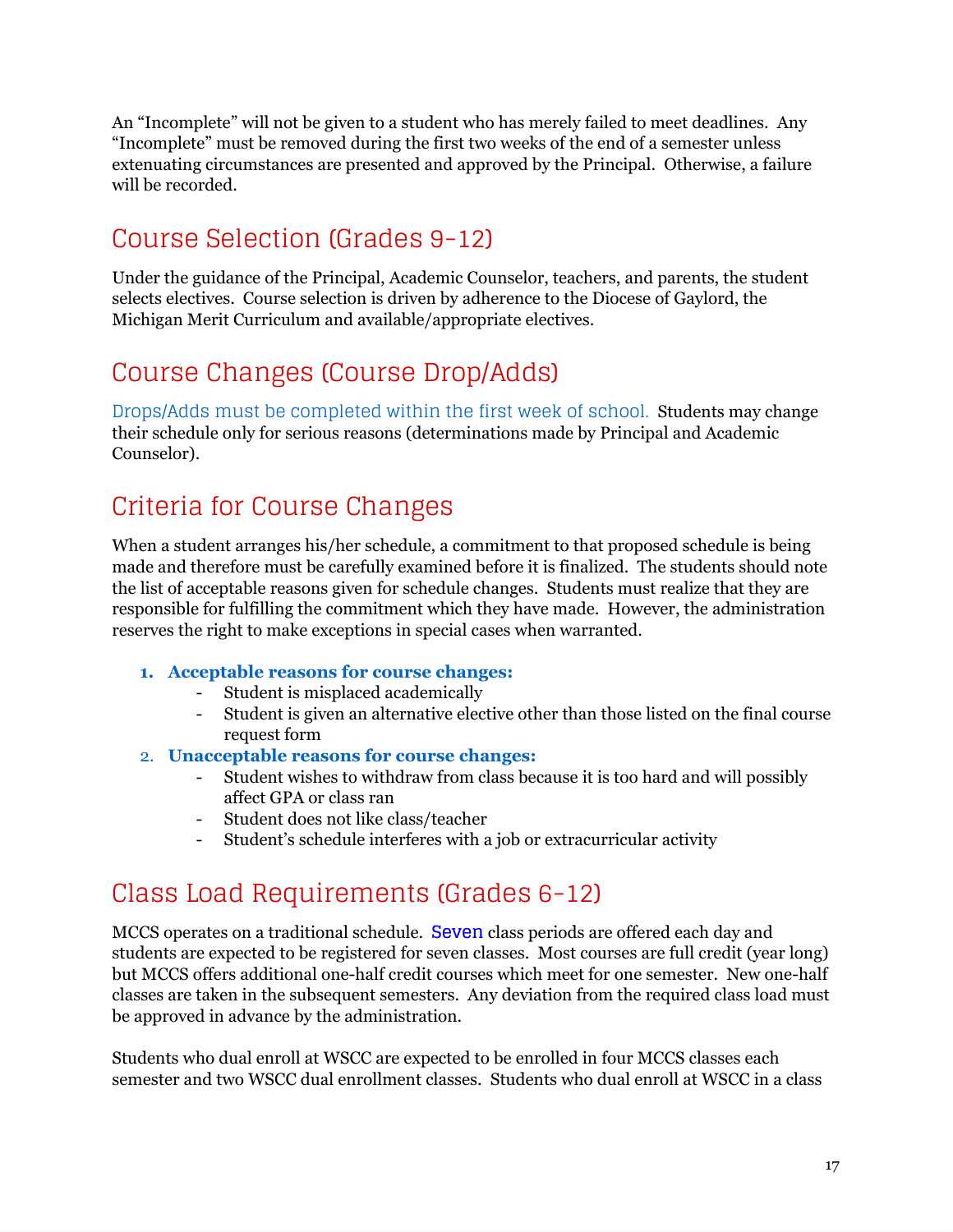An “Incomplete” will not be given to a student who has merely failed to meet deadlines. Any “Incomplete” must be removed during the first two weeks of the end of a semester unless extenuating circumstances are presented and approved by the Principal. Otherwise, a failure will be recorded.

## Course Selection (Grades 9-12)

Under the guidance of the Principal, Academic Counselor, teachers, and parents, the student selects electives. Course selection is driven by adherence to the Diocese of Gaylord, the Michigan Merit Curriculum and available/appropriate electives.

## Course Changes (Course Drop/Adds)

Drops/Adds must be completed within the first week of school. Students may change their schedule only for serious reasons (determinations made by Principal and Academic Counselor).

## Criteria for Course Changes

When a student arranges his/her schedule, a commitment to that proposed schedule is being made and therefore must be carefully examined before it is finalized. The students should note the list of acceptable reasons given for schedule changes. Students must realize that they are responsible for fulfilling the commitment which they have made. However, the administration reserves the right to make exceptions in special cases when warranted.

1. **Acceptable reasons for course changes:**
   - Student is misplaced academically
   - Student is given an alternative elective other than those listed on the final course request form
2. **Unacceptable reasons for course changes:**
   - Student wishes to withdraw from class because it is too hard and will possibly affect GPA or class ran
   - Student does not like class/teacher
   - Student's schedule interferes with a job or extracurricular activity

## Class Load Requirements (Grades 6-12)

MCCS operates on a traditional schedule. Seven class periods are offered each day and students are expected to be registered for seven classes. Most courses are full credit (year long) but MCCS offers additional one-half credit courses which meet for one semester. New one-half classes are taken in the subsequent semesters. Any deviation from the required class load must be approved in advance by the administration.

Students who dual enroll at WSCC are expected to be enrolled in four MCCS classes each semester and two WSCC dual enrollment classes. Students who dual enroll at WSCC in a class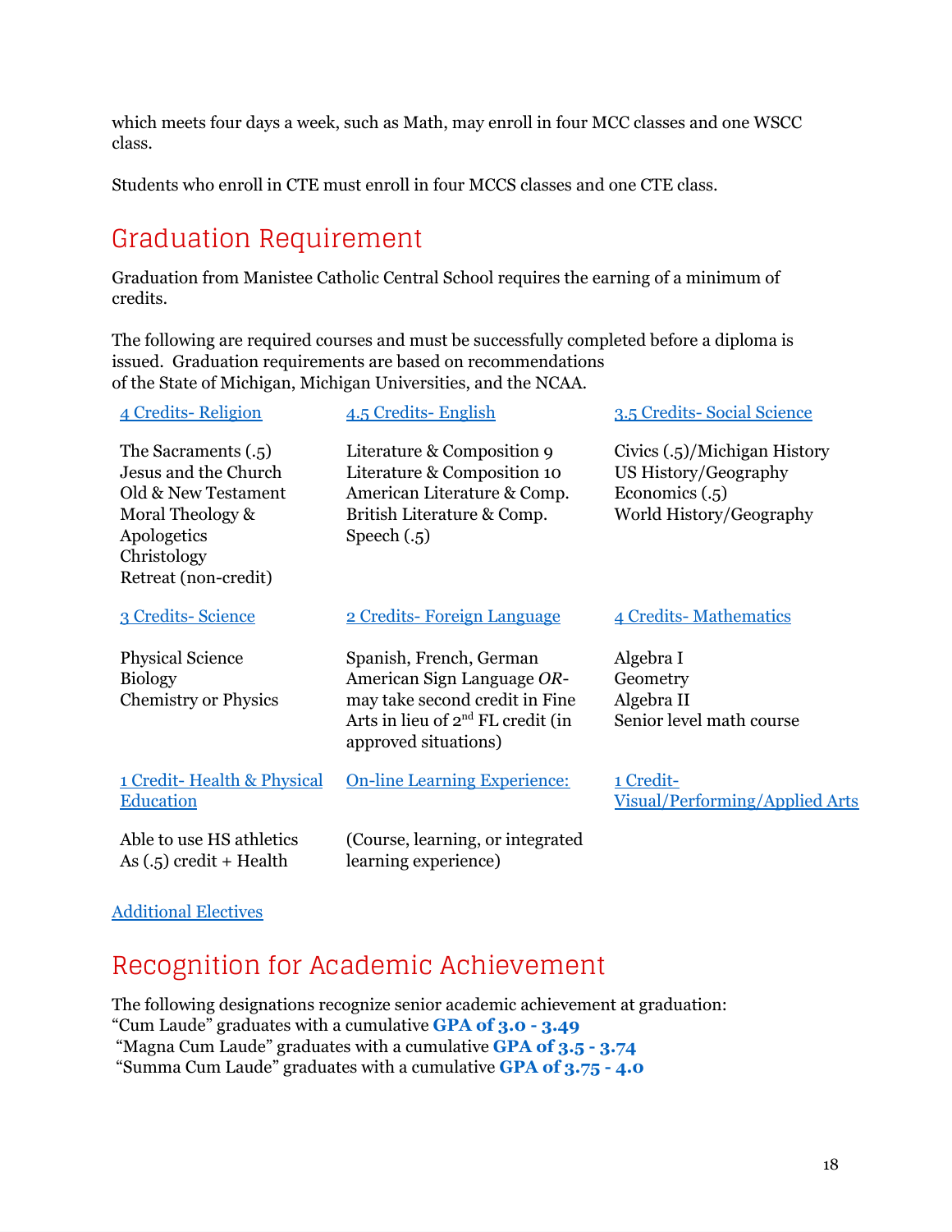which meets four days a week, such as Math, may enroll in four MCC classes and one WSCC class.

Students who enroll in CTE must enroll in four MCCS classes and one CTE class.

## Graduation Requirement

Graduation from Manistee Catholic Central School requires the earning of a minimum of credits.

The following are required courses and must be successfully completed before a diploma is issued. Graduation requirements are based on recommendations of the State of Michigan, Michigan Universities, and the NCAA.

**4 Credits- Religion**

The Sacraments (.5)
Jesus and the Church
Old & New Testament
Moral Theology & Apologetics
Christology
Retreat (non-credit)

**4.5 Credits- English**

Literature & Composition 9
Literature & Composition 10
American Literature & Comp.
British Literature & Comp.
Speech (.5)

**3.5 Credits- Social Science**

Civics (.5)/Michigan History
US History/Geography
Economics (.5)
World History/Geography

**3 Credits- Science**

Physical Science
Biology
Chemistry or Physics

**2 Credits- Foreign Language**

Spanish, French, German
American Sign Language *OR*- may take second credit in Fine Arts in lieu of 2nd FL credit (in approved situations)

**4 Credits- Mathematics**

Algebra I
Geometry
Algebra II
Senior level math course

**1 Credit- Health & Physical Education**

Able to use HS athletics As (.5) credit + Health

**On-line Learning Experience:**

(Course, learning, or integrated learning experience)

**1 Credit- Visual/Performing/Applied Arts**

**Additional Electives**

## Recognition for Academic Achievement

The following designations recognize senior academic achievement at graduation:
"Cum Laude" graduates with a cumulative **GPA of 3.0 - 3.49**
"Magna Cum Laude" graduates with a cumulative **GPA of 3.5 - 3.74**
"Summa Cum Laude" graduates with a cumulative **GPA of 3.75 - 4.0**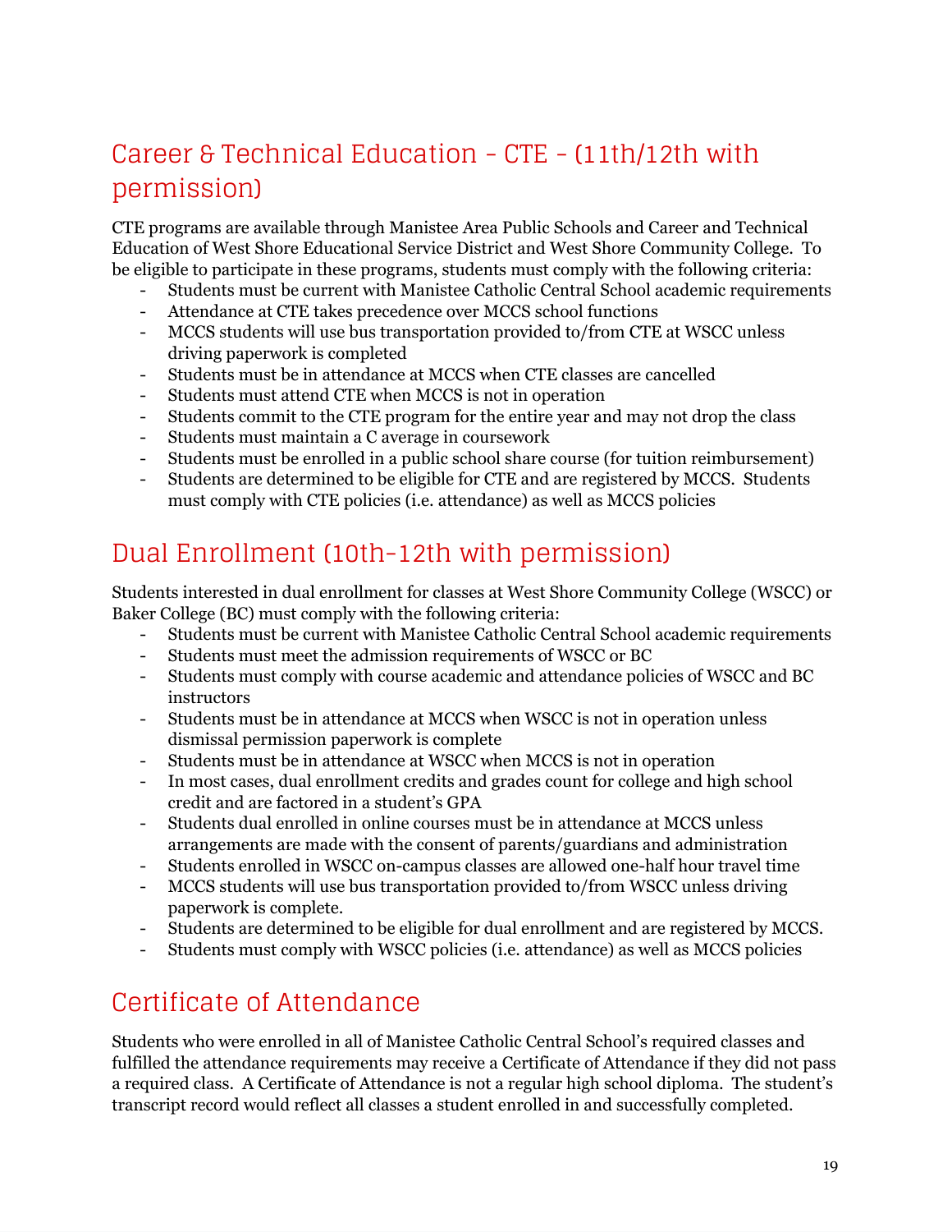## Career & Technical Education - CTE - (11th/12th with permission)

CTE programs are available through Manistee Area Public Schools and Career and Technical Education of West Shore Educational Service District and West Shore Community College. To be eligible to participate in these programs, students must comply with the following criteria:

- Students must be current with Manistee Catholic Central School academic requirements
- Attendance at CTE takes precedence over MCCS school functions
- MCCS students will use bus transportation provided to/from CTE at WSCC unless driving paperwork is completed
- Students must be in attendance at MCCS when CTE classes are cancelled
- Students must attend CTE when MCCS is not in operation
- Students commit to the CTE program for the entire year and may not drop the class
- Students must maintain a C average in coursework
- Students must be enrolled in a public school share course (for tuition reimbursement)
- Students are determined to be eligible for CTE and are registered by MCCS. Students must comply with CTE policies (i.e. attendance) as well as MCCS policies

## Dual Enrollment (10th-12th with permission)

Students interested in dual enrollment for classes at West Shore Community College (WSCC) or Baker College (BC) must comply with the following criteria:

- Students must be current with Manistee Catholic Central School academic requirements
- Students must meet the admission requirements of WSCC or BC
- Students must comply with course academic and attendance policies of WSCC and BC instructors
- Students must be in attendance at MCCS when WSCC is not in operation unless dismissal permission paperwork is complete
- Students must be in attendance at WSCC when MCCS is not in operation
- In most cases, dual enrollment credits and grades count for college and high school credit and are factored in a student's GPA
- Students dual enrolled in online courses must be in attendance at MCCS unless arrangements are made with the consent of parents/guardians and administration
- Students enrolled in WSCC on-campus classes are allowed one-half hour travel time
- MCCS students will use bus transportation provided to/from WSCC unless driving paperwork is complete.
- Students are determined to be eligible for dual enrollment and are registered by MCCS.
- Students must comply with WSCC policies (i.e. attendance) as well as MCCS policies

## Certificate of Attendance

Students who were enrolled in all of Manistee Catholic Central School's required classes and fulfilled the attendance requirements may receive a Certificate of Attendance if they did not pass a required class. A Certificate of Attendance is not a regular high school diploma. The student's transcript record would reflect all classes a student enrolled in and successfully completed.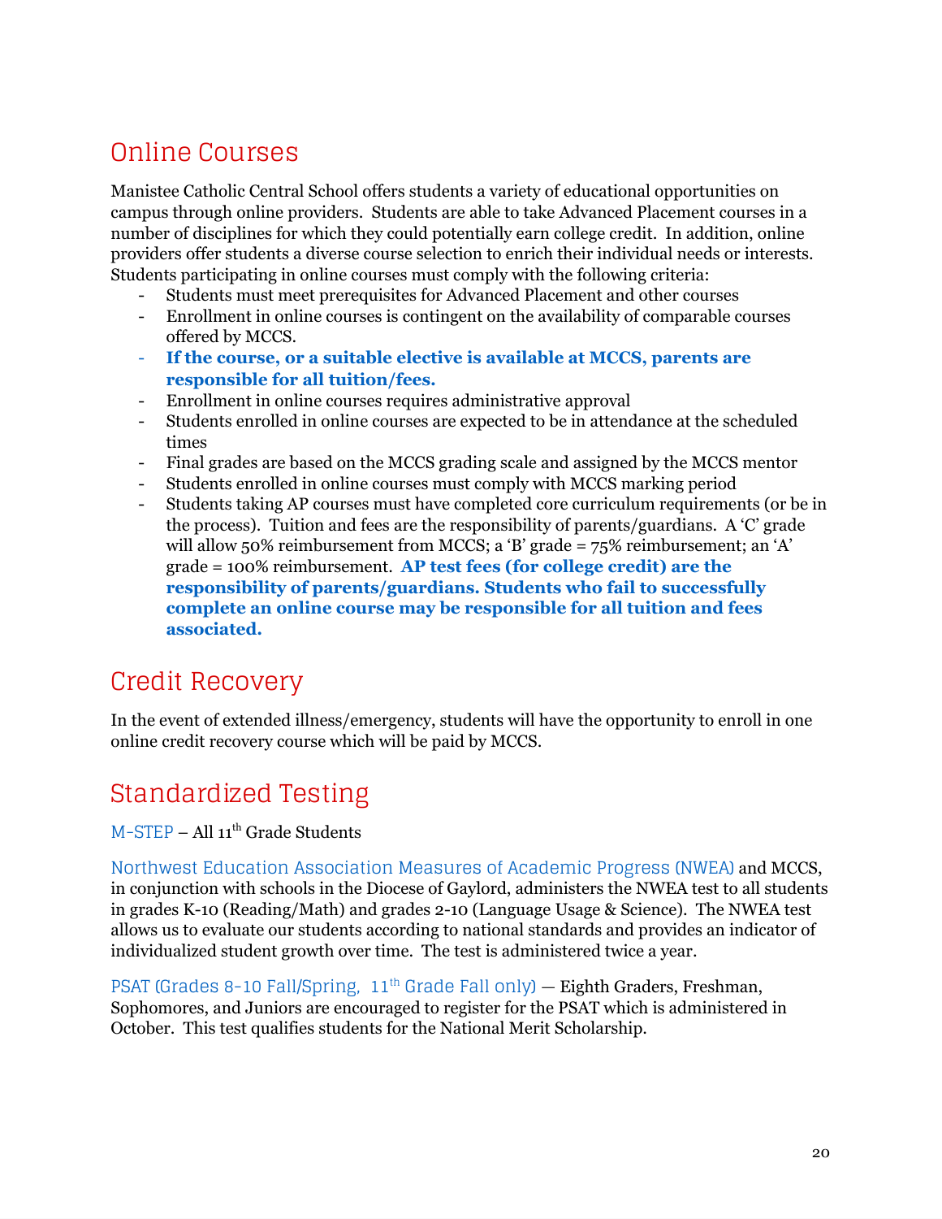## Online Courses

Manistee Catholic Central School offers students a variety of educational opportunities on campus through online providers. Students are able to take Advanced Placement courses in a number of disciplines for which they could potentially earn college credit. In addition, online providers offer students a diverse course selection to enrich their individual needs or interests. Students participating in online courses must comply with the following criteria:

- Students must meet prerequisites for Advanced Placement and other courses
- Enrollment in online courses is contingent on the availability of comparable courses offered by MCCS.
- **If the course, or a suitable elective is available at MCCS, parents are responsible for all tuition/fees.**
- Enrollment in online courses requires administrative approval
- Students enrolled in online courses are expected to be in attendance at the scheduled times
- Final grades are based on the MCCS grading scale and assigned by the MCCS mentor
- Students enrolled in online courses must comply with MCCS marking period
- Students taking AP courses must have completed core curriculum requirements (or be in the process). Tuition and fees are the responsibility of parents/guardians. A 'C' grade will allow 50% reimbursement from MCCS; a 'B' grade = 75% reimbursement; an 'A' grade = 100% reimbursement. **AP test fees (for college credit) are the responsibility of parents/guardians. Students who fail to successfully complete an online course may be responsible for all tuition and fees associated.**

## Credit Recovery

In the event of extended illness/emergency, students will have the opportunity to enroll in one online credit recovery course which will be paid by MCCS.

## Standardized Testing

M-STEP – All 11th Grade Students

Northwest Education Association Measures of Academic Progress (NWEA) and MCCS, in conjunction with schools in the Diocese of Gaylord, administers the NWEA test to all students in grades K-10 (Reading/Math) and grades 2-10 (Language Usage & Science). The NWEA test allows us to evaluate our students according to national standards and provides an indicator of individualized student growth over time. The test is administered twice a year.

PSAT (Grades 8-10 Fall/Spring, 11th Grade Fall only) — Eighth Graders, Freshman, Sophomores, and Juniors are encouraged to register for the PSAT which is administered in October. This test qualifies students for the National Merit Scholarship.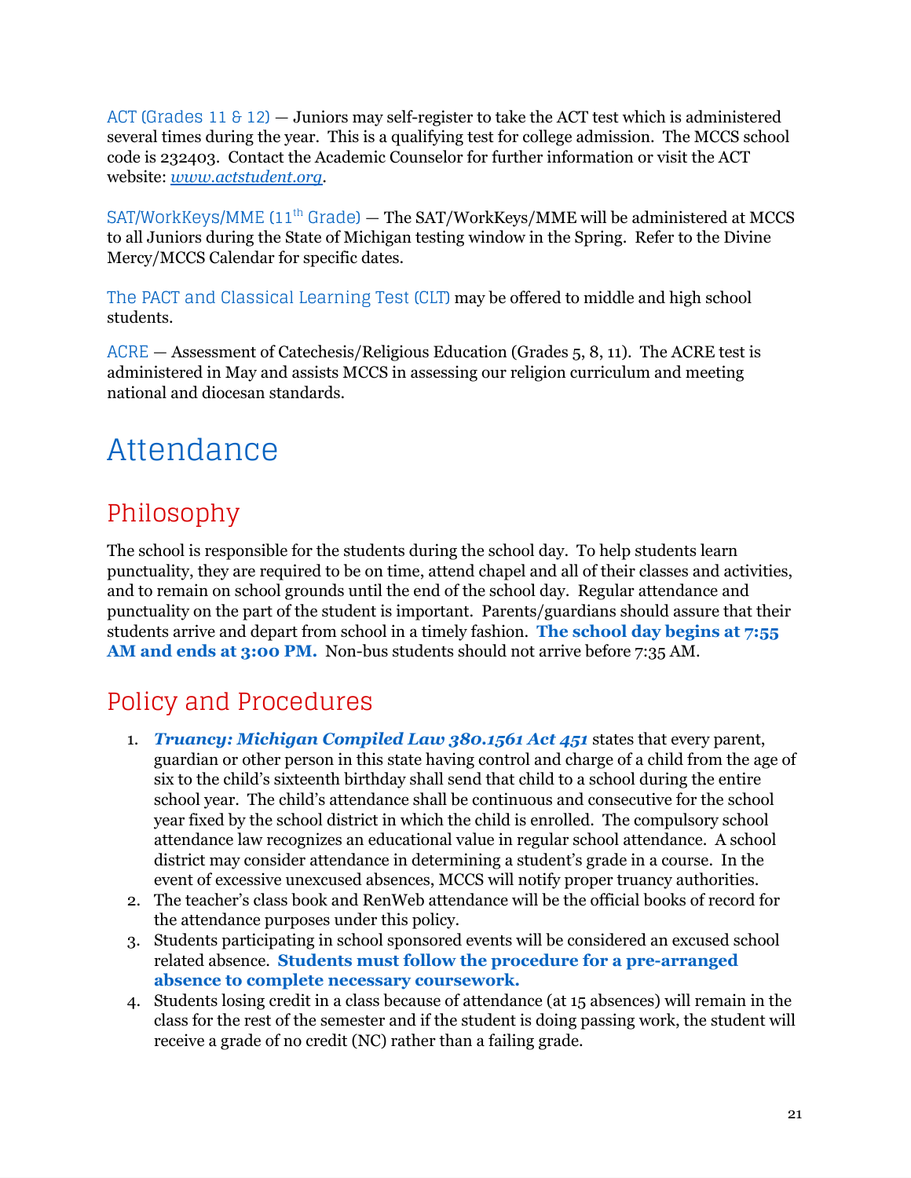ACT (Grades 11 & 12) — Juniors may self-register to take the ACT test which is administered several times during the year. This is a qualifying test for college admission. The MCCS school code is 232403. Contact the Academic Counselor for further information or visit the ACT website: *www.actstudent.org*.

SAT/WorkKeys/MME (11th Grade) — The SAT/WorkKeys/MME will be administered at MCCS to all Juniors during the State of Michigan testing window in the Spring. Refer to the Divine Mercy/MCCS Calendar for specific dates.

The PACT and Classical Learning Test (CLT) may be offered to middle and high school students.

ACRE — Assessment of Catechesis/Religious Education (Grades 5, 8, 11). The ACRE test is administered in May and assists MCCS in assessing our religion curriculum and meeting national and diocesan standards.

# Attendance

## Philosophy

The school is responsible for the students during the school day. To help students learn punctuality, they are required to be on time, attend chapel and all of their classes and activities, and to remain on school grounds until the end of the school day. Regular attendance and punctuality on the part of the student is important. Parents/guardians should assure that their students arrive and depart from school in a timely fashion. **The school day begins at 7:55 AM and ends at 3:00 PM.** Non-bus students should not arrive before 7:35 AM.

## Policy and Procedures

1. ***Truancy: Michigan Compiled Law 380.1561 Act 451*** states that every parent, guardian or other person in this state having control and charge of a child from the age of six to the child's sixteenth birthday shall send that child to a school during the entire school year. The child's attendance shall be continuous and consecutive for the school year fixed by the school district in which the child is enrolled. The compulsory school attendance law recognizes an educational value in regular school attendance. A school district may consider attendance in determining a student's grade in a course. In the event of excessive unexcused absences, MCCS will notify proper truancy authorities.
2. The teacher's class book and RenWeb attendance will be the official books of record for the attendance purposes under this policy.
3. Students participating in school sponsored events will be considered an excused school related absence. **Students must follow the procedure for a pre-arranged absence to complete necessary coursework.**
4. Students losing credit in a class because of attendance (at 15 absences) will remain in the class for the rest of the semester and if the student is doing passing work, the student will receive a grade of no credit (NC) rather than a failing grade.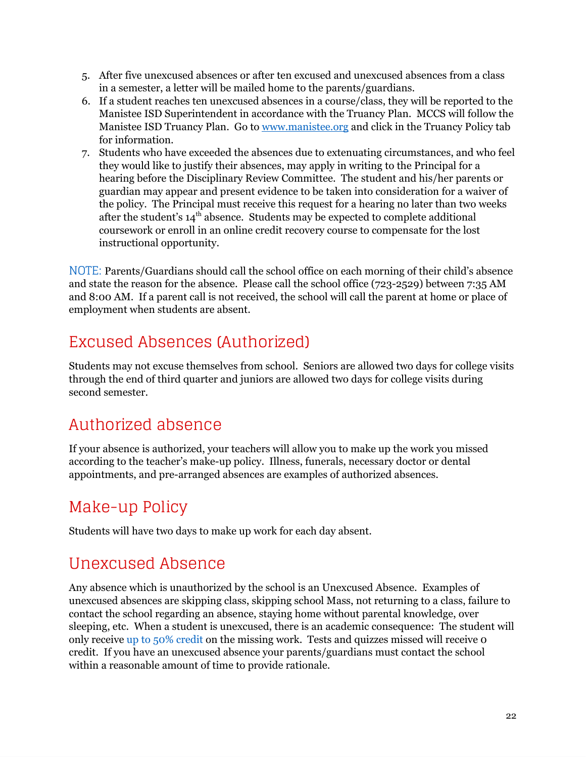5. After five unexcused absences or after ten excused and unexcused absences from a class in a semester, a letter will be mailed home to the parents/guardians.
6. If a student reaches ten unexcused absences in a course/class, they will be reported to the Manistee ISD Superintendent in accordance with the Truancy Plan. MCCS will follow the Manistee ISD Truancy Plan. Go to [www.manistee.org](http://www.manistee.org) and click in the Truancy Policy tab for information.
7. Students who have exceeded the absences due to extenuating circumstances, and who feel they would like to justify their absences, may apply in writing to the Principal for a hearing before the Disciplinary Review Committee. The student and his/her parents or guardian may appear and present evidence to be taken into consideration for a waiver of the policy. The Principal must receive this request for a hearing no later than two weeks after the student's 14th absence. Students may be expected to complete additional coursework or enroll in an online credit recovery course to compensate for the lost instructional opportunity.

NOTE: Parents/Guardians should call the school office on each morning of their child's absence and state the reason for the absence. Please call the school office (723-2529) between 7:35 AM and 8:00 AM. If a parent call is not received, the school will call the parent at home or place of employment when students are absent.

## Excused Absences (Authorized)

Students may not excuse themselves from school. Seniors are allowed two days for college visits through the end of third quarter and juniors are allowed two days for college visits during second semester.

## Authorized absence

If your absence is authorized, your teachers will allow you to make up the work you missed according to the teacher's make-up policy. Illness, funerals, necessary doctor or dental appointments, and pre-arranged absences are examples of authorized absences.

## Make-up Policy

Students will have two days to make up work for each day absent.

## Unexcused Absence

Any absence which is unauthorized by the school is an Unexcused Absence. Examples of unexcused absences are skipping class, skipping school Mass, not returning to a class, failure to contact the school regarding an absence, staying home without parental knowledge, over sleeping, etc. When a student is unexcused, there is an academic consequence: The student will only receive up to 50% credit on the missing work. Tests and quizzes missed will receive 0 credit. If you have an unexcused absence your parents/guardians must contact the school within a reasonable amount of time to provide rationale.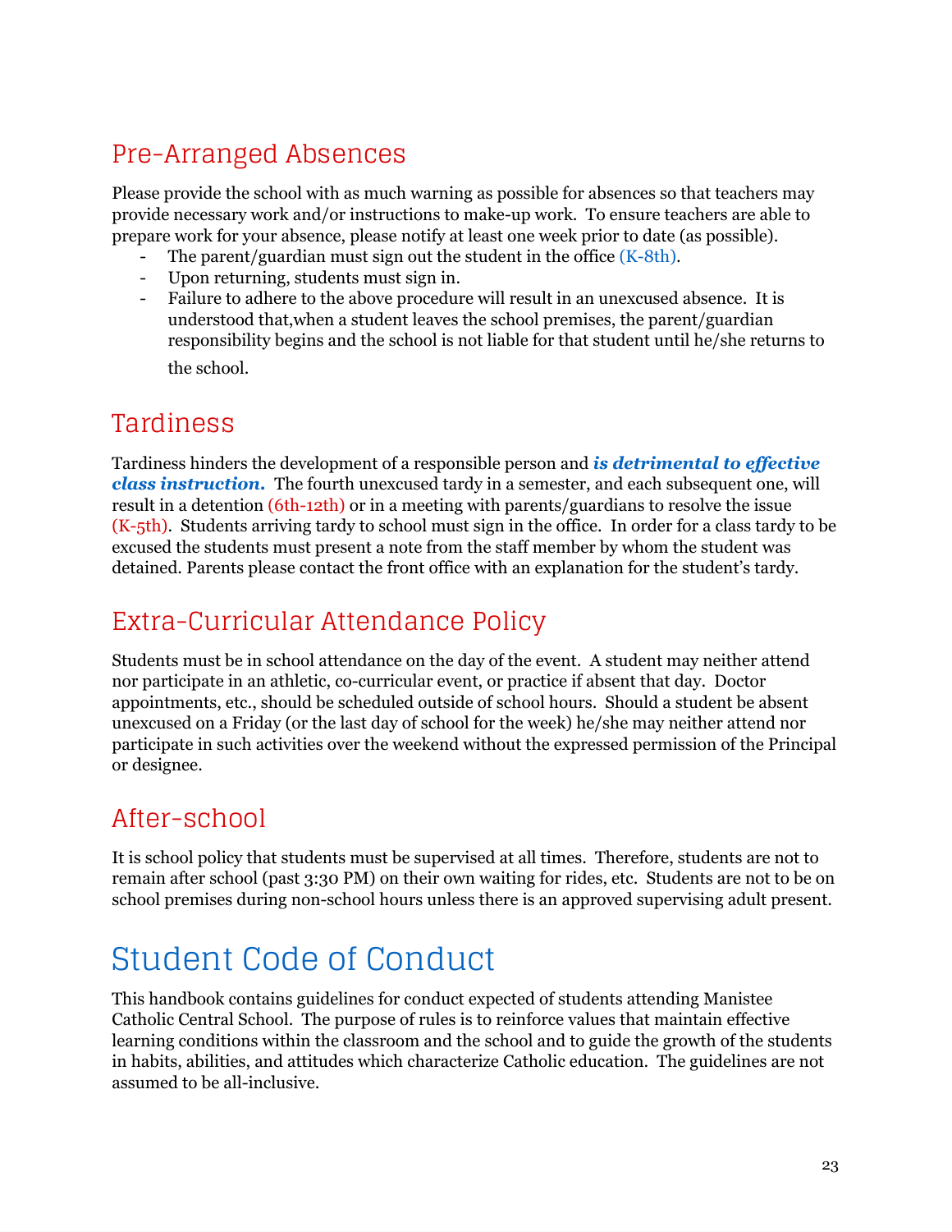## Pre-Arranged Absences

Please provide the school with as much warning as possible for absences so that teachers may provide necessary work and/or instructions to make-up work. To ensure teachers are able to prepare work for your absence, please notify at least one week prior to date (as possible).

- The parent/guardian must sign out the student in the office (K-8th).
- Upon returning, students must sign in.
- Failure to adhere to the above procedure will result in an unexcused absence. It is understood that,when a student leaves the school premises, the parent/guardian responsibility begins and the school is not liable for that student until he/she returns to the school.

## Tardiness

Tardiness hinders the development of a responsible person and ***is detrimental to effective class instruction.*** The fourth unexcused tardy in a semester, and each subsequent one, will result in a detention (6th-12th) or in a meeting with parents/guardians to resolve the issue (K-5th). Students arriving tardy to school must sign in the office. In order for a class tardy to be excused the students must present a note from the staff member by whom the student was detained. Parents please contact the front office with an explanation for the student's tardy.

## Extra-Curricular Attendance Policy

Students must be in school attendance on the day of the event. A student may neither attend nor participate in an athletic, co-curricular event, or practice if absent that day. Doctor appointments, etc., should be scheduled outside of school hours. Should a student be absent unexcused on a Friday (or the last day of school for the week) he/she may neither attend nor participate in such activities over the weekend without the expressed permission of the Principal or designee.

## After-school

It is school policy that students must be supervised at all times. Therefore, students are not to remain after school (past 3:30 PM) on their own waiting for rides, etc. Students are not to be on school premises during non-school hours unless there is an approved supervising adult present.

# Student Code of Conduct

This handbook contains guidelines for conduct expected of students attending Manistee Catholic Central School. The purpose of rules is to reinforce values that maintain effective learning conditions within the classroom and the school and to guide the growth of the students in habits, abilities, and attitudes which characterize Catholic education. The guidelines are not assumed to be all-inclusive.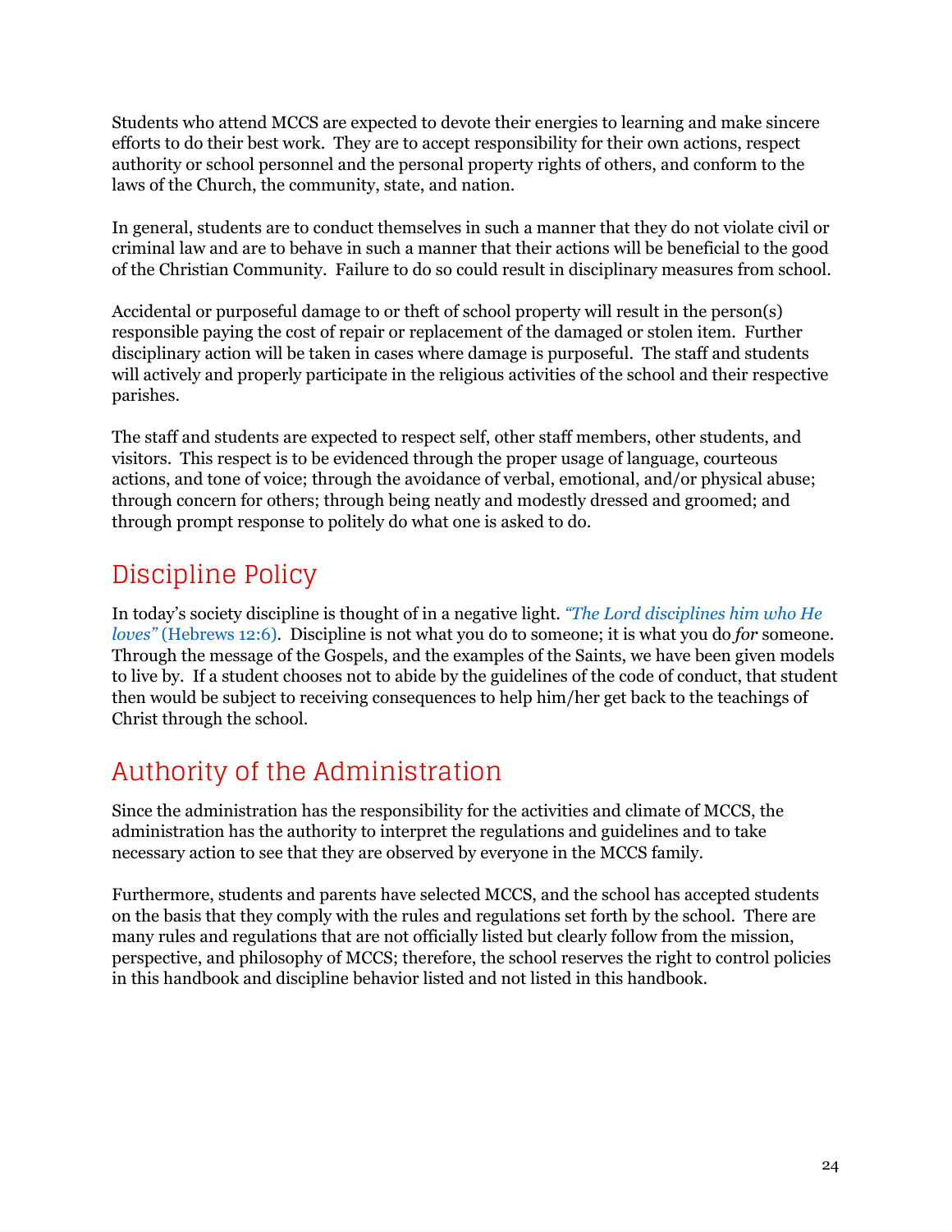Students who attend MCCS are expected to devote their energies to learning and make sincere efforts to do their best work. They are to accept responsibility for their own actions, respect authority or school personnel and the personal property rights of others, and conform to the laws of the Church, the community, state, and nation.

In general, students are to conduct themselves in such a manner that they do not violate civil or criminal law and are to behave in such a manner that their actions will be beneficial to the good of the Christian Community. Failure to do so could result in disciplinary measures from school.

Accidental or purposeful damage to or theft of school property will result in the person(s) responsible paying the cost of repair or replacement of the damaged or stolen item. Further disciplinary action will be taken in cases where damage is purposeful. The staff and students will actively and properly participate in the religious activities of the school and their respective parishes.

The staff and students are expected to respect self, other staff members, other students, and visitors. This respect is to be evidenced through the proper usage of language, courteous actions, and tone of voice; through the avoidance of verbal, emotional, and/or physical abuse; through concern for others; through being neatly and modestly dressed and groomed; and through prompt response to politely do what one is asked to do.

## Discipline Policy

In today's society discipline is thought of in a negative light. *"The Lord disciplines him who He loves"* (Hebrews 12:6). Discipline is not what you do to someone; it is what you do *for* someone. Through the message of the Gospels, and the examples of the Saints, we have been given models to live by. If a student chooses not to abide by the guidelines of the code of conduct, that student then would be subject to receiving consequences to help him/her get back to the teachings of Christ through the school.

## Authority of the Administration

Since the administration has the responsibility for the activities and climate of MCCS, the administration has the authority to interpret the regulations and guidelines and to take necessary action to see that they are observed by everyone in the MCCS family.

Furthermore, students and parents have selected MCCS, and the school has accepted students on the basis that they comply with the rules and regulations set forth by the school. There are many rules and regulations that are not officially listed but clearly follow from the mission, perspective, and philosophy of MCCS; therefore, the school reserves the right to control policies in this handbook and discipline behavior listed and not listed in this handbook.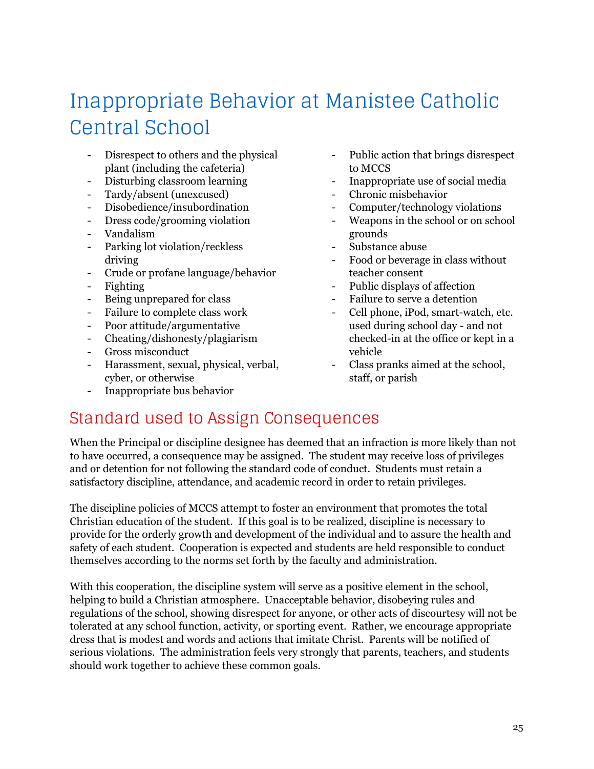# Inappropriate Behavior at Manistee Catholic Central School

- Disrespect to others and the physical plant (including the cafeteria)
- Disturbing classroom learning
- Tardy/absent (unexcused)
- Disobedience/insubordination
- Dress code/grooming violation
- Vandalism
- Parking lot violation/reckless driving
- Crude or profane language/behavior
- Fighting
- Being unprepared for class
- Failure to complete class work
- Poor attitude/argumentative
- Cheating/dishonesty/plagiarism
- Gross misconduct
- Harassment, sexual, physical, verbal, cyber, or otherwise
- Inappropriate bus behavior
- Public action that brings disrespect to MCCS
- Inappropriate use of social media
- Chronic misbehavior
- Computer/technology violations
- Weapons in the school or on school grounds
- Substance abuse
- Food or beverage in class without teacher consent
- Public displays of affection
- Failure to serve a detention
- Cell phone, iPod, smart-watch, etc. used during school day - and not checked-in at the office or kept in a vehicle
- Class pranks aimed at the school, staff, or parish

## Standard used to Assign Consequences

When the Principal or discipline designee has deemed that an infraction is more likely than not to have occurred, a consequence may be assigned. The student may receive loss of privileges and or detention for not following the standard code of conduct. Students must retain a satisfactory discipline, attendance, and academic record in order to retain privileges.

The discipline policies of MCCS attempt to foster an environment that promotes the total Christian education of the student. If this goal is to be realized, discipline is necessary to provide for the orderly growth and development of the individual and to assure the health and safety of each student. Cooperation is expected and students are held responsible to conduct themselves according to the norms set forth by the faculty and administration.

With this cooperation, the discipline system will serve as a positive element in the school, helping to build a Christian atmosphere. Unacceptable behavior, disobeying rules and regulations of the school, showing disrespect for anyone, or other acts of discourtesy will not be tolerated at any school function, activity, or sporting event. Rather, we encourage appropriate dress that is modest and words and actions that imitate Christ. Parents will be notified of serious violations. The administration feels very strongly that parents, teachers, and students should work together to achieve these common goals.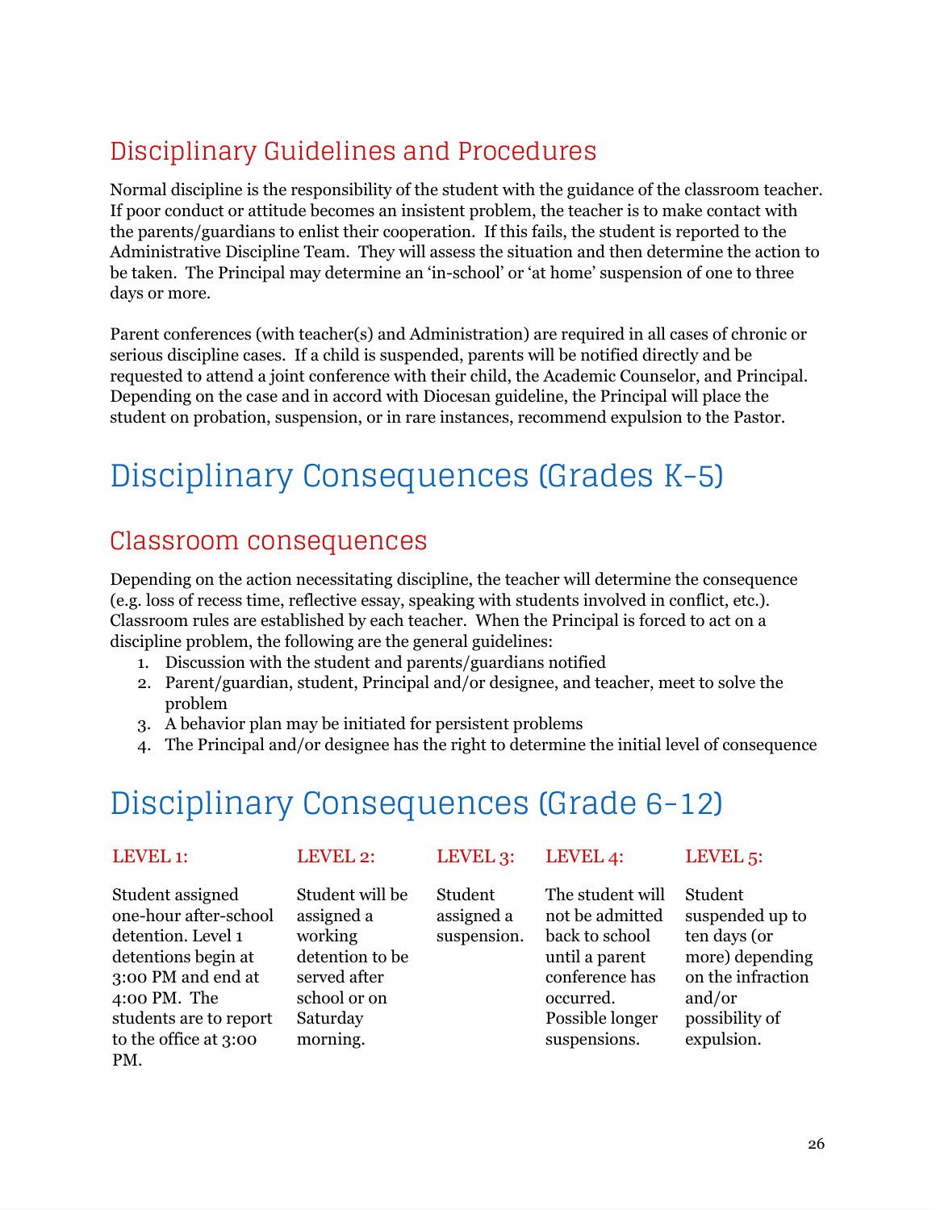## Disciplinary Guidelines and Procedures

Normal discipline is the responsibility of the student with the guidance of the classroom teacher. If poor conduct or attitude becomes an insistent problem, the teacher is to make contact with the parents/guardians to enlist their cooperation. If this fails, the student is reported to the Administrative Discipline Team. They will assess the situation and then determine the action to be taken. The Principal may determine an 'in-school' or 'at home' suspension of one to three days or more.

Parent conferences (with teacher(s) and Administration) are required in all cases of chronic or serious discipline cases. If a child is suspended, parents will be notified directly and be requested to attend a joint conference with their child, the Academic Counselor, and Principal. Depending on the case and in accord with Diocesan guideline, the Principal will place the student on probation, suspension, or in rare instances, recommend expulsion to the Pastor.

# Disciplinary Consequences (Grades K-5)

## Classroom consequences

Depending on the action necessitating discipline, the teacher will determine the consequence (e.g. loss of recess time, reflective essay, speaking with students involved in conflict, etc.). Classroom rules are established by each teacher. When the Principal is forced to act on a discipline problem, the following are the general guidelines:

1. Discussion with the student and parents/guardians notified
2. Parent/guardian, student, Principal and/or designee, and teacher, meet to solve the problem
3. A behavior plan may be initiated for persistent problems
4. The Principal and/or designee has the right to determine the initial level of consequence

# Disciplinary Consequences (Grade 6-12)

| LEVEL 1: | LEVEL 2: | LEVEL 3: | LEVEL 4: | LEVEL 5: |
|---|---|---|---|---|
| Student assigned one-hour after-school detention. Level 1 detentions begin at 3:00 PM and end at 4:00 PM. The students are to report to the office at 3:00 PM. | Student will be assigned a working detention to be served after school or on Saturday morning. | Student assigned a suspension. | The student will not be admitted back to school until a parent conference has occurred. Possible longer suspensions. | Student suspended up to ten days (or more) depending on the infraction and/or possibility of expulsion. |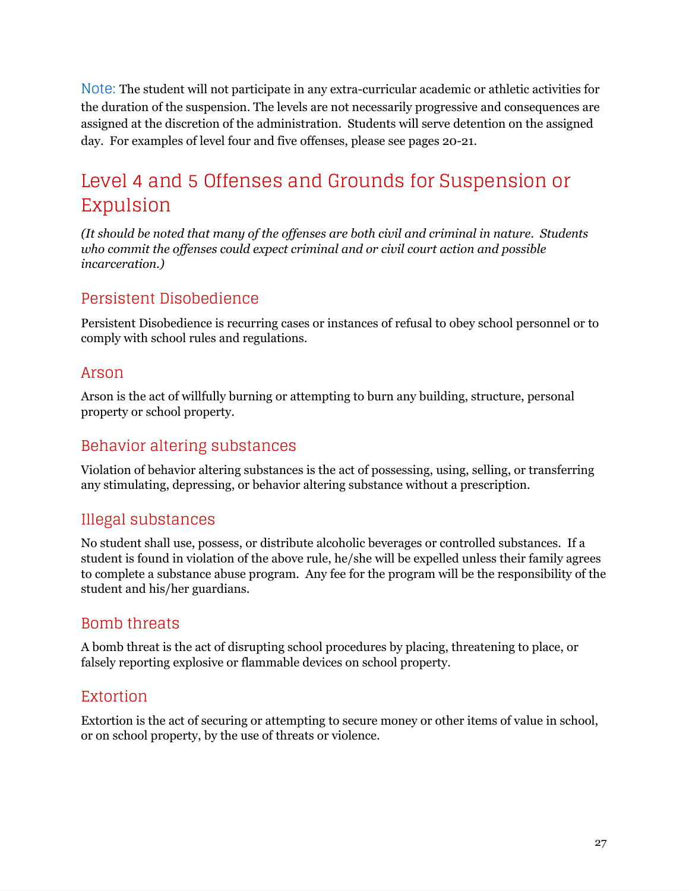Note: The student will not participate in any extra-curricular academic or athletic activities for the duration of the suspension. The levels are not necessarily progressive and consequences are assigned at the discretion of the administration.  Students will serve detention on the assigned day.  For examples of level four and five offenses, please see pages 20-21.

## Level 4 and 5 Offenses and Grounds for Suspension or Expulsion

*(It should be noted that many of the offenses are both civil and criminal in nature.  Students who commit the offenses could expect criminal and or civil court action and possible incarceration.)*

### Persistent Disobedience

Persistent Disobedience is recurring cases or instances of refusal to obey school personnel or to comply with school rules and regulations.

### Arson

Arson is the act of willfully burning or attempting to burn any building, structure, personal property or school property.

### Behavior altering substances

Violation of behavior altering substances is the act of possessing, using, selling, or transferring any stimulating, depressing, or behavior altering substance without a prescription.

### Illegal substances

No student shall use, possess, or distribute alcoholic beverages or controlled substances.  If a student is found in violation of the above rule, he/she will be expelled unless their family agrees to complete a substance abuse program.  Any fee for the program will be the responsibility of the student and his/her guardians.

### Bomb threats

A bomb threat is the act of disrupting school procedures by placing, threatening to place, or falsely reporting explosive or flammable devices on school property.

### Extortion

Extortion is the act of securing or attempting to secure money or other items of value in school, or on school property, by the use of threats or violence.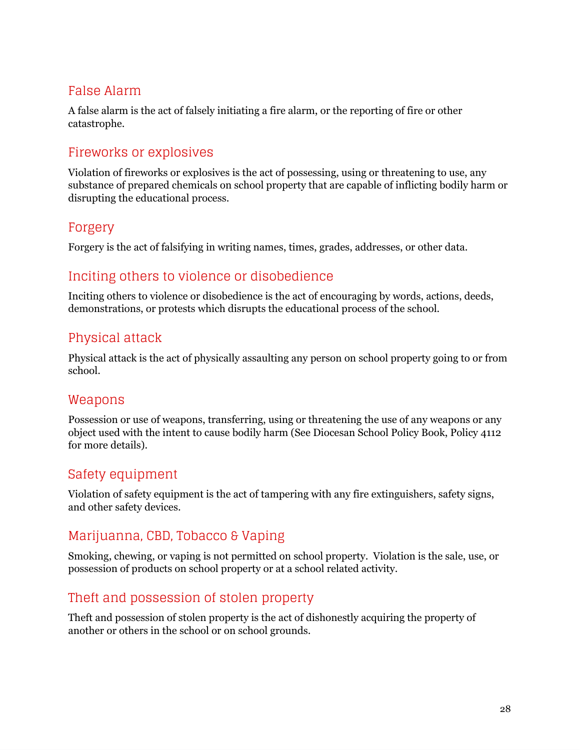## False Alarm

A false alarm is the act of falsely initiating a fire alarm, or the reporting of fire or other catastrophe.

## Fireworks or explosives

Violation of fireworks or explosives is the act of possessing, using or threatening to use, any substance of prepared chemicals on school property that are capable of inflicting bodily harm or disrupting the educational process.

## Forgery

Forgery is the act of falsifying in writing names, times, grades, addresses, or other data.

## Inciting others to violence or disobedience

Inciting others to violence or disobedience is the act of encouraging by words, actions, deeds, demonstrations, or protests which disrupts the educational process of the school.

## Physical attack

Physical attack is the act of physically assaulting any person on school property going to or from school.

## Weapons

Possession or use of weapons, transferring, using or threatening the use of any weapons or any object used with the intent to cause bodily harm (See Diocesan School Policy Book, Policy 4112 for more details).

## Safety equipment

Violation of safety equipment is the act of tampering with any fire extinguishers, safety signs, and other safety devices.

## Marijuanna, CBD, Tobacco & Vaping

Smoking, chewing, or vaping is not permitted on school property. Violation is the sale, use, or possession of products on school property or at a school related activity.

## Theft and possession of stolen property

Theft and possession of stolen property is the act of dishonestly acquiring the property of another or others in the school or on school grounds.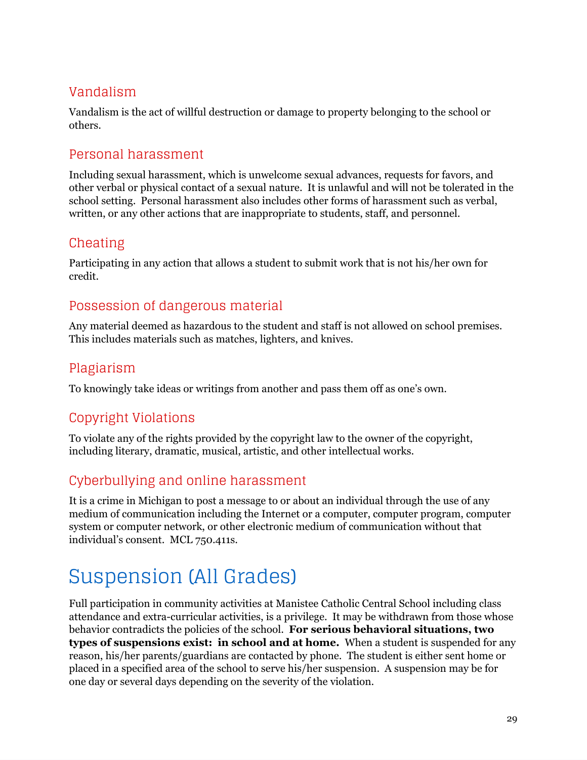### Vandalism

Vandalism is the act of willful destruction or damage to property belonging to the school or others.

### Personal harassment

Including sexual harassment, which is unwelcome sexual advances, requests for favors, and other verbal or physical contact of a sexual nature. It is unlawful and will not be tolerated in the school setting. Personal harassment also includes other forms of harassment such as verbal, written, or any other actions that are inappropriate to students, staff, and personnel.

### Cheating

Participating in any action that allows a student to submit work that is not his/her own for credit.

### Possession of dangerous material

Any material deemed as hazardous to the student and staff is not allowed on school premises. This includes materials such as matches, lighters, and knives.

### Plagiarism

To knowingly take ideas or writings from another and pass them off as one's own.

### Copyright Violations

To violate any of the rights provided by the copyright law to the owner of the copyright, including literary, dramatic, musical, artistic, and other intellectual works.

### Cyberbullying and online harassment

It is a crime in Michigan to post a message to or about an individual through the use of any medium of communication including the Internet or a computer, computer program, computer system or computer network, or other electronic medium of communication without that individual's consent. MCL 750.411s.

# Suspension (All Grades)

Full participation in community activities at Manistee Catholic Central School including class attendance and extra-curricular activities, is a privilege. It may be withdrawn from those whose behavior contradicts the policies of the school. **For serious behavioral situations, two types of suspensions exist: in school and at home.** When a student is suspended for any reason, his/her parents/guardians are contacted by phone. The student is either sent home or placed in a specified area of the school to serve his/her suspension. A suspension may be for one day or several days depending on the severity of the violation.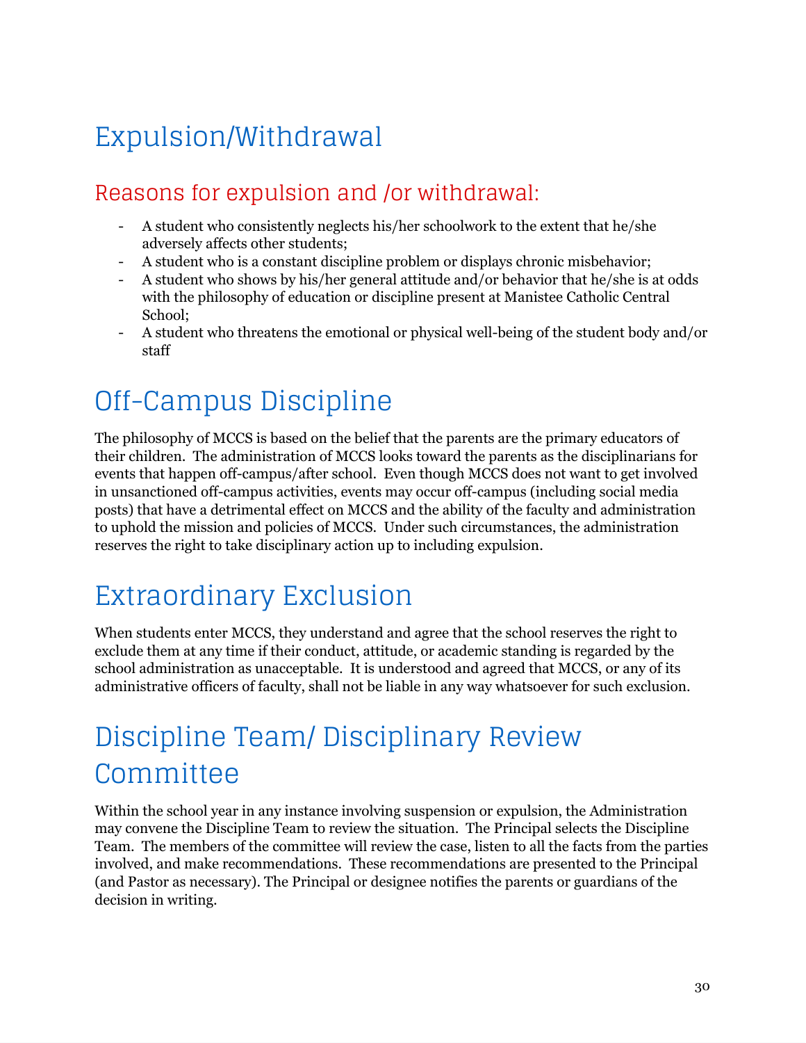# Expulsion/Withdrawal

## Reasons for expulsion and /or withdrawal:

- A student who consistently neglects his/her schoolwork to the extent that he/she adversely affects other students;
- A student who is a constant discipline problem or displays chronic misbehavior;
- A student who shows by his/her general attitude and/or behavior that he/she is at odds with the philosophy of education or discipline present at Manistee Catholic Central School;
- A student who threatens the emotional or physical well-being of the student body and/or staff

# Off-Campus Discipline

The philosophy of MCCS is based on the belief that the parents are the primary educators of their children. The administration of MCCS looks toward the parents as the disciplinarians for events that happen off-campus/after school. Even though MCCS does not want to get involved in unsanctioned off-campus activities, events may occur off-campus (including social media posts) that have a detrimental effect on MCCS and the ability of the faculty and administration to uphold the mission and policies of MCCS. Under such circumstances, the administration reserves the right to take disciplinary action up to including expulsion.

# Extraordinary Exclusion

When students enter MCCS, they understand and agree that the school reserves the right to exclude them at any time if their conduct, attitude, or academic standing is regarded by the school administration as unacceptable. It is understood and agreed that MCCS, or any of its administrative officers of faculty, shall not be liable in any way whatsoever for such exclusion.

# Discipline Team/ Disciplinary Review Committee

Within the school year in any instance involving suspension or expulsion, the Administration may convene the Discipline Team to review the situation. The Principal selects the Discipline Team. The members of the committee will review the case, listen to all the facts from the parties involved, and make recommendations. These recommendations are presented to the Principal (and Pastor as necessary). The Principal or designee notifies the parents or guardians of the decision in writing.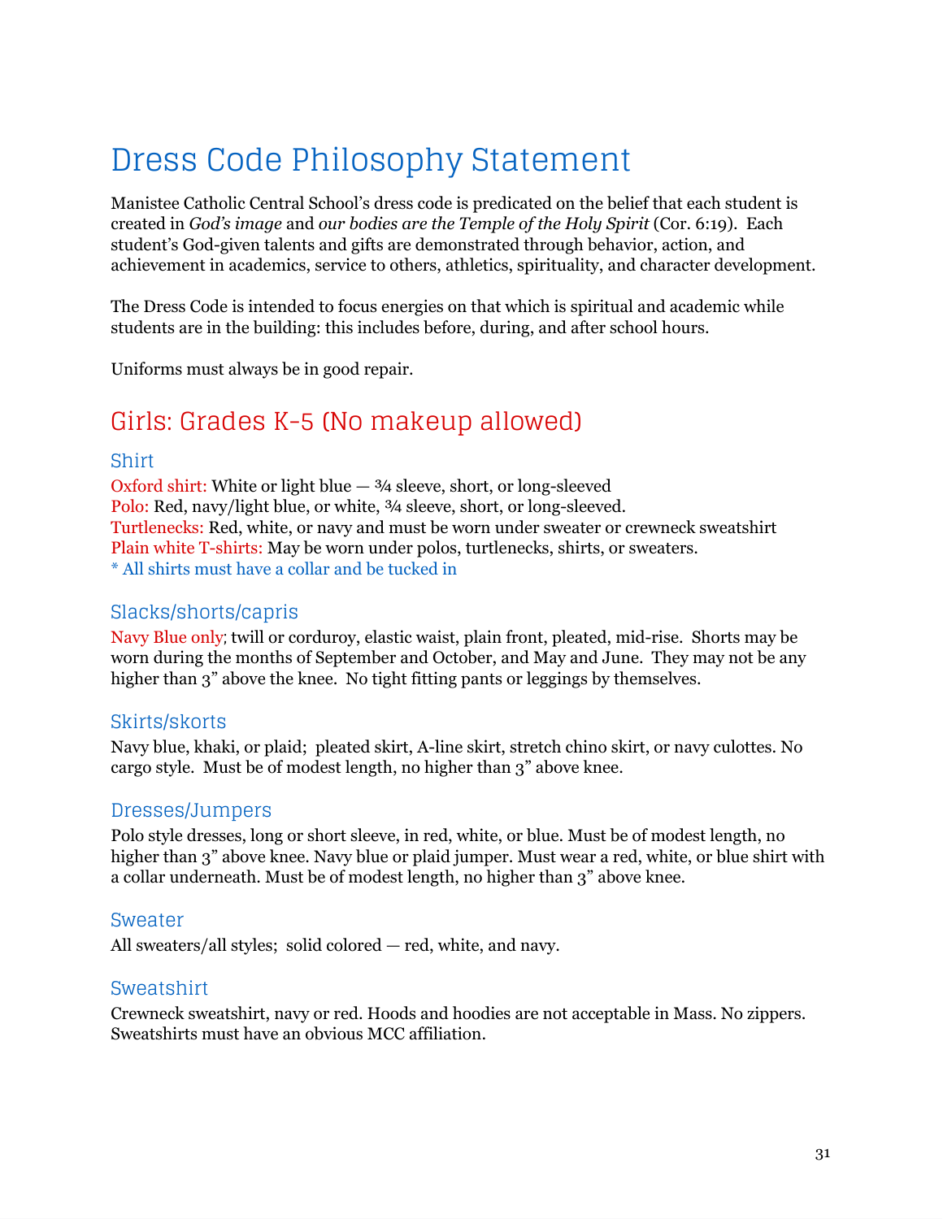# Dress Code Philosophy Statement

Manistee Catholic Central School's dress code is predicated on the belief that each student is created in *God's image* and *our bodies are the Temple of the Holy Spirit* (Cor. 6:19). Each student's God-given talents and gifts are demonstrated through behavior, action, and achievement in academics, service to others, athletics, spirituality, and character development.

The Dress Code is intended to focus energies on that which is spiritual and academic while students are in the building: this includes before, during, and after school hours.

Uniforms must always be in good repair.

## Girls: Grades K-5 (No makeup allowed)

### Shirt

Oxford shirt: White or light blue — ¾ sleeve, short, or long-sleeved
Polo: Red, navy/light blue, or white, ¾ sleeve, short, or long-sleeved.
Turtlenecks: Red, white, or navy and must be worn under sweater or crewneck sweatshirt
Plain white T-shirts: May be worn under polos, turtlenecks, shirts, or sweaters.
* All shirts must have a collar and be tucked in

### Slacks/shorts/capris

Navy Blue only; twill or corduroy, elastic waist, plain front, pleated, mid-rise. Shorts may be worn during the months of September and October, and May and June. They may not be any higher than 3" above the knee. No tight fitting pants or leggings by themselves.

### Skirts/skorts

Navy blue, khaki, or plaid; pleated skirt, A-line skirt, stretch chino skirt, or navy culottes. No cargo style. Must be of modest length, no higher than 3" above knee.

### Dresses/Jumpers

Polo style dresses, long or short sleeve, in red, white, or blue. Must be of modest length, no higher than 3" above knee. Navy blue or plaid jumper. Must wear a red, white, or blue shirt with a collar underneath. Must be of modest length, no higher than 3" above knee.

### Sweater

All sweaters/all styles; solid colored — red, white, and navy.

### Sweatshirt

Crewneck sweatshirt, navy or red. Hoods and hoodies are not acceptable in Mass. No zippers. Sweatshirts must have an obvious MCC affiliation.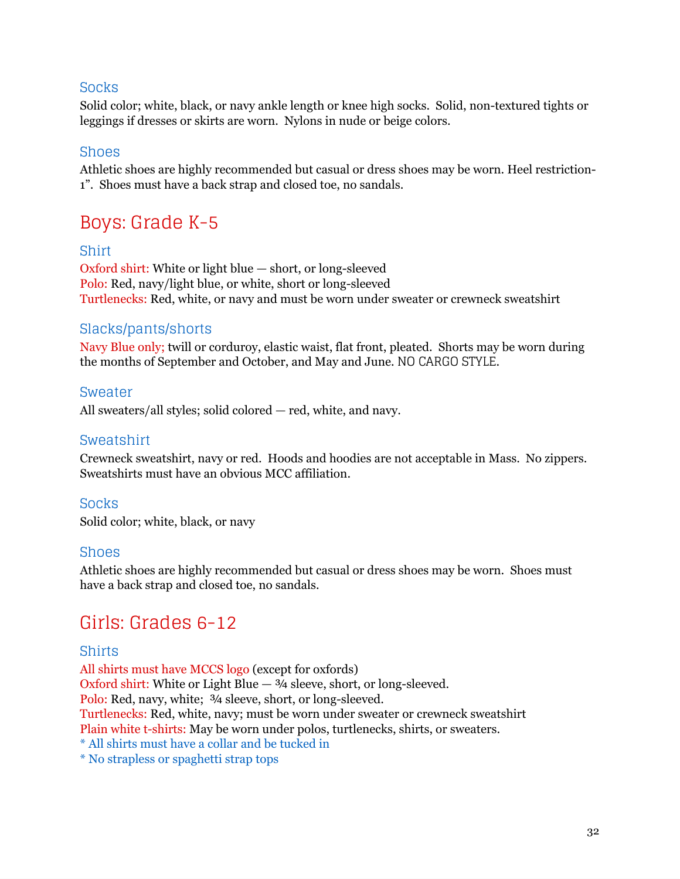### Socks

Solid color; white, black, or navy ankle length or knee high socks. Solid, non-textured tights or leggings if dresses or skirts are worn. Nylons in nude or beige colors.

### Shoes

Athletic shoes are highly recommended but casual or dress shoes may be worn. Heel restriction- 1". Shoes must have a back strap and closed toe, no sandals.

## Boys: Grade K-5

### Shirt

Oxford shirt: White or light blue — short, or long-sleeved
Polo: Red, navy/light blue, or white, short or long-sleeved
Turtlenecks: Red, white, or navy and must be worn under sweater or crewneck sweatshirt

### Slacks/pants/shorts

Navy Blue only; twill or corduroy, elastic waist, flat front, pleated. Shorts may be worn during the months of September and October, and May and June. NO CARGO STYLE.

### Sweater

All sweaters/all styles; solid colored — red, white, and navy.

### Sweatshirt

Crewneck sweatshirt, navy or red. Hoods and hoodies are not acceptable in Mass. No zippers. Sweatshirts must have an obvious MCC affiliation.

### Socks

Solid color; white, black, or navy

### Shoes

Athletic shoes are highly recommended but casual or dress shoes may be worn. Shoes must have a back strap and closed toe, no sandals.

## Girls: Grades 6-12

### Shirts

All shirts must have MCCS logo (except for oxfords)
Oxford shirt: White or Light Blue — ¾ sleeve, short, or long-sleeved.
Polo: Red, navy, white; ¾ sleeve, short, or long-sleeved.
Turtlenecks: Red, white, navy; must be worn under sweater or crewneck sweatshirt
Plain white t-shirts: May be worn under polos, turtlenecks, shirts, or sweaters.
* All shirts must have a collar and be tucked in
* No strapless or spaghetti strap tops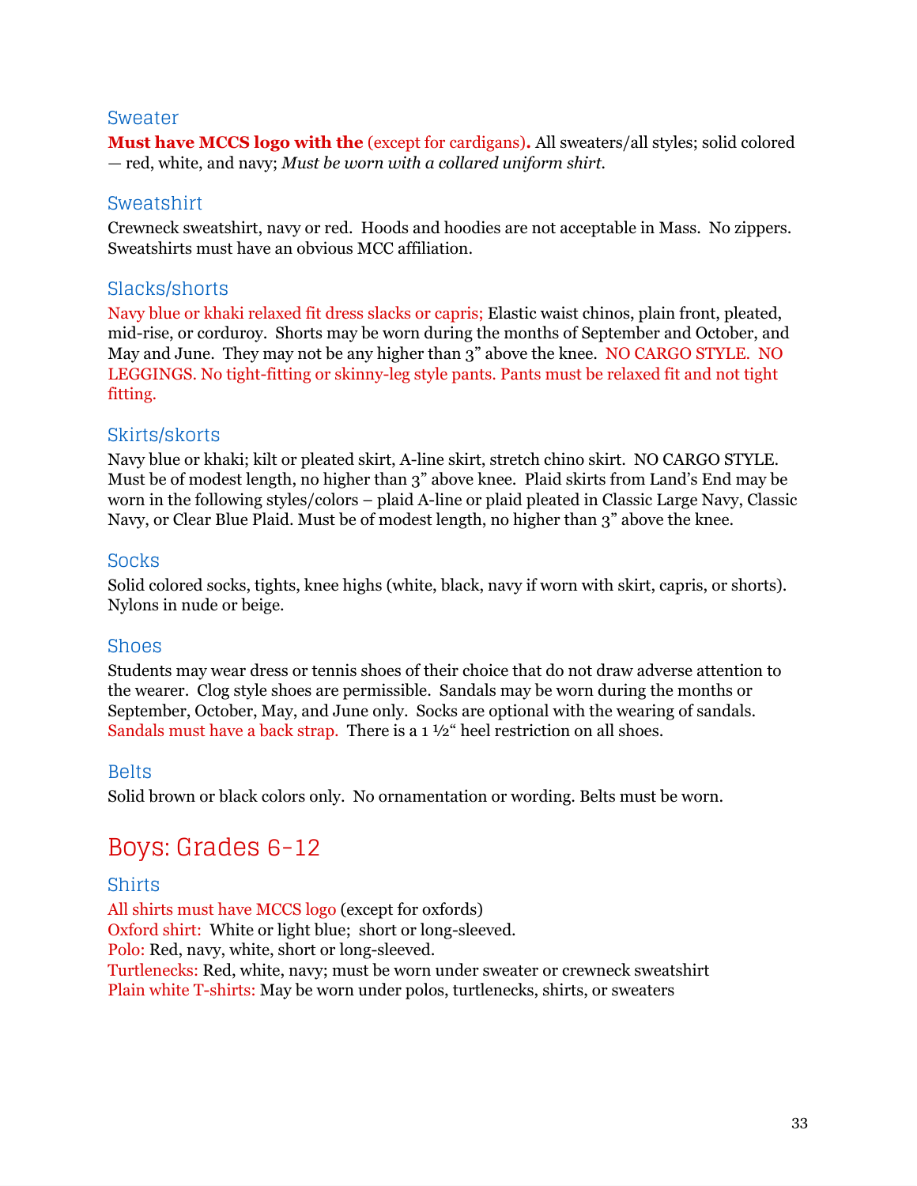### Sweater

**Must have MCCS logo with the** (except for cardigans)**.** All sweaters/all styles; solid colored — red, white, and navy; *Must be worn with a collared uniform shirt.*

### Sweatshirt

Crewneck sweatshirt, navy or red. Hoods and hoodies are not acceptable in Mass. No zippers. Sweatshirts must have an obvious MCC affiliation.

### Slacks/shorts

Navy blue or khaki relaxed fit dress slacks or capris; Elastic waist chinos, plain front, pleated, mid-rise, or corduroy. Shorts may be worn during the months of September and October, and May and June. They may not be any higher than 3" above the knee. NO CARGO STYLE. NO LEGGINGS. No tight-fitting or skinny-leg style pants. Pants must be relaxed fit and not tight fitting.

### Skirts/skorts

Navy blue or khaki; kilt or pleated skirt, A-line skirt, stretch chino skirt. NO CARGO STYLE. Must be of modest length, no higher than 3" above knee. Plaid skirts from Land's End may be worn in the following styles/colors – plaid A-line or plaid pleated in Classic Large Navy, Classic Navy, or Clear Blue Plaid. Must be of modest length, no higher than 3" above the knee.

### Socks

Solid colored socks, tights, knee highs (white, black, navy if worn with skirt, capris, or shorts). Nylons in nude or beige.

### Shoes

Students may wear dress or tennis shoes of their choice that do not draw adverse attention to the wearer. Clog style shoes are permissible. Sandals may be worn during the months or September, October, May, and June only. Socks are optional with the wearing of sandals. Sandals must have a back strap. There is a 1 ½" heel restriction on all shoes.

### Belts

Solid brown or black colors only. No ornamentation or wording. Belts must be worn.

## Boys: Grades 6-12

### Shirts

All shirts must have MCCS logo (except for oxfords)
Oxford shirt: White or light blue; short or long-sleeved.
Polo: Red, navy, white, short or long-sleeved.
Turtlenecks: Red, white, navy; must be worn under sweater or crewneck sweatshirt
Plain white T-shirts: May be worn under polos, turtlenecks, shirts, or sweaters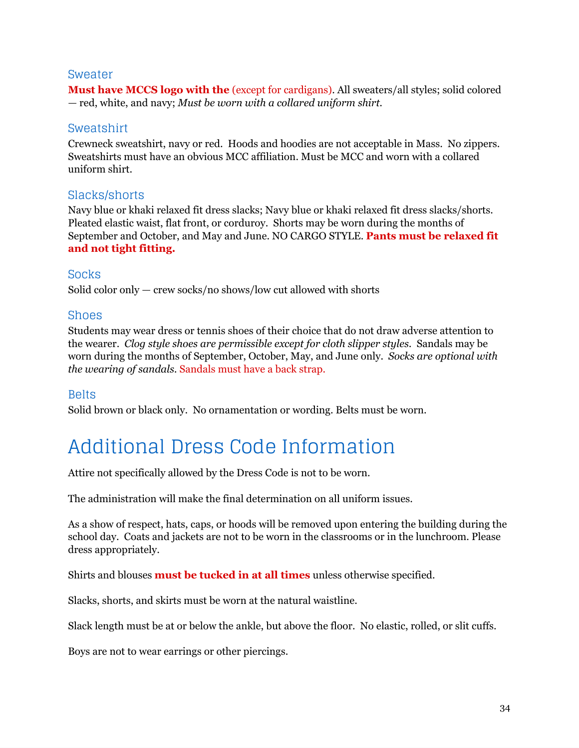### Sweater

**Must have MCCS logo with the** (except for cardigans). All sweaters/all styles; solid colored — red, white, and navy; *Must be worn with a collared uniform shirt.*

### Sweatshirt

Crewneck sweatshirt, navy or red. Hoods and hoodies are not acceptable in Mass. No zippers. Sweatshirts must have an obvious MCC affiliation. Must be MCC and worn with a collared uniform shirt.

### Slacks/shorts

Navy blue or khaki relaxed fit dress slacks; Navy blue or khaki relaxed fit dress slacks/shorts. Pleated elastic waist, flat front, or corduroy. Shorts may be worn during the months of September and October, and May and June. NO CARGO STYLE. **Pants must be relaxed fit and not tight fitting.**

### Socks

Solid color only — crew socks/no shows/low cut allowed with shorts

### Shoes

Students may wear dress or tennis shoes of their choice that do not draw adverse attention to the wearer. *Clog style shoes are permissible except for cloth slipper styles.* Sandals may be worn during the months of September, October, May, and June only. *Socks are optional with the wearing of sandals.* Sandals must have a back strap.

### Belts

Solid brown or black only. No ornamentation or wording. Belts must be worn.

## Additional Dress Code Information

Attire not specifically allowed by the Dress Code is not to be worn.

The administration will make the final determination on all uniform issues.

As a show of respect, hats, caps, or hoods will be removed upon entering the building during the school day. Coats and jackets are not to be worn in the classrooms or in the lunchroom. Please dress appropriately.

Shirts and blouses **must be tucked in at all times** unless otherwise specified.

Slacks, shorts, and skirts must be worn at the natural waistline.

Slack length must be at or below the ankle, but above the floor. No elastic, rolled, or slit cuffs.

Boys are not to wear earrings or other piercings.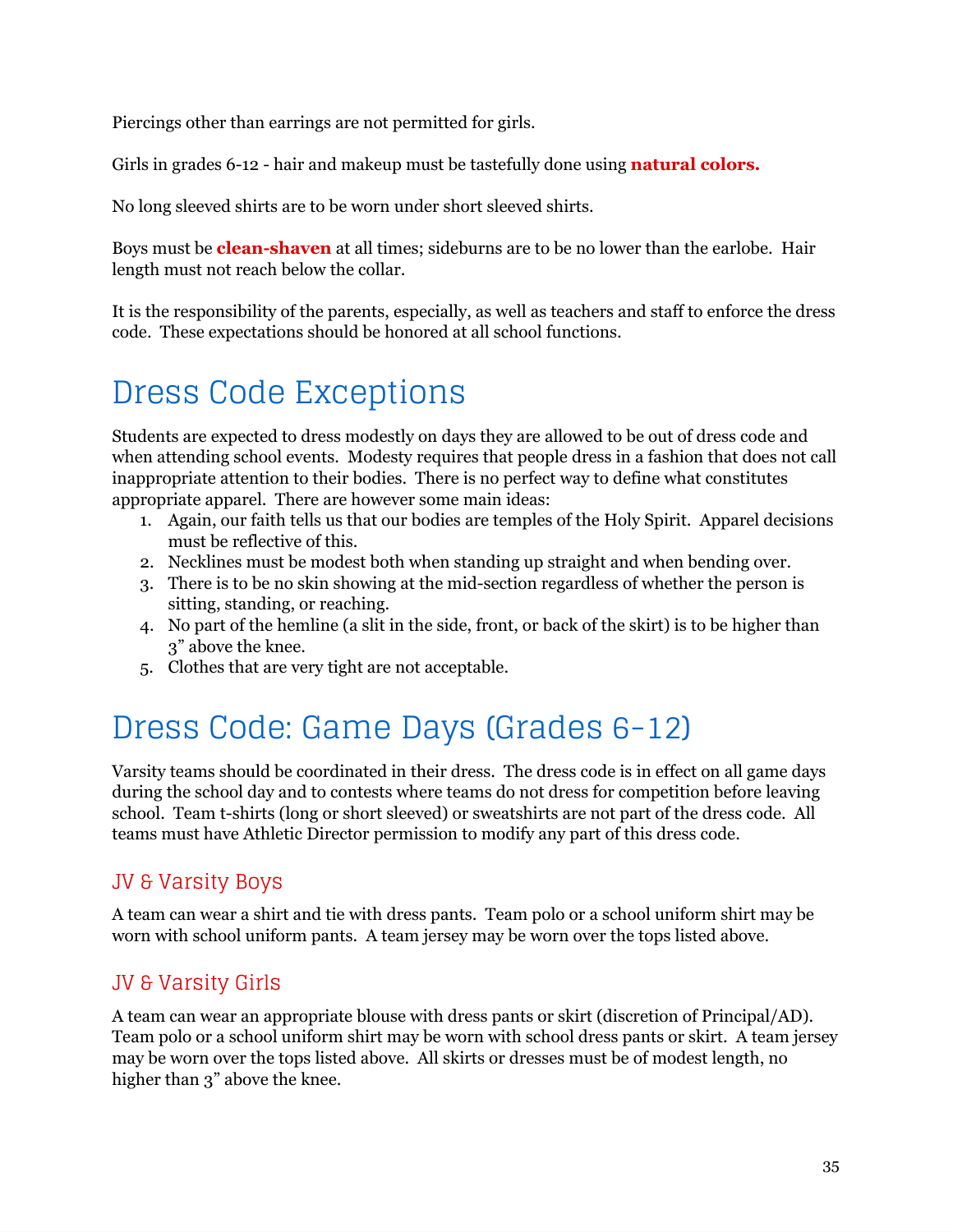Piercings other than earrings are not permitted for girls.

Girls in grades 6-12 - hair and makeup must be tastefully done using **natural colors.**

No long sleeved shirts are to be worn under short sleeved shirts.

Boys must be **clean-shaven** at all times; sideburns are to be no lower than the earlobe. Hair length must not reach below the collar.

It is the responsibility of the parents, especially, as well as teachers and staff to enforce the dress code. These expectations should be honored at all school functions.

# Dress Code Exceptions

Students are expected to dress modestly on days they are allowed to be out of dress code and when attending school events. Modesty requires that people dress in a fashion that does not call inappropriate attention to their bodies. There is no perfect way to define what constitutes appropriate apparel. There are however some main ideas:

1. Again, our faith tells us that our bodies are temples of the Holy Spirit. Apparel decisions must be reflective of this.
2. Necklines must be modest both when standing up straight and when bending over.
3. There is to be no skin showing at the mid-section regardless of whether the person is sitting, standing, or reaching.
4. No part of the hemline (a slit in the side, front, or back of the skirt) is to be higher than 3" above the knee.
5. Clothes that are very tight are not acceptable.

# Dress Code: Game Days (Grades 6-12)

Varsity teams should be coordinated in their dress. The dress code is in effect on all game days during the school day and to contests where teams do not dress for competition before leaving school. Team t-shirts (long or short sleeved) or sweatshirts are not part of the dress code. All teams must have Athletic Director permission to modify any part of this dress code.

## JV & Varsity Boys

A team can wear a shirt and tie with dress pants. Team polo or a school uniform shirt may be worn with school uniform pants. A team jersey may be worn over the tops listed above.

## JV & Varsity Girls

A team can wear an appropriate blouse with dress pants or skirt (discretion of Principal/AD). Team polo or a school uniform shirt may be worn with school dress pants or skirt. A team jersey may be worn over the tops listed above. All skirts or dresses must be of modest length, no higher than 3" above the knee.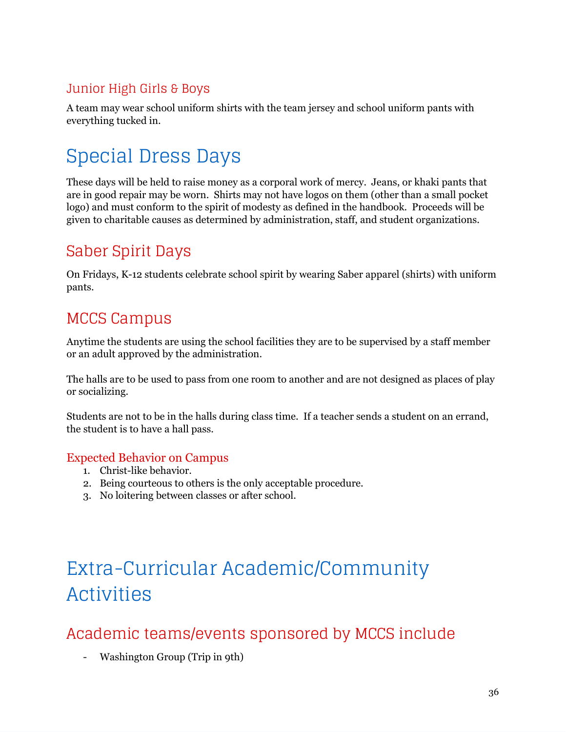### Junior High Girls & Boys

A team may wear school uniform shirts with the team jersey and school uniform pants with everything tucked in.

# Special Dress Days

These days will be held to raise money as a corporal work of mercy. Jeans, or khaki pants that are in good repair may be worn. Shirts may not have logos on them (other than a small pocket logo) and must conform to the spirit of modesty as defined in the handbook. Proceeds will be given to charitable causes as determined by administration, staff, and student organizations.

## Saber Spirit Days

On Fridays, K-12 students celebrate school spirit by wearing Saber apparel (shirts) with uniform pants.

## MCCS Campus

Anytime the students are using the school facilities they are to be supervised by a staff member or an adult approved by the administration.

The halls are to be used to pass from one room to another and are not designed as places of play or socializing.

Students are not to be in the halls during class time. If a teacher sends a student on an errand, the student is to have a hall pass.

### Expected Behavior on Campus

1. Christ-like behavior.
2. Being courteous to others is the only acceptable procedure.
3. No loitering between classes or after school.

# Extra-Curricular Academic/Community Activities

## Academic teams/events sponsored by MCCS include

- Washington Group (Trip in 9th)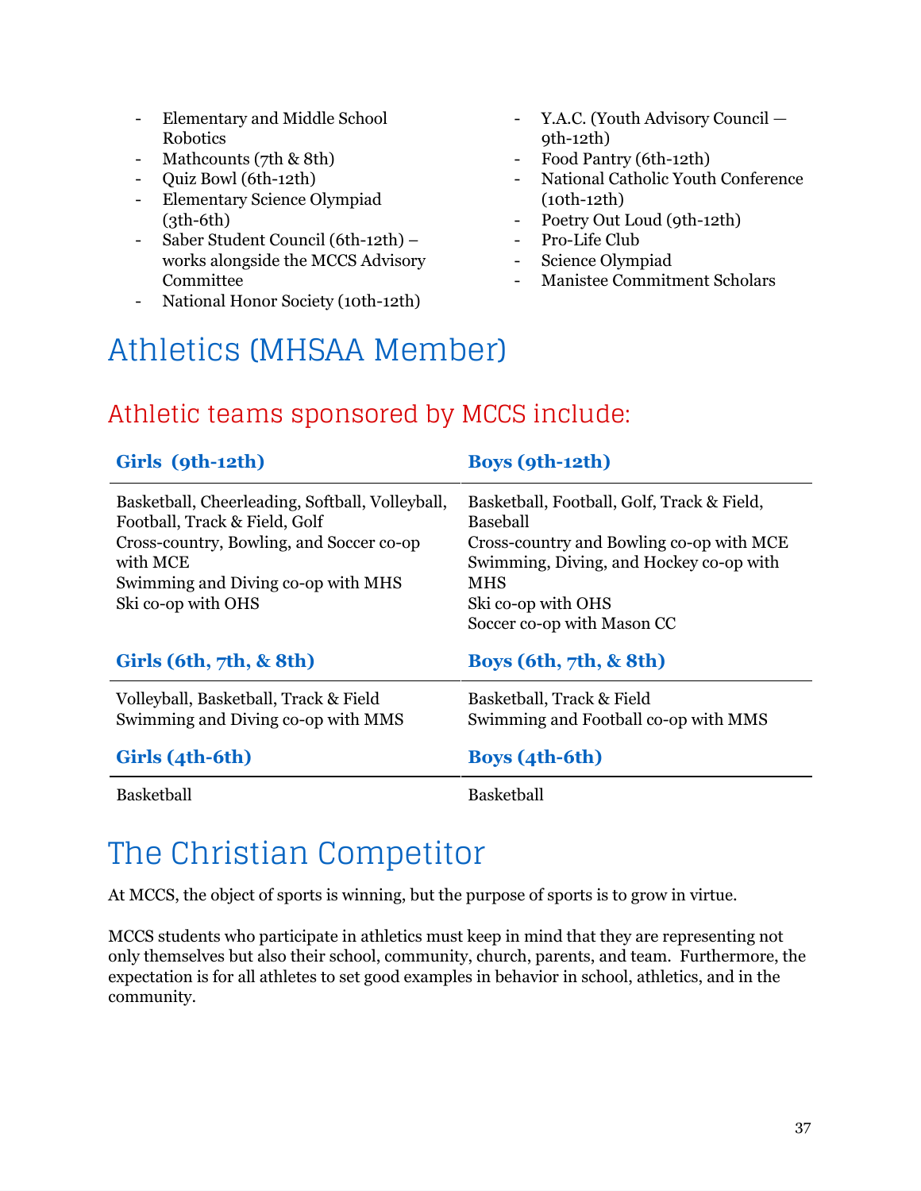- Elementary and Middle School Robotics
- Mathcounts (7th & 8th)
- Quiz Bowl (6th-12th)
- Elementary Science Olympiad (3th-6th)
- Saber Student Council (6th-12th) – works alongside the MCCS Advisory Committee
- National Honor Society (10th-12th)
- Y.A.C. (Youth Advisory Council — 9th-12th)
- Food Pantry (6th-12th)
- National Catholic Youth Conference (10th-12th)
- Poetry Out Loud (9th-12th)
- Pro-Life Club
- Science Olympiad
- Manistee Commitment Scholars

# Athletics (MHSAA Member)

## Athletic teams sponsored by MCCS include:

| **Girls (9th-12th)** | **Boys (9th-12th)** |
|---|---|
| Basketball, Cheerleading, Softball, Volleyball, Football, Track & Field, Golf<br>Cross-country, Bowling, and Soccer co-op with MCE<br>Swimming and Diving co-op with MHS<br>Ski co-op with OHS | Basketball, Football, Golf, Track & Field, Baseball<br>Cross-country and Bowling co-op with MCE<br>Swimming, Diving, and Hockey co-op with MHS<br>Ski co-op with OHS<br>Soccer co-op with Mason CC |
| **Girls (6th, 7th, & 8th)** | **Boys (6th, 7th, & 8th)** |
| Volleyball, Basketball, Track & Field<br>Swimming and Diving co-op with MMS | Basketball, Track & Field<br>Swimming and Football co-op with MMS |
| **Girls (4th-6th)** | **Boys (4th-6th)** |
| Basketball | Basketball |

# The Christian Competitor

At MCCS, the object of sports is winning, but the purpose of sports is to grow in virtue.

MCCS students who participate in athletics must keep in mind that they are representing not only themselves but also their school, community, church, parents, and team. Furthermore, the expectation is for all athletes to set good examples in behavior in school, athletics, and in the community.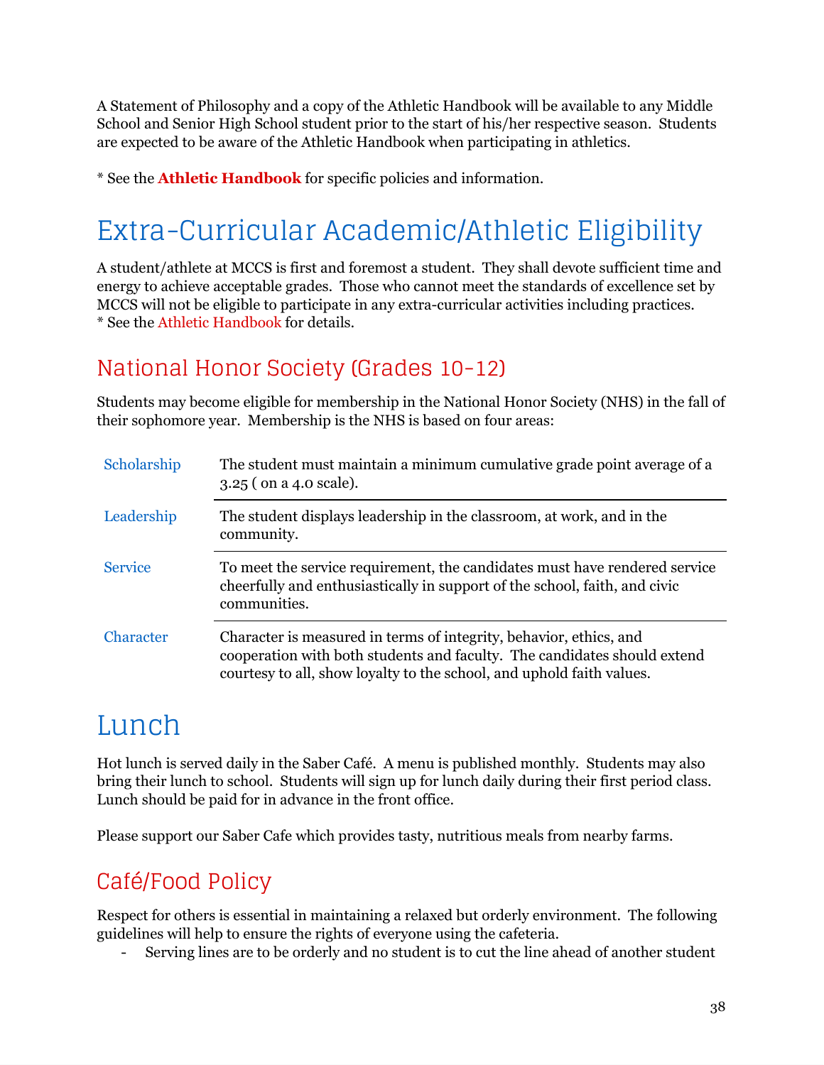A Statement of Philosophy and a copy of the Athletic Handbook will be available to any Middle School and Senior High School student prior to the start of his/her respective season. Students are expected to be aware of the Athletic Handbook when participating in athletics.

* See the **Athletic Handbook** for specific policies and information.

# Extra-Curricular Academic/Athletic Eligibility

A student/athlete at MCCS is first and foremost a student. They shall devote sufficient time and energy to achieve acceptable grades. Those who cannot meet the standards of excellence set by MCCS will not be eligible to participate in any extra-curricular activities including practices.
* See the Athletic Handbook for details.

## National Honor Society (Grades 10-12)

Students may become eligible for membership in the National Honor Society (NHS) in the fall of their sophomore year. Membership is the NHS is based on four areas:

| | |
|---|---|
| Scholarship | The student must maintain a minimum cumulative grade point average of a 3.25 ( on a 4.0 scale). |
| Leadership | The student displays leadership in the classroom, at work, and in the community. |
| Service | To meet the service requirement, the candidates must have rendered service cheerfully and enthusiastically in support of the school, faith, and civic communities. |
| Character | Character is measured in terms of integrity, behavior, ethics, and cooperation with both students and faculty. The candidates should extend courtesy to all, show loyalty to the school, and uphold faith values. |

# Lunch

Hot lunch is served daily in the Saber Café. A menu is published monthly. Students may also bring their lunch to school. Students will sign up for lunch daily during their first period class. Lunch should be paid for in advance in the front office.

Please support our Saber Cafe which provides tasty, nutritious meals from nearby farms.

## Café/Food Policy

Respect for others is essential in maintaining a relaxed but orderly environment. The following guidelines will help to ensure the rights of everyone using the cafeteria.

- Serving lines are to be orderly and no student is to cut the line ahead of another student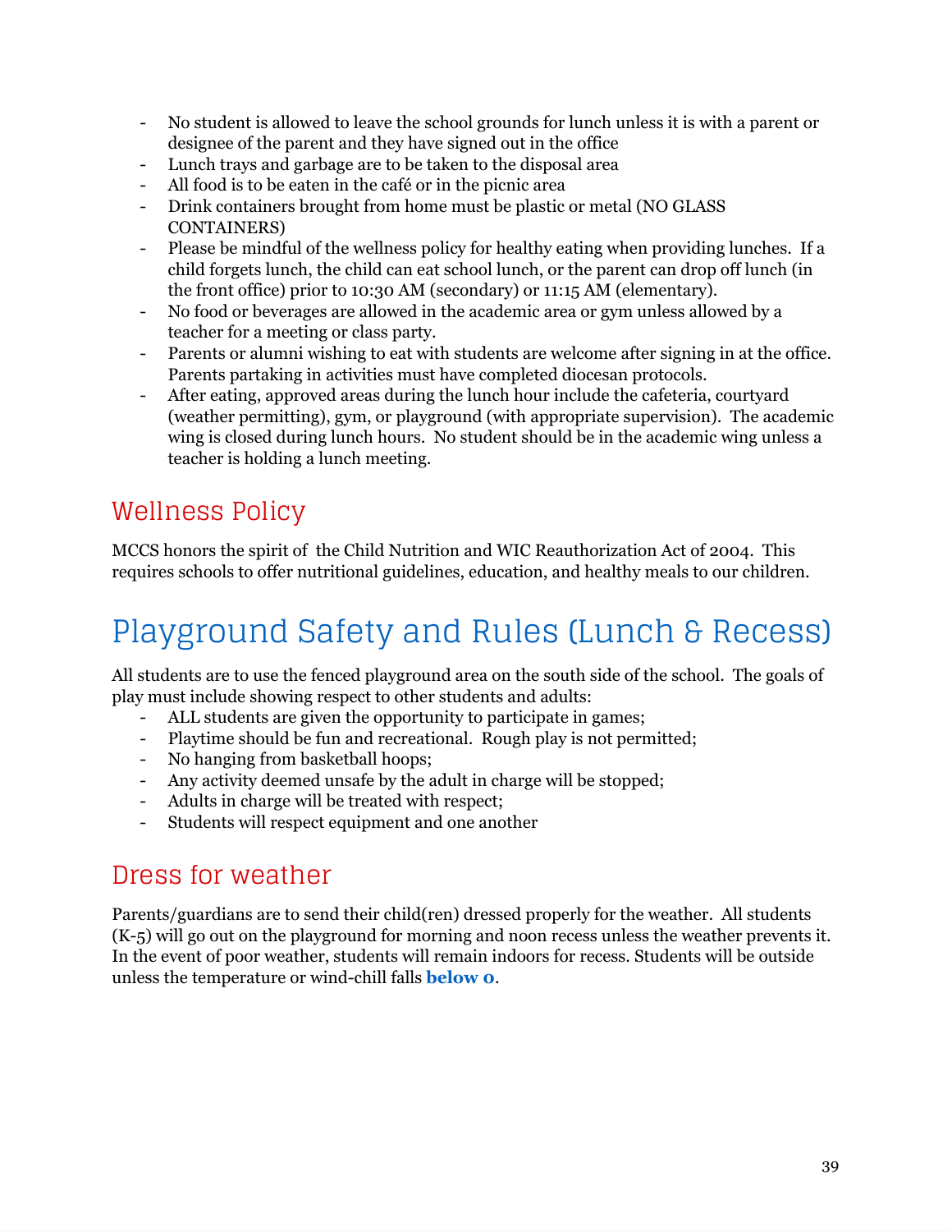- No student is allowed to leave the school grounds for lunch unless it is with a parent or designee of the parent and they have signed out in the office
- Lunch trays and garbage are to be taken to the disposal area
- All food is to be eaten in the café or in the picnic area
- Drink containers brought from home must be plastic or metal (NO GLASS CONTAINERS)
- Please be mindful of the wellness policy for healthy eating when providing lunches. If a child forgets lunch, the child can eat school lunch, or the parent can drop off lunch (in the front office) prior to 10:30 AM (secondary) or 11:15 AM (elementary).
- No food or beverages are allowed in the academic area or gym unless allowed by a teacher for a meeting or class party.
- Parents or alumni wishing to eat with students are welcome after signing in at the office. Parents partaking in activities must have completed diocesan protocols.
- After eating, approved areas during the lunch hour include the cafeteria, courtyard (weather permitting), gym, or playground (with appropriate supervision). The academic wing is closed during lunch hours. No student should be in the academic wing unless a teacher is holding a lunch meeting.

## Wellness Policy

MCCS honors the spirit of the Child Nutrition and WIC Reauthorization Act of 2004. This requires schools to offer nutritional guidelines, education, and healthy meals to our children.

# Playground Safety and Rules (Lunch & Recess)

All students are to use the fenced playground area on the south side of the school. The goals of play must include showing respect to other students and adults:

- ALL students are given the opportunity to participate in games;
- Playtime should be fun and recreational. Rough play is not permitted;
- No hanging from basketball hoops;
- Any activity deemed unsafe by the adult in charge will be stopped;
- Adults in charge will be treated with respect;
- Students will respect equipment and one another

## Dress for weather

Parents/guardians are to send their child(ren) dressed properly for the weather. All students (K-5) will go out on the playground for morning and noon recess unless the weather prevents it. In the event of poor weather, students will remain indoors for recess. Students will be outside unless the temperature or wind-chill falls **below 0**.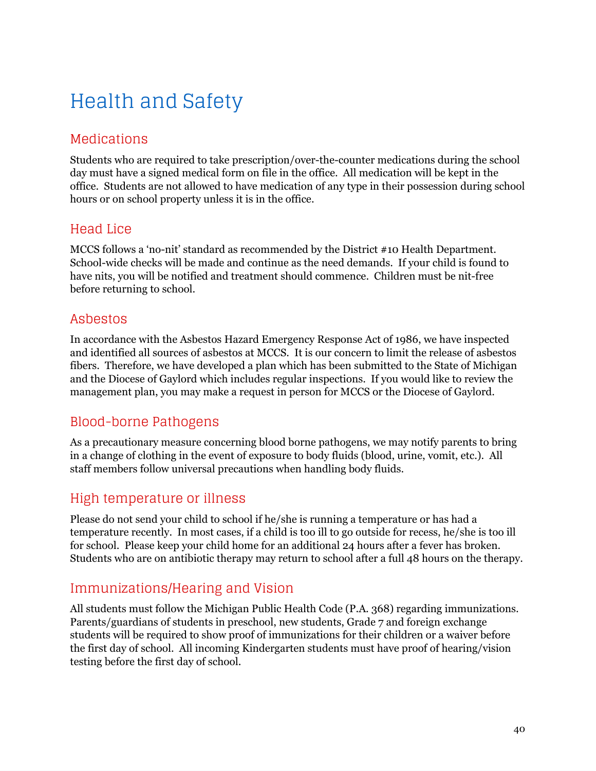# Health and Safety

## Medications

Students who are required to take prescription/over-the-counter medications during the school day must have a signed medical form on file in the office. All medication will be kept in the office. Students are not allowed to have medication of any type in their possession during school hours or on school property unless it is in the office.

## Head Lice

MCCS follows a 'no-nit' standard as recommended by the District #10 Health Department. School-wide checks will be made and continue as the need demands. If your child is found to have nits, you will be notified and treatment should commence. Children must be nit-free before returning to school.

## Asbestos

In accordance with the Asbestos Hazard Emergency Response Act of 1986, we have inspected and identified all sources of asbestos at MCCS. It is our concern to limit the release of asbestos fibers. Therefore, we have developed a plan which has been submitted to the State of Michigan and the Diocese of Gaylord which includes regular inspections. If you would like to review the management plan, you may make a request in person for MCCS or the Diocese of Gaylord.

## Blood-borne Pathogens

As a precautionary measure concerning blood borne pathogens, we may notify parents to bring in a change of clothing in the event of exposure to body fluids (blood, urine, vomit, etc.). All staff members follow universal precautions when handling body fluids.

## High temperature or illness

Please do not send your child to school if he/she is running a temperature or has had a temperature recently. In most cases, if a child is too ill to go outside for recess, he/she is too ill for school. Please keep your child home for an additional 24 hours after a fever has broken. Students who are on antibiotic therapy may return to school after a full 48 hours on the therapy.

## Immunizations/Hearing and Vision

All students must follow the Michigan Public Health Code (P.A. 368) regarding immunizations. Parents/guardians of students in preschool, new students, Grade 7 and foreign exchange students will be required to show proof of immunizations for their children or a waiver before the first day of school. All incoming Kindergarten students must have proof of hearing/vision testing before the first day of school.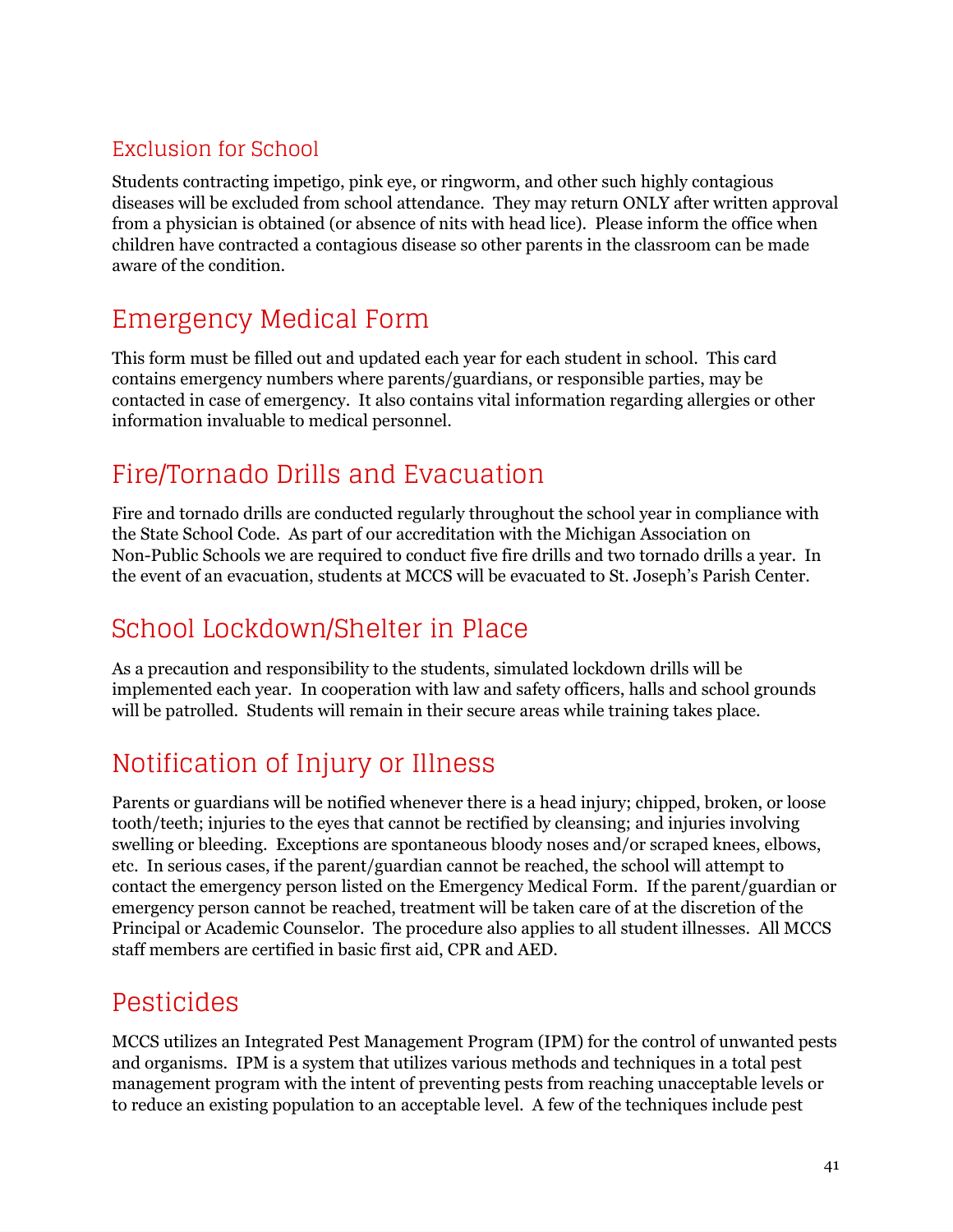### Exclusion for School

Students contracting impetigo, pink eye, or ringworm, and other such highly contagious diseases will be excluded from school attendance. They may return ONLY after written approval from a physician is obtained (or absence of nits with head lice). Please inform the office when children have contracted a contagious disease so other parents in the classroom can be made aware of the condition.

## Emergency Medical Form

This form must be filled out and updated each year for each student in school. This card contains emergency numbers where parents/guardians, or responsible parties, may be contacted in case of emergency. It also contains vital information regarding allergies or other information invaluable to medical personnel.

## Fire/Tornado Drills and Evacuation

Fire and tornado drills are conducted regularly throughout the school year in compliance with the State School Code. As part of our accreditation with the Michigan Association on Non-Public Schools we are required to conduct five fire drills and two tornado drills a year. In the event of an evacuation, students at MCCS will be evacuated to St. Joseph's Parish Center.

## School Lockdown/Shelter in Place

As a precaution and responsibility to the students, simulated lockdown drills will be implemented each year. In cooperation with law and safety officers, halls and school grounds will be patrolled. Students will remain in their secure areas while training takes place.

## Notification of Injury or Illness

Parents or guardians will be notified whenever there is a head injury; chipped, broken, or loose tooth/teeth; injuries to the eyes that cannot be rectified by cleansing; and injuries involving swelling or bleeding. Exceptions are spontaneous bloody noses and/or scraped knees, elbows, etc. In serious cases, if the parent/guardian cannot be reached, the school will attempt to contact the emergency person listed on the Emergency Medical Form. If the parent/guardian or emergency person cannot be reached, treatment will be taken care of at the discretion of the Principal or Academic Counselor. The procedure also applies to all student illnesses. All MCCS staff members are certified in basic first aid, CPR and AED.

## Pesticides

MCCS utilizes an Integrated Pest Management Program (IPM) for the control of unwanted pests and organisms. IPM is a system that utilizes various methods and techniques in a total pest management program with the intent of preventing pests from reaching unacceptable levels or to reduce an existing population to an acceptable level. A few of the techniques include pest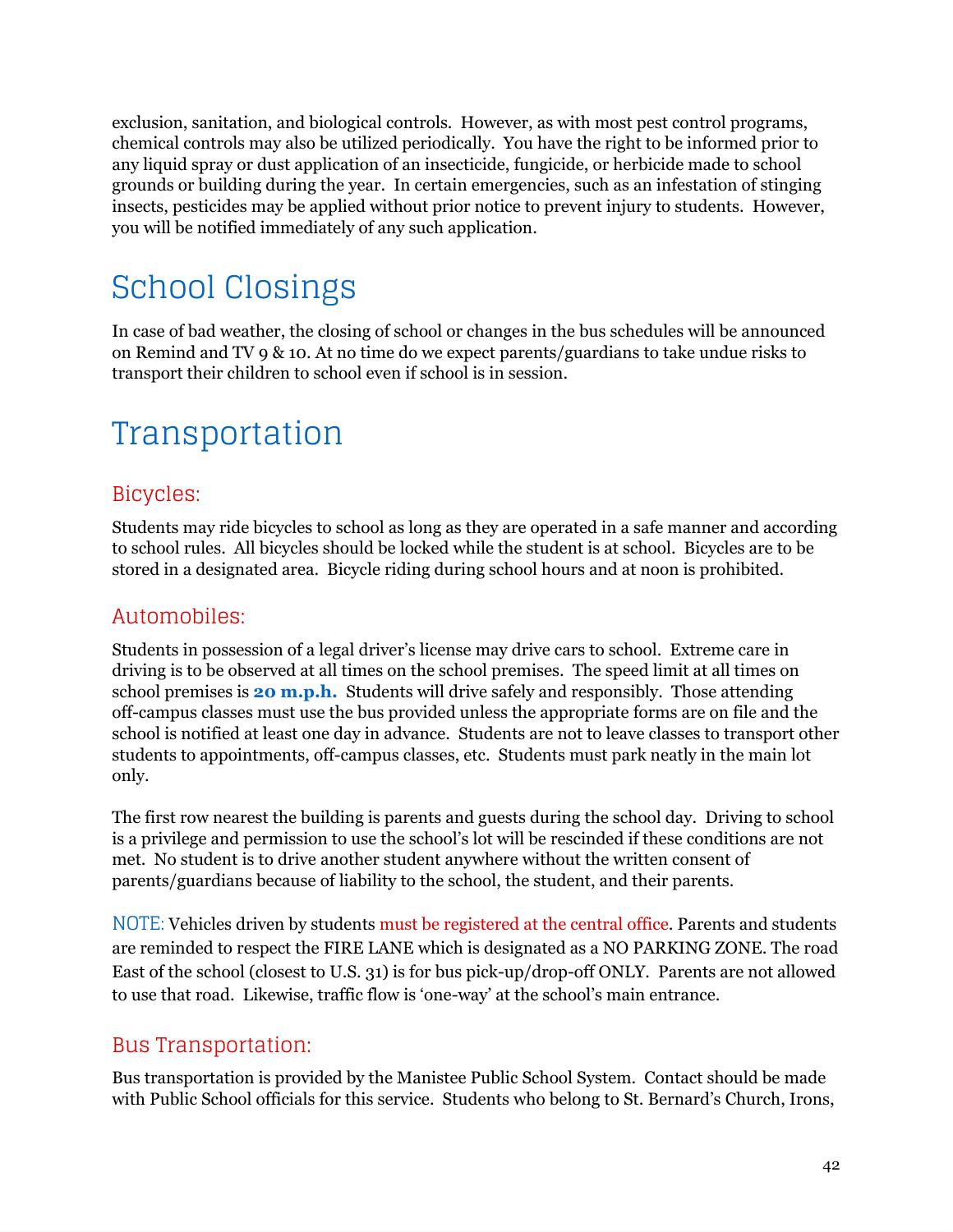exclusion, sanitation, and biological controls. However, as with most pest control programs, chemical controls may also be utilized periodically. You have the right to be informed prior to any liquid spray or dust application of an insecticide, fungicide, or herbicide made to school grounds or building during the year. In certain emergencies, such as an infestation of stinging insects, pesticides may be applied without prior notice to prevent injury to students. However, you will be notified immediately of any such application.

# School Closings

In case of bad weather, the closing of school or changes in the bus schedules will be announced on Remind and TV 9 & 10. At no time do we expect parents/guardians to take undue risks to transport their children to school even if school is in session.

# Transportation

## Bicycles:

Students may ride bicycles to school as long as they are operated in a safe manner and according to school rules. All bicycles should be locked while the student is at school. Bicycles are to be stored in a designated area. Bicycle riding during school hours and at noon is prohibited.

## Automobiles:

Students in possession of a legal driver's license may drive cars to school. Extreme care in driving is to be observed at all times on the school premises. The speed limit at all times on school premises is **20 m.p.h.** Students will drive safely and responsibly. Those attending off-campus classes must use the bus provided unless the appropriate forms are on file and the school is notified at least one day in advance. Students are not to leave classes to transport other students to appointments, off-campus classes, etc. Students must park neatly in the main lot only.

The first row nearest the building is parents and guests during the school day. Driving to school is a privilege and permission to use the school's lot will be rescinded if these conditions are not met. No student is to drive another student anywhere without the written consent of parents/guardians because of liability to the school, the student, and their parents.

NOTE: Vehicles driven by students must be registered at the central office. Parents and students are reminded to respect the FIRE LANE which is designated as a NO PARKING ZONE. The road East of the school (closest to U.S. 31) is for bus pick-up/drop-off ONLY. Parents are not allowed to use that road. Likewise, traffic flow is 'one-way' at the school's main entrance.

## Bus Transportation:

Bus transportation is provided by the Manistee Public School System. Contact should be made with Public School officials for this service. Students who belong to St. Bernard's Church, Irons,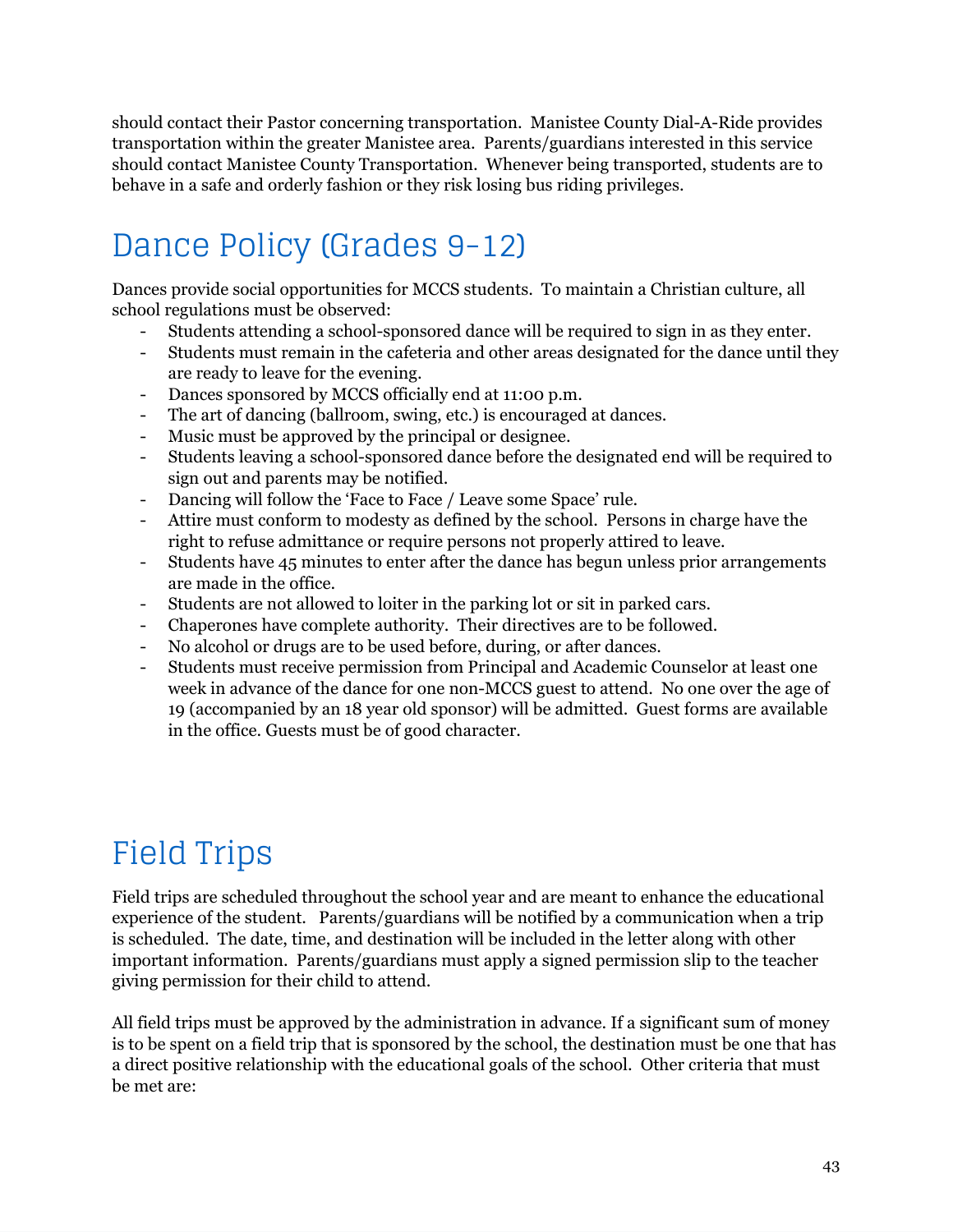should contact their Pastor concerning transportation. Manistee County Dial-A-Ride provides transportation within the greater Manistee area. Parents/guardians interested in this service should contact Manistee County Transportation. Whenever being transported, students are to behave in a safe and orderly fashion or they risk losing bus riding privileges.

# Dance Policy (Grades 9-12)

Dances provide social opportunities for MCCS students. To maintain a Christian culture, all school regulations must be observed:

- Students attending a school-sponsored dance will be required to sign in as they enter.
- Students must remain in the cafeteria and other areas designated for the dance until they are ready to leave for the evening.
- Dances sponsored by MCCS officially end at 11:00 p.m.
- The art of dancing (ballroom, swing, etc.) is encouraged at dances.
- Music must be approved by the principal or designee.
- Students leaving a school-sponsored dance before the designated end will be required to sign out and parents may be notified.
- Dancing will follow the 'Face to Face / Leave some Space' rule.
- Attire must conform to modesty as defined by the school. Persons in charge have the right to refuse admittance or require persons not properly attired to leave.
- Students have 45 minutes to enter after the dance has begun unless prior arrangements are made in the office.
- Students are not allowed to loiter in the parking lot or sit in parked cars.
- Chaperones have complete authority. Their directives are to be followed.
- No alcohol or drugs are to be used before, during, or after dances.
- Students must receive permission from Principal and Academic Counselor at least one week in advance of the dance for one non-MCCS guest to attend. No one over the age of 19 (accompanied by an 18 year old sponsor) will be admitted. Guest forms are available in the office. Guests must be of good character.

# Field Trips

Field trips are scheduled throughout the school year and are meant to enhance the educational experience of the student. Parents/guardians will be notified by a communication when a trip is scheduled. The date, time, and destination will be included in the letter along with other important information. Parents/guardians must apply a signed permission slip to the teacher giving permission for their child to attend.

All field trips must be approved by the administration in advance. If a significant sum of money is to be spent on a field trip that is sponsored by the school, the destination must be one that has a direct positive relationship with the educational goals of the school. Other criteria that must be met are: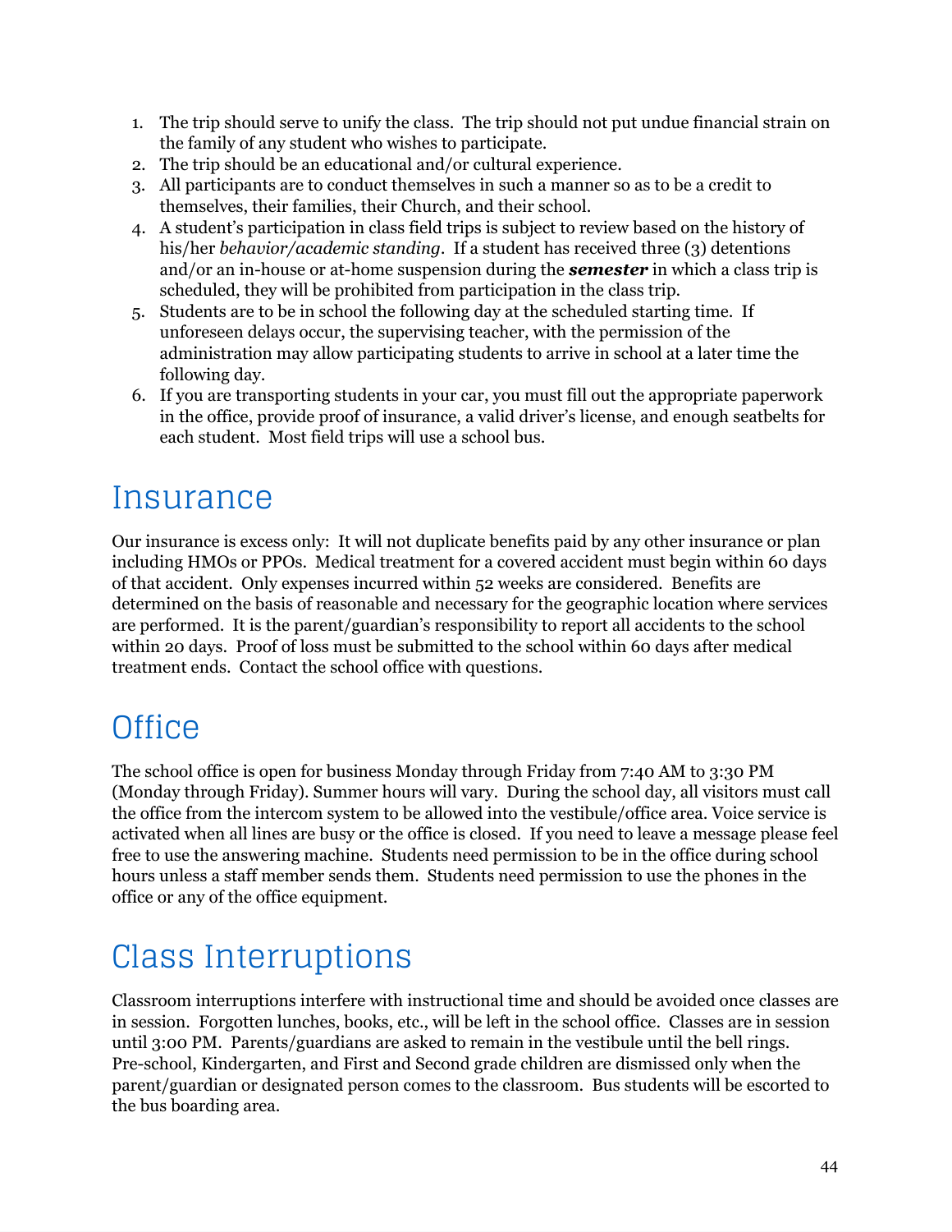1. The trip should serve to unify the class. The trip should not put undue financial strain on the family of any student who wishes to participate.
2. The trip should be an educational and/or cultural experience.
3. All participants are to conduct themselves in such a manner so as to be a credit to themselves, their families, their Church, and their school.
4. A student's participation in class field trips is subject to review based on the history of his/her *behavior/academic standing*. If a student has received three (3) detentions and/or an in-house or at-home suspension during the ***semester*** in which a class trip is scheduled, they will be prohibited from participation in the class trip.
5. Students are to be in school the following day at the scheduled starting time. If unforeseen delays occur, the supervising teacher, with the permission of the administration may allow participating students to arrive in school at a later time the following day.
6. If you are transporting students in your car, you must fill out the appropriate paperwork in the office, provide proof of insurance, a valid driver's license, and enough seatbelts for each student. Most field trips will use a school bus.

# Insurance

Our insurance is excess only: It will not duplicate benefits paid by any other insurance or plan including HMOs or PPOs. Medical treatment for a covered accident must begin within 60 days of that accident. Only expenses incurred within 52 weeks are considered. Benefits are determined on the basis of reasonable and necessary for the geographic location where services are performed. It is the parent/guardian's responsibility to report all accidents to the school within 20 days. Proof of loss must be submitted to the school within 60 days after medical treatment ends. Contact the school office with questions.

# Office

The school office is open for business Monday through Friday from 7:40 AM to 3:30 PM (Monday through Friday). Summer hours will vary. During the school day, all visitors must call the office from the intercom system to be allowed into the vestibule/office area. Voice service is activated when all lines are busy or the office is closed. If you need to leave a message please feel free to use the answering machine. Students need permission to be in the office during school hours unless a staff member sends them. Students need permission to use the phones in the office or any of the office equipment.

# Class Interruptions

Classroom interruptions interfere with instructional time and should be avoided once classes are in session. Forgotten lunches, books, etc., will be left in the school office. Classes are in session until 3:00 PM. Parents/guardians are asked to remain in the vestibule until the bell rings. Pre-school, Kindergarten, and First and Second grade children are dismissed only when the parent/guardian or designated person comes to the classroom. Bus students will be escorted to the bus boarding area.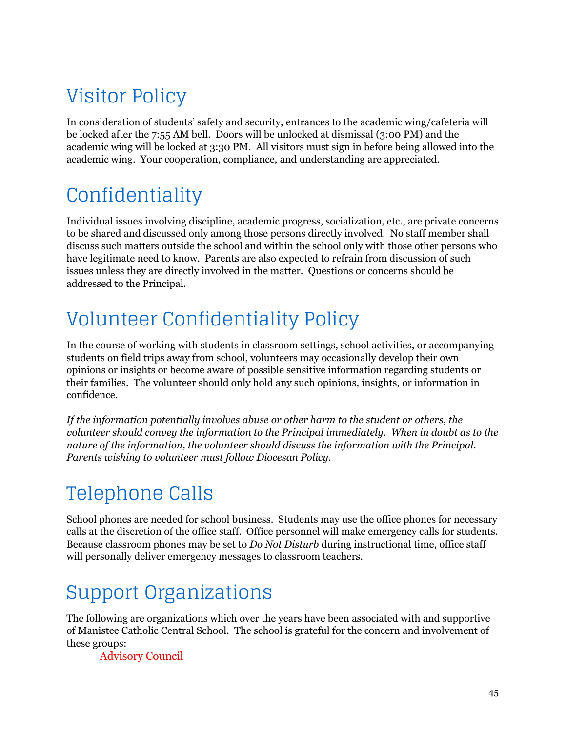## Visitor Policy

In consideration of students' safety and security, entrances to the academic wing/cafeteria will be locked after the 7:55 AM bell. Doors will be unlocked at dismissal (3:00 PM) and the academic wing will be locked at 3:30 PM. All visitors must sign in before being allowed into the academic wing. Your cooperation, compliance, and understanding are appreciated.

## Confidentiality

Individual issues involving discipline, academic progress, socialization, etc., are private concerns to be shared and discussed only among those persons directly involved. No staff member shall discuss such matters outside the school and within the school only with those other persons who have legitimate need to know. Parents are also expected to refrain from discussion of such issues unless they are directly involved in the matter. Questions or concerns should be addressed to the Principal.

## Volunteer Confidentiality Policy

In the course of working with students in classroom settings, school activities, or accompanying students on field trips away from school, volunteers may occasionally develop their own opinions or insights or become aware of possible sensitive information regarding students or their families. The volunteer should only hold any such opinions, insights, or information in confidence.

*If the information potentially involves abuse or other harm to the student or others, the volunteer should convey the information to the Principal immediately. When in doubt as to the nature of the information, the volunteer should discuss the information with the Principal. Parents wishing to volunteer must follow Diocesan Policy.*

## Telephone Calls

School phones are needed for school business. Students may use the office phones for necessary calls at the discretion of the office staff. Office personnel will make emergency calls for students. Because classroom phones may be set to *Do Not Disturb* during instructional time, office staff will personally deliver emergency messages to classroom teachers.

## Support Organizations

The following are organizations which over the years have been associated with and supportive of Manistee Catholic Central School. The school is grateful for the concern and involvement of these groups:

Advisory Council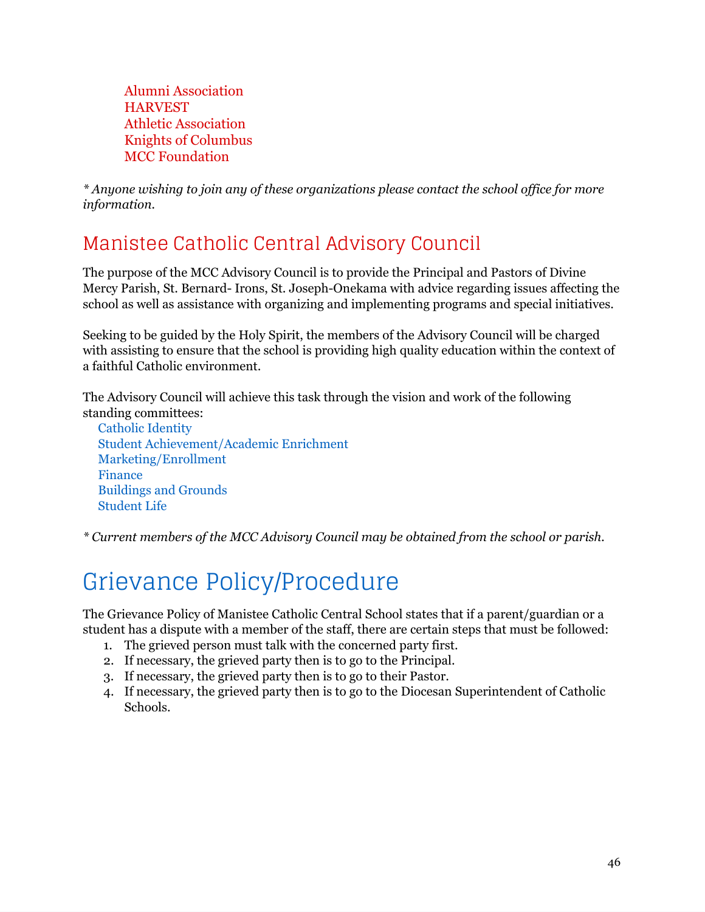Alumni Association
HARVEST
Athletic Association
Knights of Columbus
MCC Foundation

*\* Anyone wishing to join any of these organizations please contact the school office for more information.*

## Manistee Catholic Central Advisory Council

The purpose of the MCC Advisory Council is to provide the Principal and Pastors of Divine Mercy Parish, St. Bernard- Irons, St. Joseph-Onekama with advice regarding issues affecting the school as well as assistance with organizing and implementing programs and special initiatives.

Seeking to be guided by the Holy Spirit, the members of the Advisory Council will be charged with assisting to ensure that the school is providing high quality education within the context of a faithful Catholic environment.

The Advisory Council will achieve this task through the vision and work of the following standing committees:

Catholic Identity
Student Achievement/Academic Enrichment
Marketing/Enrollment
Finance
Buildings and Grounds
Student Life

*\* Current members of the MCC Advisory Council may be obtained from the school or parish.*

# Grievance Policy/Procedure

The Grievance Policy of Manistee Catholic Central School states that if a parent/guardian or a student has a dispute with a member of the staff, there are certain steps that must be followed:

1. The grieved person must talk with the concerned party first.
2. If necessary, the grieved party then is to go to the Principal.
3. If necessary, the grieved party then is to go to their Pastor.
4. If necessary, the grieved party then is to go to the Diocesan Superintendent of Catholic Schools.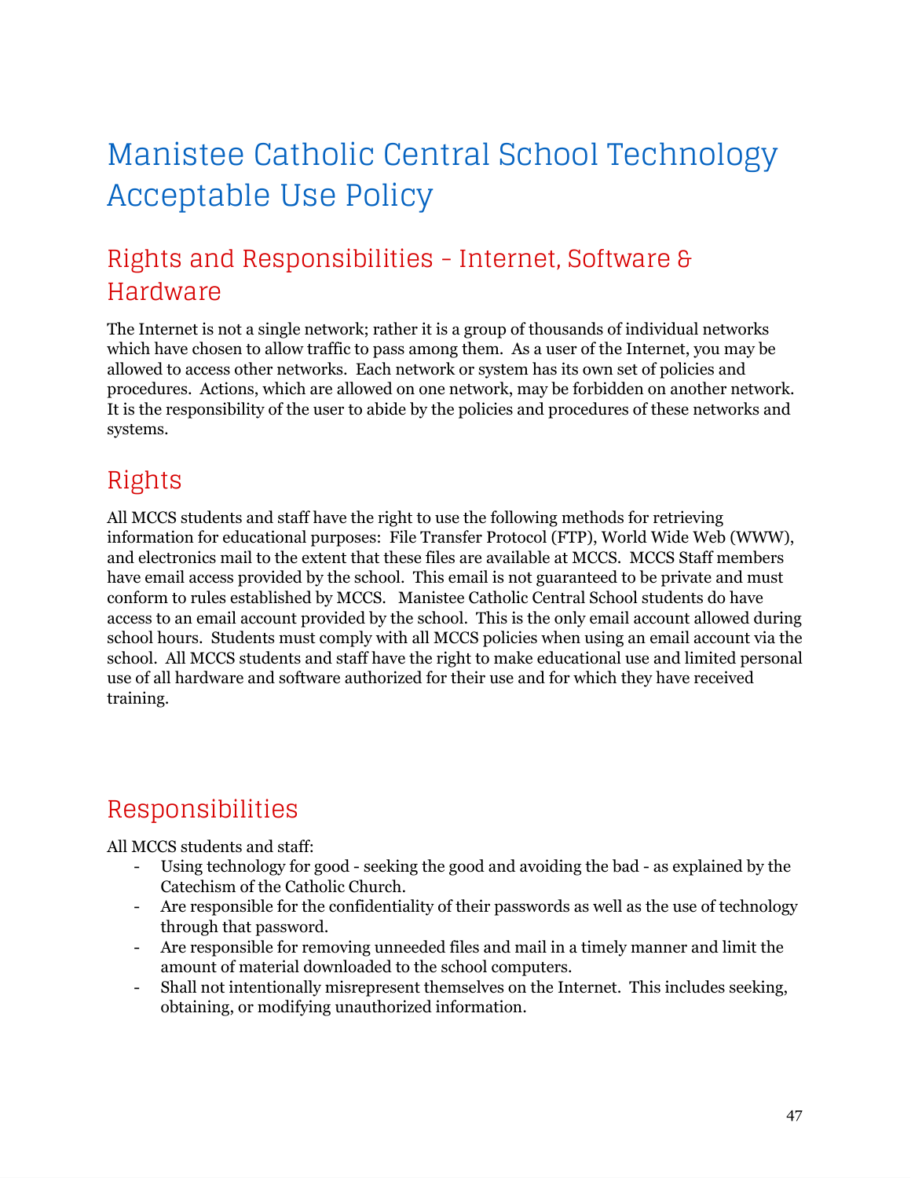# Manistee Catholic Central School Technology Acceptable Use Policy

## Rights and Responsibilities - Internet, Software & Hardware

The Internet is not a single network; rather it is a group of thousands of individual networks which have chosen to allow traffic to pass among them. As a user of the Internet, you may be allowed to access other networks. Each network or system has its own set of policies and procedures. Actions, which are allowed on one network, may be forbidden on another network. It is the responsibility of the user to abide by the policies and procedures of these networks and systems.

## Rights

All MCCS students and staff have the right to use the following methods for retrieving information for educational purposes: File Transfer Protocol (FTP), World Wide Web (WWW), and electronics mail to the extent that these files are available at MCCS. MCCS Staff members have email access provided by the school. This email is not guaranteed to be private and must conform to rules established by MCCS. Manistee Catholic Central School students do have access to an email account provided by the school. This is the only email account allowed during school hours. Students must comply with all MCCS policies when using an email account via the school. All MCCS students and staff have the right to make educational use and limited personal use of all hardware and software authorized for their use and for which they have received training.

## Responsibilities

All MCCS students and staff:

- Using technology for good - seeking the good and avoiding the bad - as explained by the Catechism of the Catholic Church.
- Are responsible for the confidentiality of their passwords as well as the use of technology through that password.
- Are responsible for removing unneeded files and mail in a timely manner and limit the amount of material downloaded to the school computers.
- Shall not intentionally misrepresent themselves on the Internet. This includes seeking, obtaining, or modifying unauthorized information.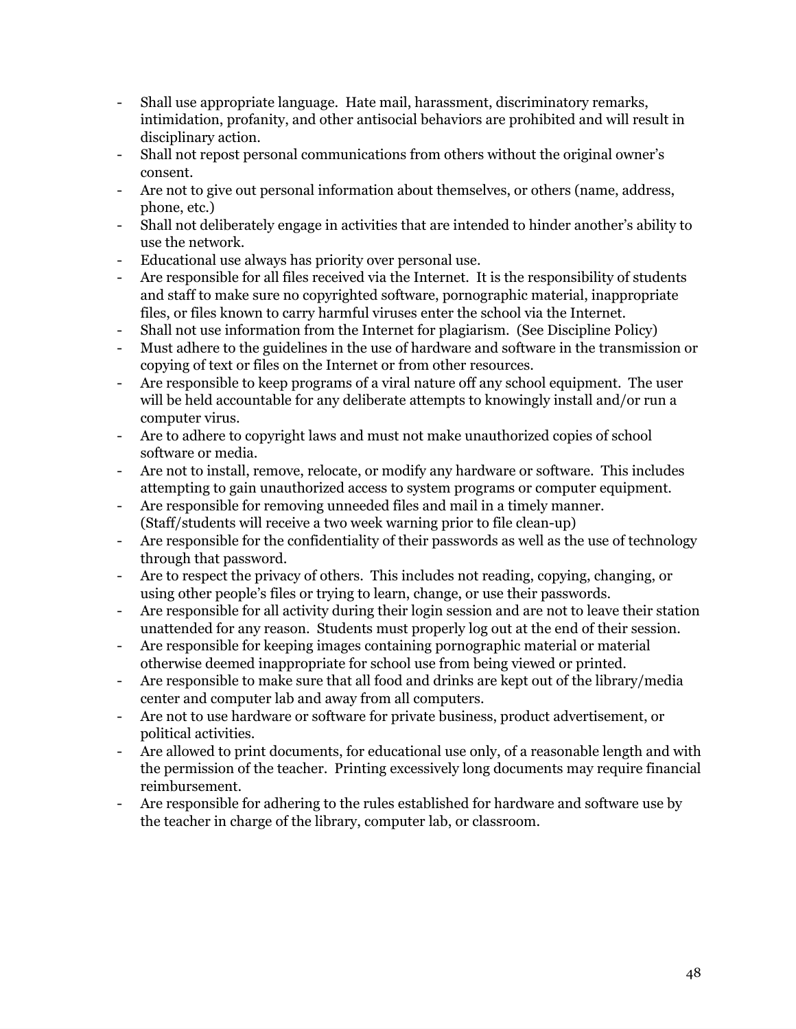- Shall use appropriate language. Hate mail, harassment, discriminatory remarks, intimidation, profanity, and other antisocial behaviors are prohibited and will result in disciplinary action.
- Shall not repost personal communications from others without the original owner's consent.
- Are not to give out personal information about themselves, or others (name, address, phone, etc.)
- Shall not deliberately engage in activities that are intended to hinder another's ability to use the network.
- Educational use always has priority over personal use.
- Are responsible for all files received via the Internet. It is the responsibility of students and staff to make sure no copyrighted software, pornographic material, inappropriate files, or files known to carry harmful viruses enter the school via the Internet.
- Shall not use information from the Internet for plagiarism. (See Discipline Policy)
- Must adhere to the guidelines in the use of hardware and software in the transmission or copying of text or files on the Internet or from other resources.
- Are responsible to keep programs of a viral nature off any school equipment. The user will be held accountable for any deliberate attempts to knowingly install and/or run a computer virus.
- Are to adhere to copyright laws and must not make unauthorized copies of school software or media.
- Are not to install, remove, relocate, or modify any hardware or software. This includes attempting to gain unauthorized access to system programs or computer equipment.
- Are responsible for removing unneeded files and mail in a timely manner. (Staff/students will receive a two week warning prior to file clean-up)
- Are responsible for the confidentiality of their passwords as well as the use of technology through that password.
- Are to respect the privacy of others. This includes not reading, copying, changing, or using other people's files or trying to learn, change, or use their passwords.
- Are responsible for all activity during their login session and are not to leave their station unattended for any reason. Students must properly log out at the end of their session.
- Are responsible for keeping images containing pornographic material or material otherwise deemed inappropriate for school use from being viewed or printed.
- Are responsible to make sure that all food and drinks are kept out of the library/media center and computer lab and away from all computers.
- Are not to use hardware or software for private business, product advertisement, or political activities.
- Are allowed to print documents, for educational use only, of a reasonable length and with the permission of the teacher. Printing excessively long documents may require financial reimbursement.
- Are responsible for adhering to the rules established for hardware and software use by the teacher in charge of the library, computer lab, or classroom.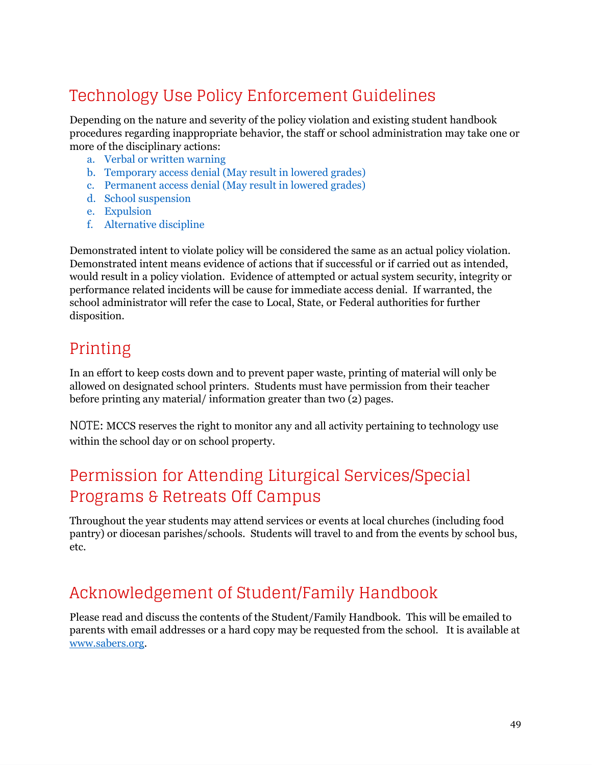## Technology Use Policy Enforcement Guidelines

Depending on the nature and severity of the policy violation and existing student handbook procedures regarding inappropriate behavior, the staff or school administration may take one or more of the disciplinary actions:

a. Verbal or written warning
b. Temporary access denial (May result in lowered grades)
c. Permanent access denial (May result in lowered grades)
d. School suspension
e. Expulsion
f. Alternative discipline

Demonstrated intent to violate policy will be considered the same as an actual policy violation. Demonstrated intent means evidence of actions that if successful or if carried out as intended, would result in a policy violation. Evidence of attempted or actual system security, integrity or performance related incidents will be cause for immediate access denial. If warranted, the school administrator will refer the case to Local, State, or Federal authorities for further disposition.

## Printing

In an effort to keep costs down and to prevent paper waste, printing of material will only be allowed on designated school printers. Students must have permission from their teacher before printing any material/ information greater than two (2) pages.

NOTE: MCCS reserves the right to monitor any and all activity pertaining to technology use within the school day or on school property.

## Permission for Attending Liturgical Services/Special Programs & Retreats Off Campus

Throughout the year students may attend services or events at local churches (including food pantry) or diocesan parishes/schools. Students will travel to and from the events by school bus, etc.

## Acknowledgement of Student/Family Handbook

Please read and discuss the contents of the Student/Family Handbook. This will be emailed to parents with email addresses or a hard copy may be requested from the school. It is available at [www.sabers.org](http://www.sabers.org).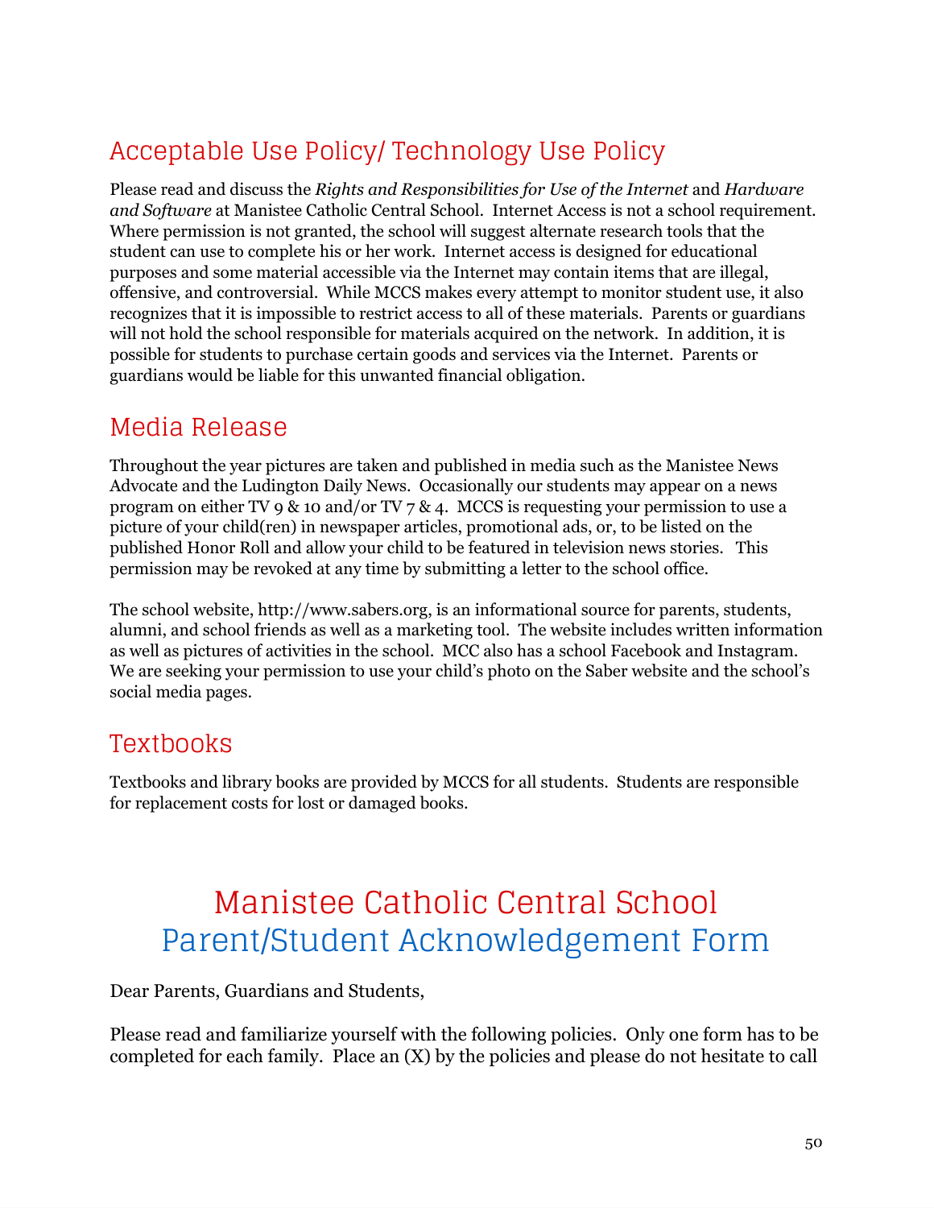## Acceptable Use Policy/ Technology Use Policy

Please read and discuss the *Rights and Responsibilities for Use of the Internet* and *Hardware and Software* at Manistee Catholic Central School. Internet Access is not a school requirement. Where permission is not granted, the school will suggest alternate research tools that the student can use to complete his or her work. Internet access is designed for educational purposes and some material accessible via the Internet may contain items that are illegal, offensive, and controversial. While MCCS makes every attempt to monitor student use, it also recognizes that it is impossible to restrict access to all of these materials. Parents or guardians will not hold the school responsible for materials acquired on the network. In addition, it is possible for students to purchase certain goods and services via the Internet. Parents or guardians would be liable for this unwanted financial obligation.

## Media Release

Throughout the year pictures are taken and published in media such as the Manistee News Advocate and the Ludington Daily News. Occasionally our students may appear on a news program on either TV 9 & 10 and/or TV 7 & 4. MCCS is requesting your permission to use a picture of your child(ren) in newspaper articles, promotional ads, or, to be listed on the published Honor Roll and allow your child to be featured in television news stories. This permission may be revoked at any time by submitting a letter to the school office.

The school website, http://www.sabers.org, is an informational source for parents, students, alumni, and school friends as well as a marketing tool. The website includes written information as well as pictures of activities in the school. MCC also has a school Facebook and Instagram. We are seeking your permission to use your child's photo on the Saber website and the school's social media pages.

## Textbooks

Textbooks and library books are provided by MCCS for all students. Students are responsible for replacement costs for lost or damaged books.

# Manistee Catholic Central School
# Parent/Student Acknowledgement Form

Dear Parents, Guardians and Students,

Please read and familiarize yourself with the following policies. Only one form has to be completed for each family. Place an (X) by the policies and please do not hesitate to call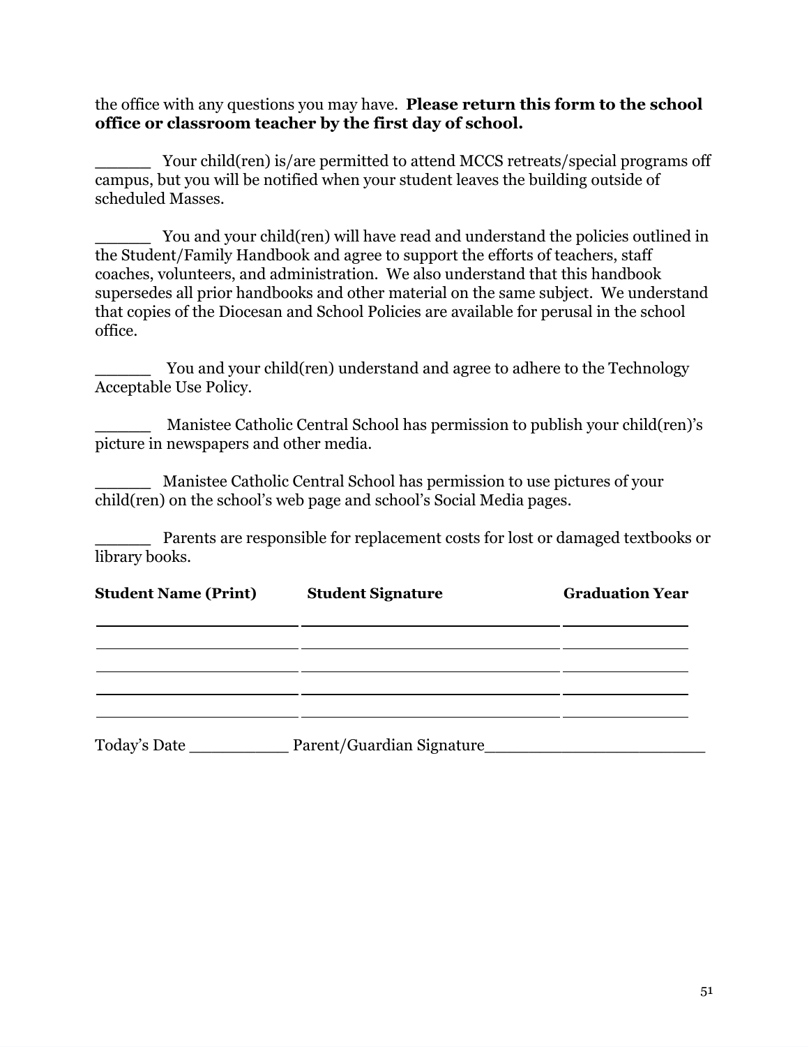the office with any questions you may have. **Please return this form to the school office or classroom teacher by the first day of school.**

______ Your child(ren) is/are permitted to attend MCCS retreats/special programs off campus, but you will be notified when your student leaves the building outside of scheduled Masses.

______ You and your child(ren) will have read and understand the policies outlined in the Student/Family Handbook and agree to support the efforts of teachers, staff coaches, volunteers, and administration. We also understand that this handbook supersedes all prior handbooks and other material on the same subject. We understand that copies of the Diocesan and School Policies are available for perusal in the school office.

______ You and your child(ren) understand and agree to adhere to the Technology Acceptable Use Policy.

______ Manistee Catholic Central School has permission to publish your child(ren)'s picture in newspapers and other media.

______ Manistee Catholic Central School has permission to use pictures of your child(ren) on the school's web page and school's Social Media pages.

______ Parents are responsible for replacement costs for lost or damaged textbooks or library books.

| **Student Name (Print)** | **Student Signature** | **Graduation Year** |
|---|---|---|
| | | |
| | | |
| | | |
| | | |
| | | |

Today's Date __________ Parent/Guardian Signature______________________